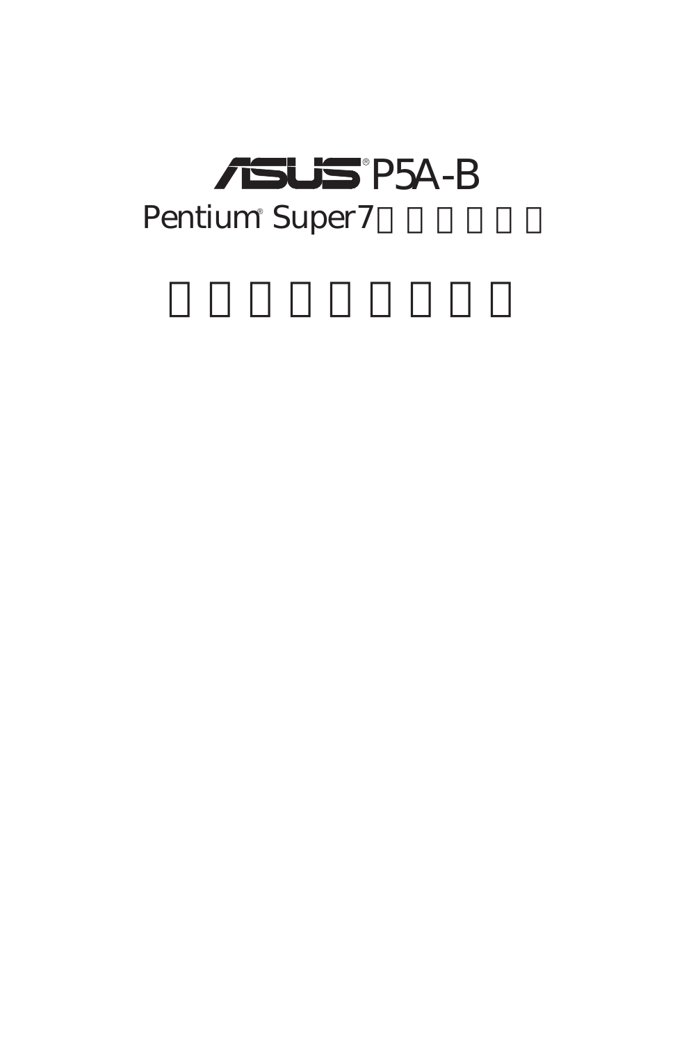# ASUS® P5A-B

## Pentium® Super7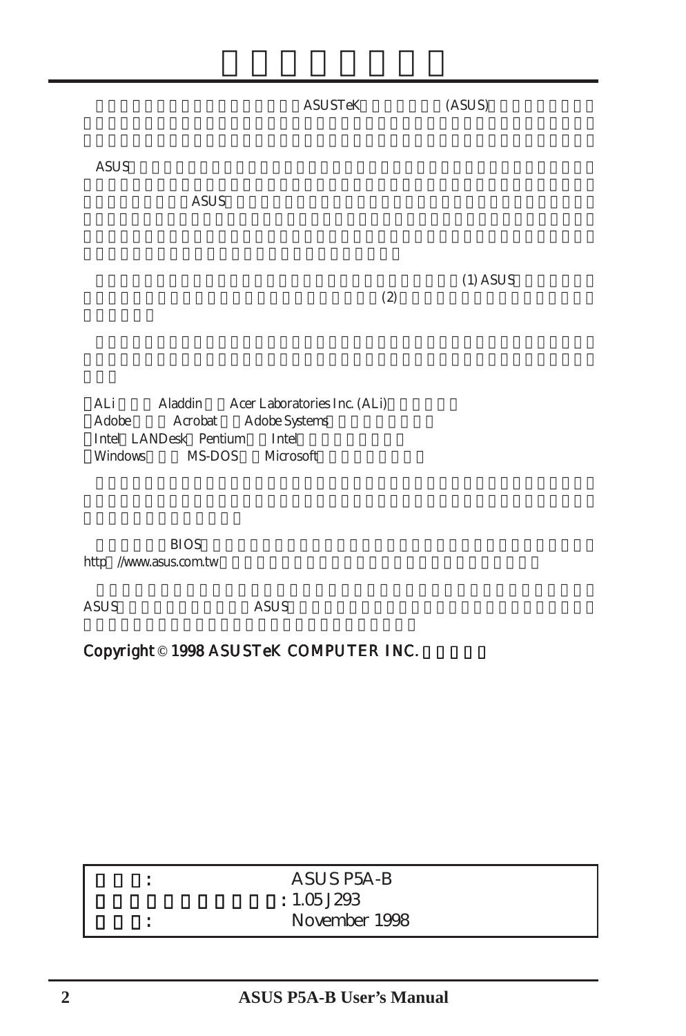ASUSTeK (ASUS)

ASUS

ASUS

(1) ASUS
(2)

ALi Aladdin Acer Laboratories Inc. (ALi)
Adobe Acrobat Adobe Systems
Intel LANDesk Pentium Intel
Windows MS-DOS Microsoft

BIOS
http //www.asus.com.tw

ASUS ASUS

**Copyright © 1998 ASUSTeK COMPUTER INC.**

| | |
|---|---|
| : | ASUS P5A-B |
| : | 1.05 J293 |
| : | November 1998 |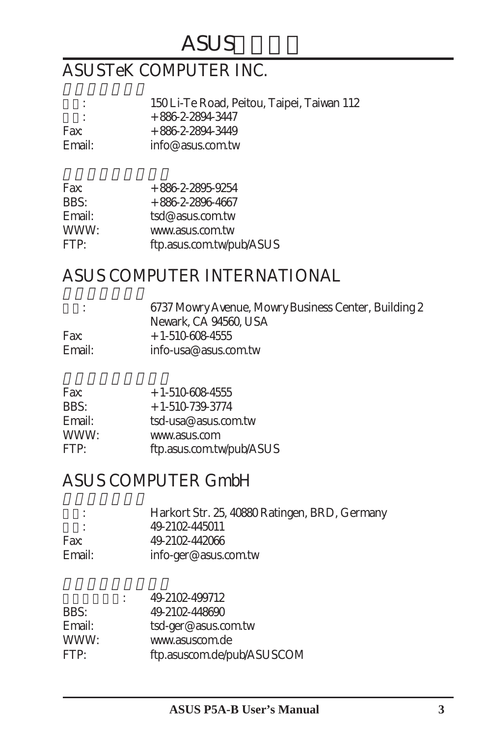# ASUS

## ASUSTeK COMPUTER INC.

| | |
|---|---|
| : | 150 Li-Te Road, Peitou, Taipei, Taiwan 112 |
| : | +886-2-2894-3447 |
| Fax: | +886-2-2894-3449 |
| Email: | info@asus.com.tw |

| | |
|---|---|
| Fax: | +886-2-2895-9254 |
| BBS: | +886-2-2896-4667 |
| Email: | tsd@asus.com.tw |
| WWW: | www.asus.com.tw |
| FTP: | ftp.asus.com.tw/pub/ASUS |

## ASUS COMPUTER INTERNATIONAL

| | |
|---|---|
| : | 6737 Mowry Avenue, Mowry Business Center, Building 2<br>Newark, CA 94560, USA |
| Fax: | +1-510-608-4555 |
| Email: | info-usa@asus.com.tw |

| | |
|---|---|
| Fax: | +1-510-608-4555 |
| BBS: | +1-510-739-3774 |
| Email: | tsd-usa@asus.com.tw |
| WWW: | www.asus.com |
| FTP: | ftp.asus.com.tw/pub/ASUS |

## ASUS COMPUTER GmbH

| | |
|---|---|
| : | Harkort Str. 25, 40880 Ratingen, BRD, Germany |
| : | 49-2102-445011 |
| Fax: | 49-2102-442066 |
| Email: | info-ger@asus.com.tw |

| | |
|---|---|
| : | 49-2102-499712 |
| BBS: | 49-2102-448690 |
| Email: | tsd-ger@asus.com.tw |
| WWW: | www.asuscom.de |
| FTP: | ftp.asuscom.de/pub/ASUSCOM |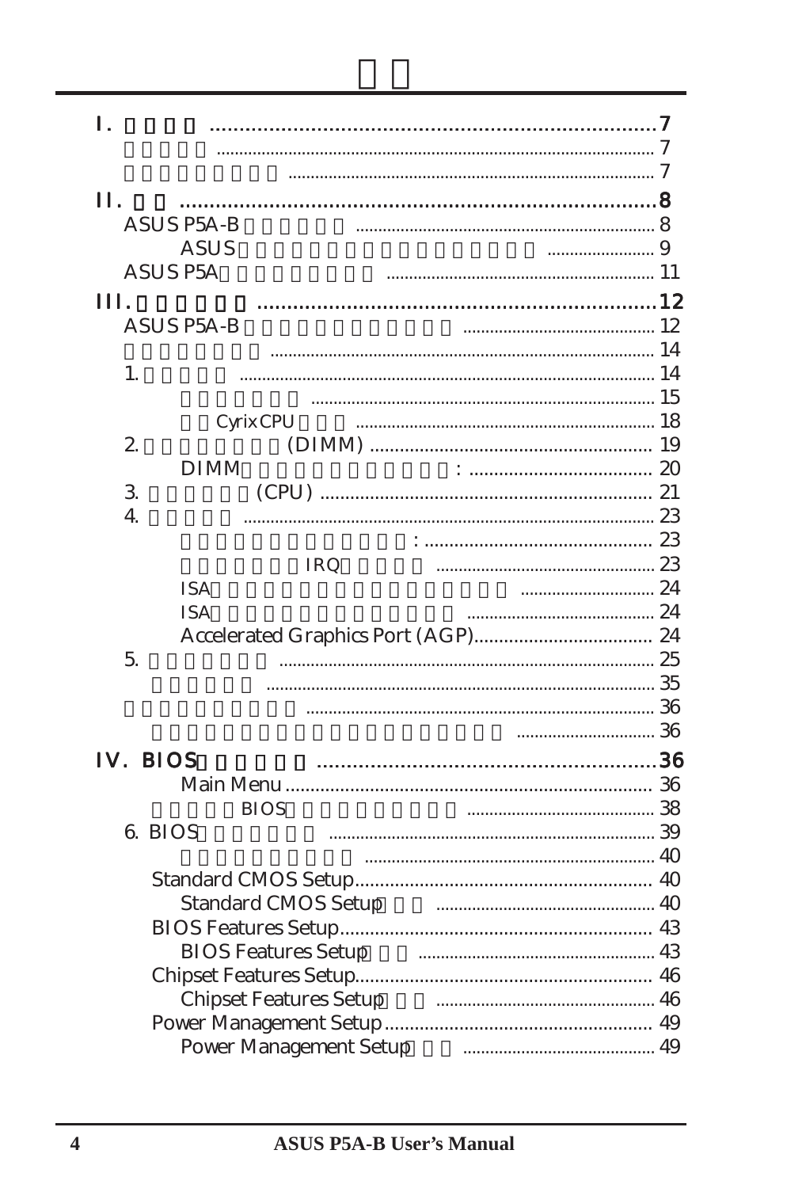I. ..................................................................... 7

...................................................................................... 7

...................................................................................... 7

II. ..................................................................... 8

ASUS P5A-B ........................................................... 8

ASUS ........................ 9

ASUS P5A ........................................................... 11

III. ..................................................................... 12

ASUS P5A-B ........................................... 12

...................................................................................... 14

1. ...................................................................................... 14

...................................................................................... 15

Cyrix CPU ........................................................... 18

2. (DIMM) ........................................................... 19

DIMM : ........................................ 20

3. (CPU) ........................................................... 21

4. ...................................................................................... 23

: ........................................................... 23

IRQ ........................................................... 23

ISA ............................ 24

ISA ........................................ 24

Accelerated Graphics Port (AGP)........................................ 24

5. ...................................................................................... 25

...................................................................................... 35

...................................................................................... 36

............................ 36

IV. BIOS ........................................................... 36

Main Menu ........................................................... 36

BIOS ........................................ 38

6. BIOS ........................................................... 39

........................................................... 40

Standard CMOS Setup........................................................... 40

Standard CMOS Setup ........................................ 40

BIOS Features Setup........................................................... 43

BIOS Features Setup ........................................ 43

Chipset Features Setup........................................................... 46

Chipset Features Setup ........................................ 46

Power Management Setup ........................................................... 49

Power Management Setup ........................................ 49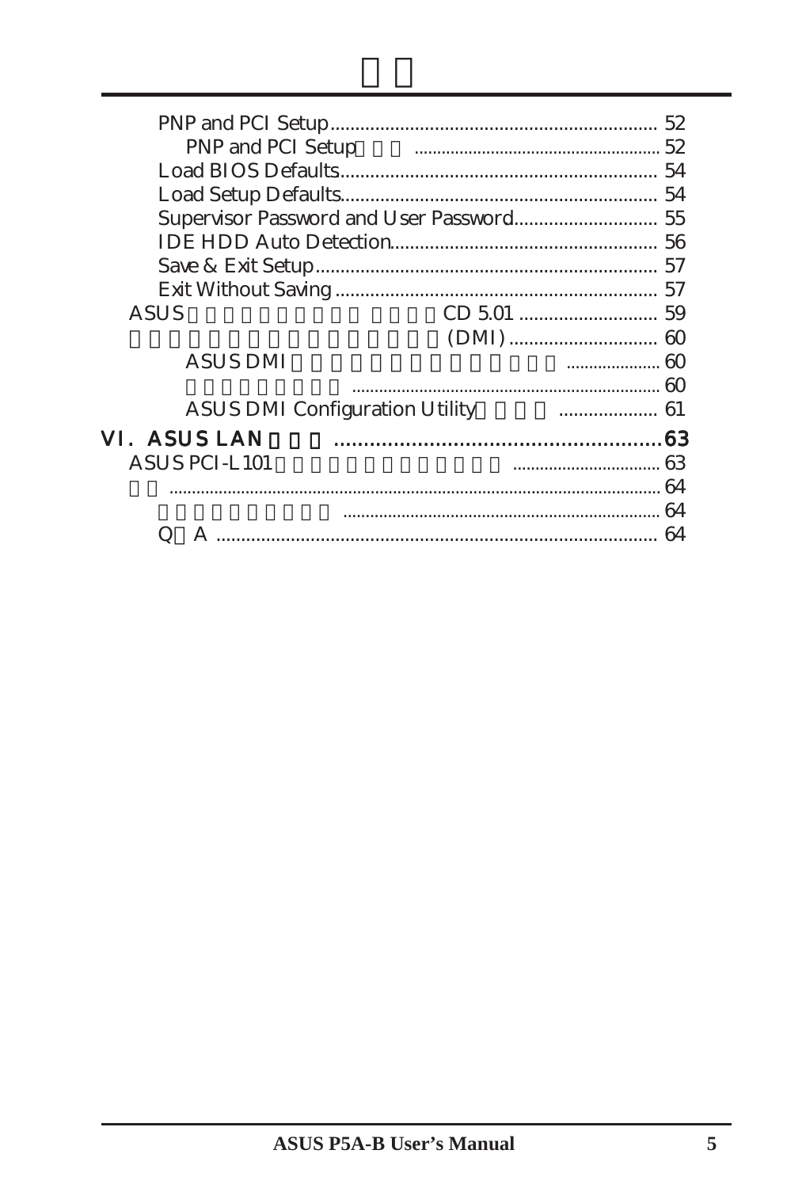PNP and PCI Setup ........................................................................ 52

PNP and PCI Setup ...................................................... 52

Load BIOS Defaults ....................................................................... 54

Load Setup Defaults ...................................................................... 54

Supervisor Password and User Password ................................. 55

IDE HDD Auto Detection ............................................................ 56

Save & Exit Setup ......................................................................... 57

Exit Without Saving ...................................................................... 57

ASUS CD 5.01 ............................ 59

(DMI) ............................... 60

ASUS DMI ..................... 60

.................................................................... 60

ASUS DMI Configuration Utility .................... 61

## VI. ASUS LAN ........................................................ 63

ASUS PCI-L101 ................................. 63

............................................................................................................. 64

...................................................................... 64

Q A ......................................................................................... 64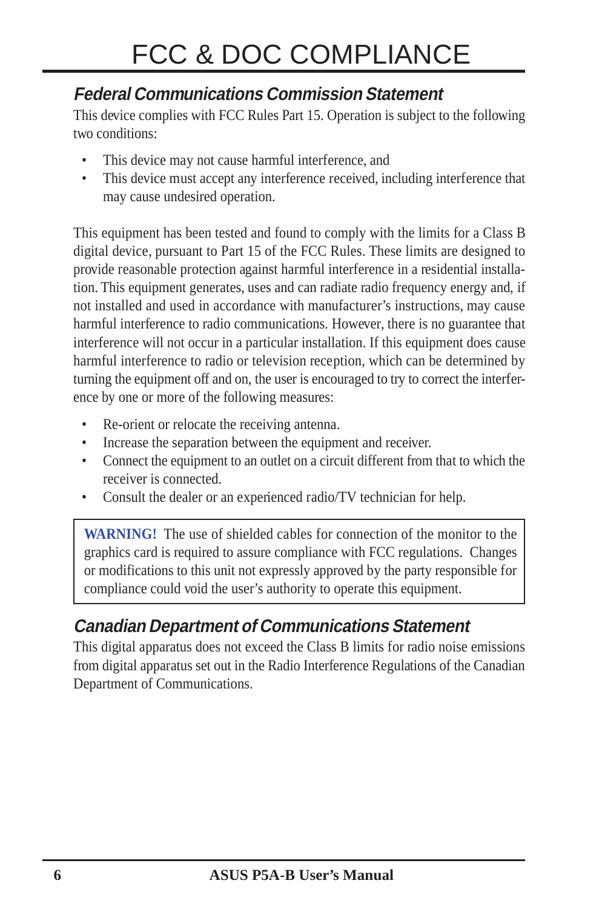# FCC & DOC COMPLIANCE

## Federal Communications Commission Statement

This device complies with FCC Rules Part 15. Operation is subject to the following two conditions:

- This device may not cause harmful interference, and
- This device must accept any interference received, including interference that may cause undesired operation.

This equipment has been tested and found to comply with the limits for a Class B digital device, pursuant to Part 15 of the FCC Rules. These limits are designed to provide reasonable protection against harmful interference in a residential installation. This equipment generates, uses and can radiate radio frequency energy and, if not installed and used in accordance with manufacturer's instructions, may cause harmful interference to radio communications. However, there is no guarantee that interference will not occur in a particular installation. If this equipment does cause harmful interference to radio or television reception, which can be determined by turning the equipment off and on, the user is encouraged to try to correct the interference by one or more of the following measures:

- Re-orient or relocate the receiving antenna.
- Increase the separation between the equipment and receiver.
- Connect the equipment to an outlet on a circuit different from that to which the receiver is connected.
- Consult the dealer or an experienced radio/TV technician for help.

> **WARNING!** The use of shielded cables for connection of the monitor to the graphics card is required to assure compliance with FCC regulations. Changes or modifications to this unit not expressly approved by the party responsible for compliance could void the user's authority to operate this equipment.

## Canadian Department of Communications Statement

This digital apparatus does not exceed the Class B limits for radio noise emissions from digital apparatus set out in the Radio Interference Regulations of the Canadian Department of Communications.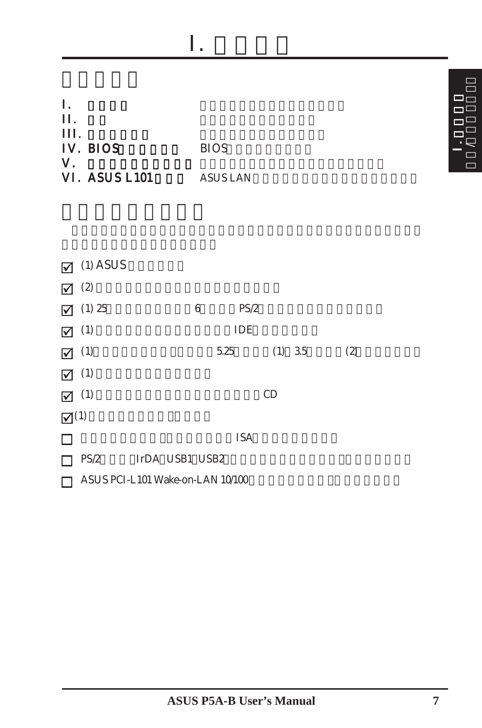# I.

I.

II.

III.

IV. BIOS — BIOS

V.

VI. ASUS L101 — ASUS LAN

- ☑ (1) ASUS
- ☑ (2)
- ☑ (1) 25 6 PS/2
- ☑ (1) IDE
- ☑ (1) 5.25 (1) 3.5 (2)
- ☑ (1)
- ☑ (1) CD
- ☑ (1)
- ☐ ISA
- ☐ PS/2 IrDA USB1 USB2
- ☐ ASUS PCI-L101 Wake-on-LAN 10/100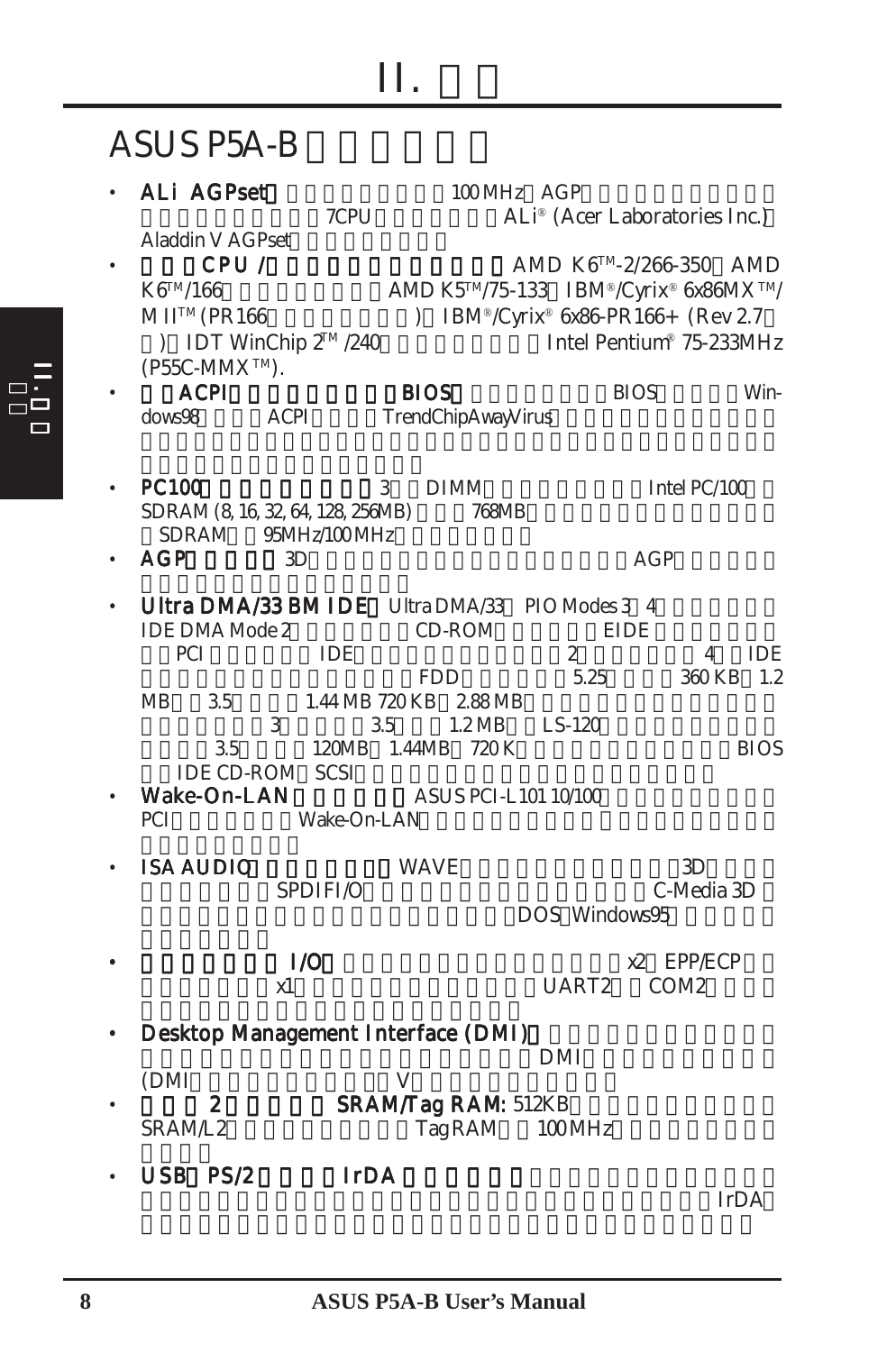# II.

## ASUS P5A-B

- **ALi AGPset** 100 MHz AGP 7CPU ALi® (Acer Laboratories Inc.) Aladdin V AGPset
- **CPU /** AMD K6™-2/266-350 AMD K6™/166 AMD K5™/75-133 IBM®/Cyrix® 6x86MX™/ MII™ (PR166 ) IBM®/Cyrix® 6x86-PR166+ (Rev 2.7 ) IDT WinChip 2™/240 Intel Pentium® 75-233MHz (P55C-MMX™).
- **ACPI** **BIOS** BIOS Windows98 ACPI TrendChipAwayVirus
- **PC100** 3 DIMM Intel PC/100 SDRAM (8, 16, 32, 64, 128, 256MB) 768MB SDRAM 95MHz/100MHz
- **AGP** 3D AGP
- **Ultra DMA/33 BM IDE** Ultra DMA/33 PIO Modes 3 4 IDE DMA Mode 2 CD-ROM EIDE PCI IDE 2 4 IDE FDD 5.25 360 KB 1.2 MB 3.5 1.44 MB 720 KB 2.88 MB 3 3.5 1.2 MB LS-120 3.5 120MB 1.44MB 720 K BIOS IDE CD-ROM SCSI
- **Wake-On-LAN** ASUS PCI-L101 10/100 PCI Wake-On-LAN
- **ISA AUDIO** WAVE 3D SPDIFI/O C-Media 3D DOS Windows95
- **I/O** x2 EPP/ECP x1 UART2 COM2
- **Desktop Management Interface (DMI)** DMI 4 (DMI V
- **2 SRAM/Tag RAM:** 512KB SRAM/L2 TagRAM 100MHz
- **USB PS/2 IrDA** IrDA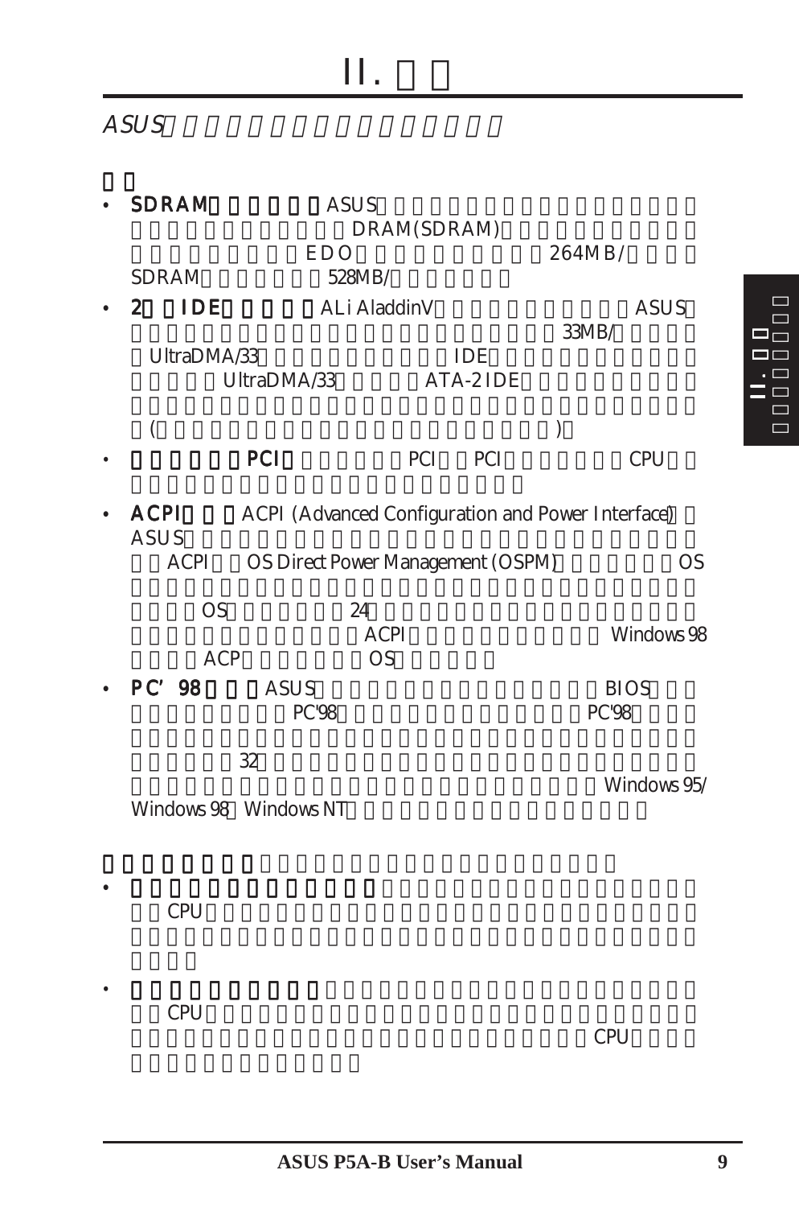# II.

*ASUS*

- **SDRAM** ASUS DRAM(SDRAM) EDO 264MB/ SDRAM 528MB/
- **2 IDE** ALi AladdinV ASUS 33MB/ UltraDMA/33 IDE UltraDMA/33 ATA-2 IDE ( )
- **PCI** PCI PCI CPU
- **ACPI** ACPI (Advanced Configuration and Power Interface) ASUS ACPI OS Direct Power Management (OSPM) OS OS 24 ACPI Windows 98 ACP OS
- **PC' 98** ASUS BIOS PC'98 PC'98 32 Windows 95/ Windows 98 Windows NT

- CPU
- CPU CPU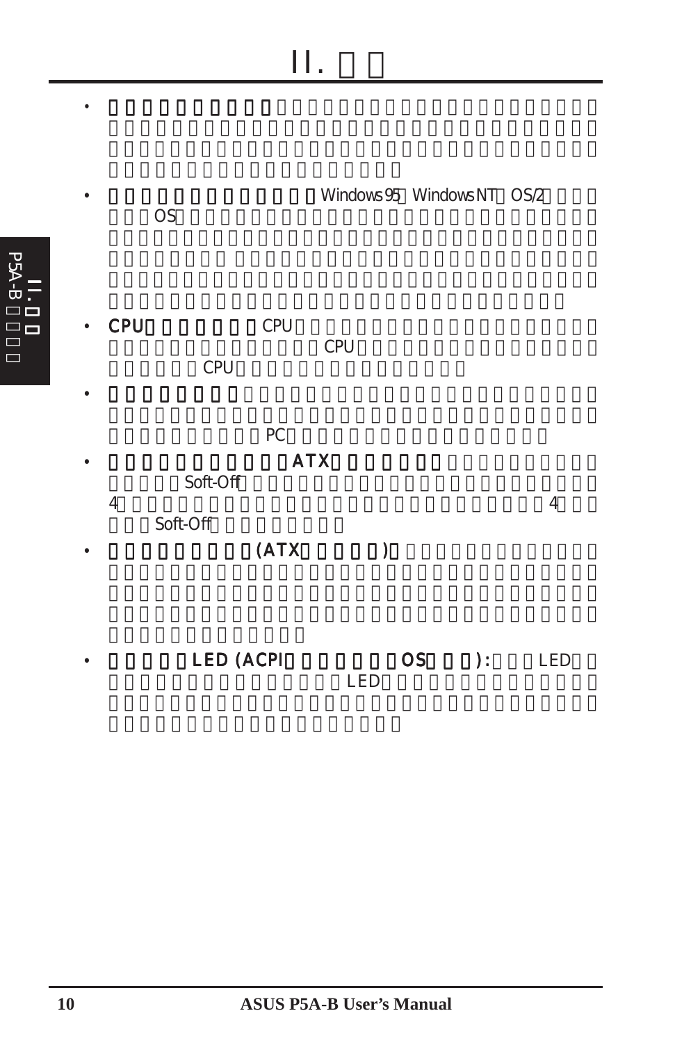# II.

- 
- Windows 95 Windows NT OS/2 OS
- **CPU** CPU CPU CPU
- PC
- **ATX** Soft-Off 4 4 Soft-Off
- **(ATX )**
- **LED (ACPI OS ):** LED LED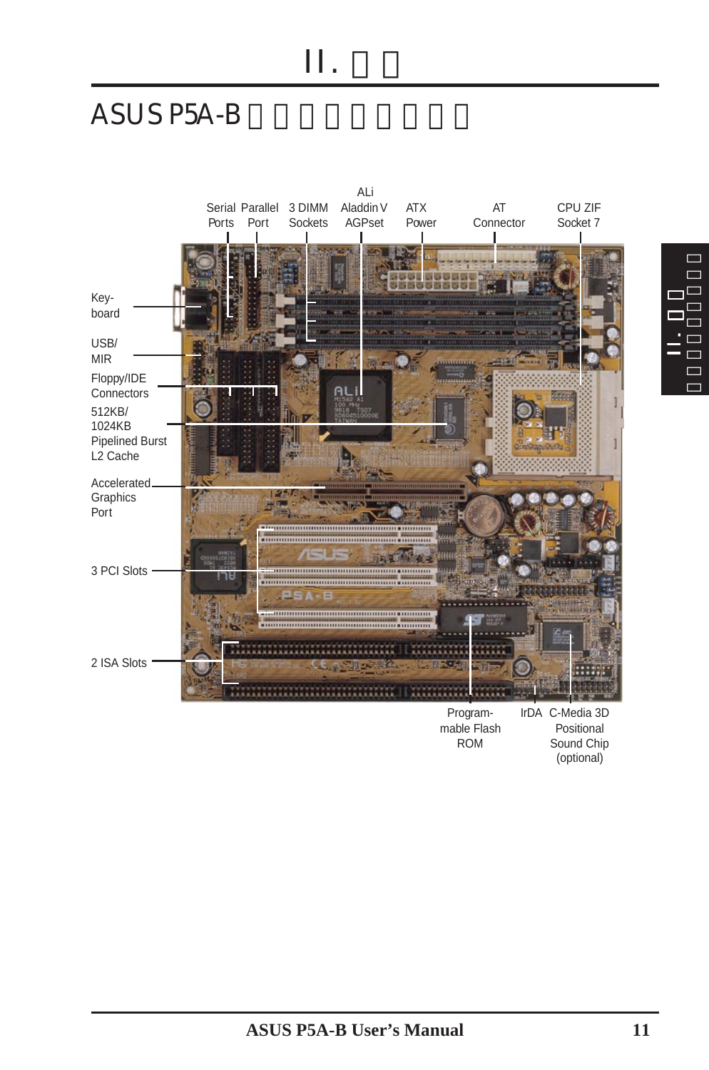# II. □□

## ASUS P5A-B □□□□□□□□□

Serial Ports

Parallel Port

3 DIMM Sockets

ALi Aladdin V AGPset

ATX Power

AT Connector

CPU ZIF Socket 7

Key-board

USB/ MIR

Floppy/IDE Connectors

512KB/ 1024KB Pipelined Burst L2 Cache

Accelerated Graphics Port

3 PCI Slots

2 ISA Slots

Program-mable Flash ROM

IrDA

C-Media 3D Positional Sound Chip (optional)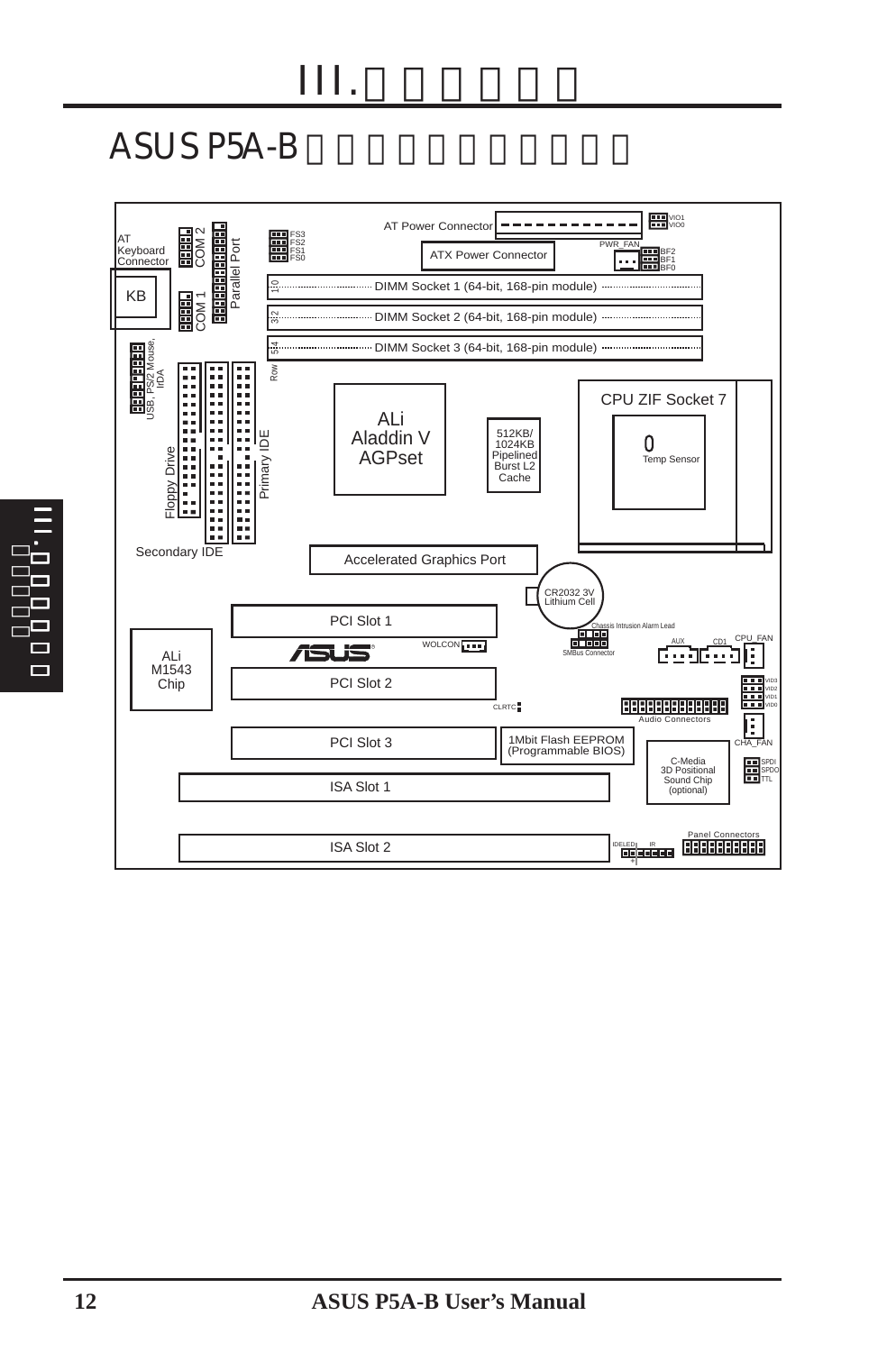# III. □□□□□□

## ASUS P5A-B □□□□□□□□□□□□

AT Power Connector

VIO1
VIO0

AT Keyboard Connector

KB

COM 2

COM 1

Parallel Port

FS3
FS2
FS1
FS0

ATX Power Connector

PWR_FAN

BF2
BF1
BF0

DIMM Socket 1 (64-bit, 168-pin module)

DIMM Socket 2 (64-bit, 168-pin module)

DIMM Socket 3 (64-bit, 168-pin module)

USB, PS/2 Mouse, IrDA

Floppy Drive

Primary IDE

Secondary IDE

ALi Aladdin V AGPset

512KB/ 1024KB Pipelined Burst L2 Cache

CPU ZIF Socket 7

Temp Sensor

Accelerated Graphics Port

CR2032 3V Lithium Cell

PCI Slot 1

Chassis Intrusion Alarm Lead

SMBus Connector

WOLCON

AUX

CD1

CPU_FAN

ALi M1543 Chip

PCI Slot 2

CLRTC

VID3
VID2
VID1
VID0

Audio Connectors

PCI Slot 3

1Mbit Flash EEPROM (Programmable BIOS)

C-Media 3D Positional Sound Chip (optional)

CHA_FAN

SPDI
SPDO
TTL

ISA Slot 1

Panel Connectors

ISA Slot 2

IDELED

IR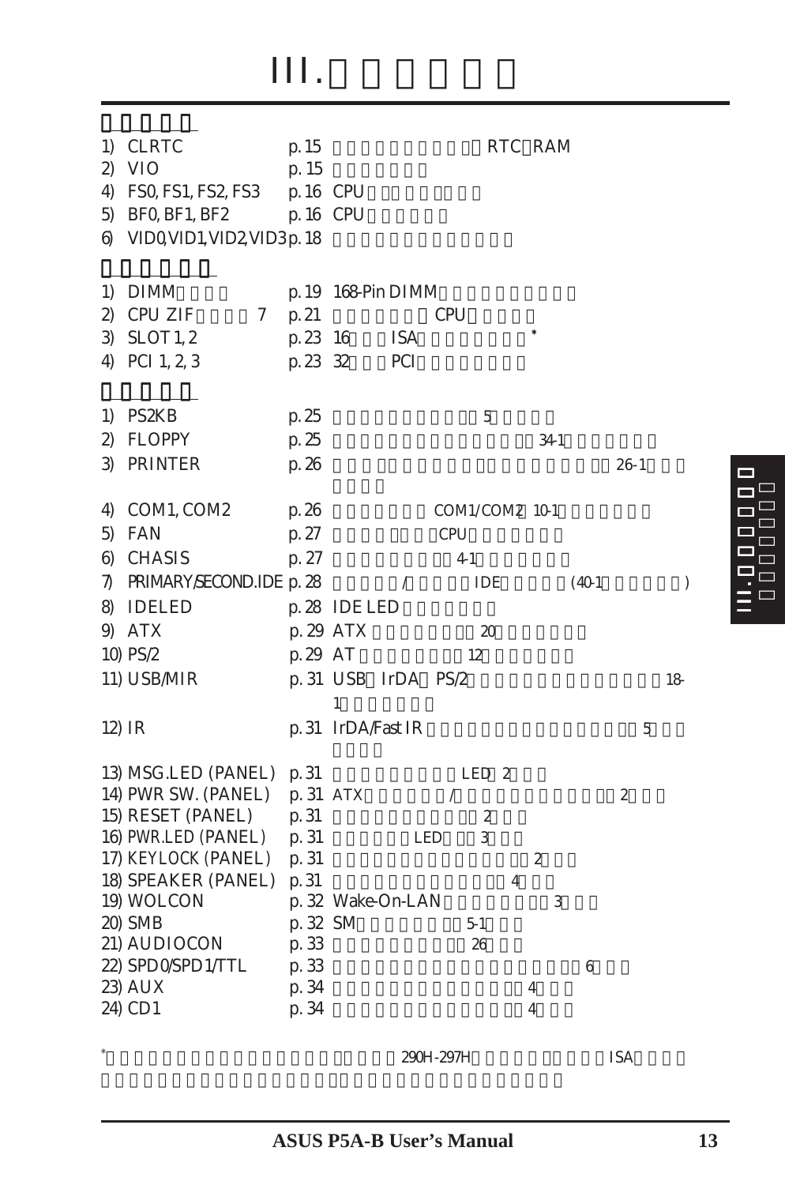# III.

1) CLRTC p. 15 RTC RAM
2) VIO p. 15
4) FS0, FS1, FS2, FS3 p. 16 CPU
5) BF0, BF1, BF2 p. 16 CPU
6) VID0,VID1,VID2,VID3 p. 18

---

1) DIMM p. 19 168-Pin DIMM
2) CPU ZIF 7 p. 21 CPU
3) SLOT 1, 2 p. 23 16 ISA *
4) PCI 1, 2, 3 p. 23 32 PCI

---

1) PS2KB p. 25 5
2) FLOPPY p. 25 34-1
3) PRINTER p. 26 26-1
4) COM1, COM2 p. 26 COM1/COM2 10-1
5) FAN p. 27 CPU
6) CHASIS p. 27 4-1
7) PRIMARY/SECOND.IDE p. 28 / IDE (40-1 )
8) IDELED p. 28 IDE LED
9) ATX p. 29 ATX 20
10) PS/2 p. 29 AT 12
11) USB/MIR p. 31 USB IrDA PS/2 18-1
12) IR p. 31 IrDA/Fast IR 5
13) MSG.LED (PANEL) p. 31 LED 2
14) PWR SW. (PANEL) p. 31 ATX / 2
15) RESET (PANEL) p. 31 2
16) PWR.LED (PANEL) p. 31 LED 3
17) KEYLOCK (PANEL) p. 31 2
18) SPEAKER (PANEL) p. 31 4
19) WOLCON p. 32 Wake-On-LAN 3
20) SMB p. 32 SM 5-1
21) AUDIOCON p. 33 26
22) SPD0/SPD1/TTL p. 33 6
23) AUX p. 34 4
24) CD1 p. 34 4

* 290H-297H ISA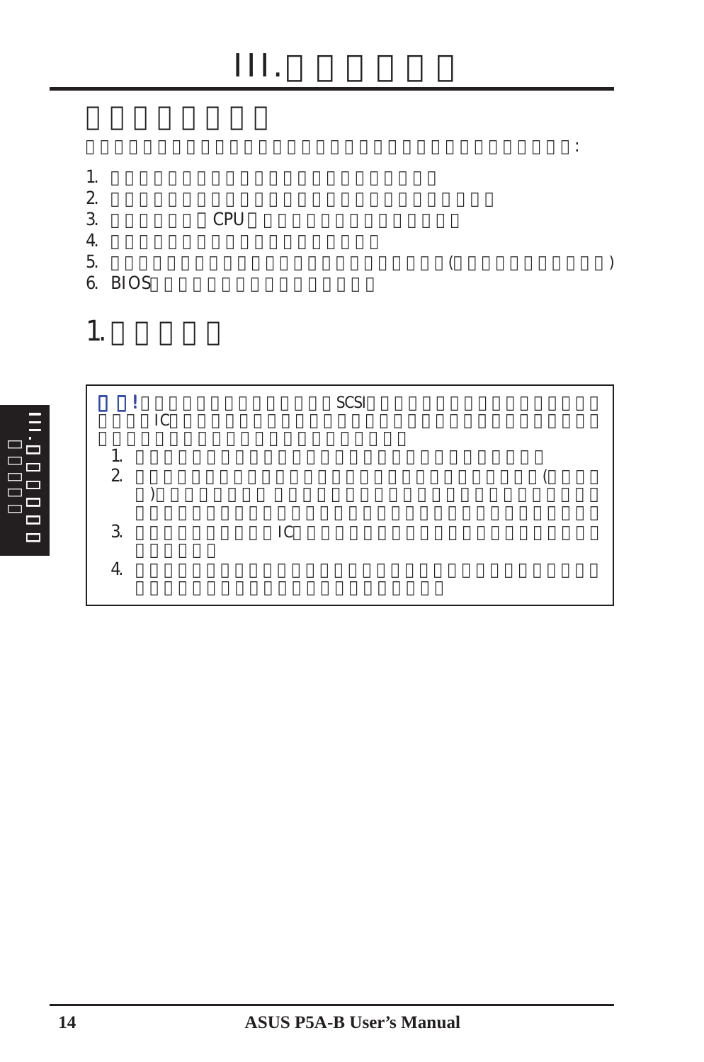# III.□□□□□□

## □□□□□□□□

□□□□□□□□□□□□□□□□□□□□□□□□□□□□□□:

1. □□□□□□□□□□□□□□□□□□□□□
2. □□□□□□□□□□□□□□□□□□□□□□□□□
3. □□□□□□□CPU□□□□□□□□□□□□□□
4. □□□□□□□□□□□□□□□□□□
5. □□□□□□□□□□□□□□□□□□□□□□(□□□□□□□□□□)
6. BIOS□□□□□□□□□□□□□□□

## 1.□□□□□

> □□!□□□□□□□□□□□□□SCSI□□□□□□□□□□□□□□□
> □□□□IC□□□□□□□□□□□□□□□□□□□□□□□□□□□
> □□□□□□□□□□□□□□□□□□□
>
> 1. □□□□□□□□□□□□□□□□□□□□□□□□□□
> 2. □□□□□□□□□□□□□□□□□□□□□□□□□□(□□□□
> □)□□□□□□□ □□□□□□□□□□□□□□□□□□□□□
> □□□□□□□□□□□□□□□□□□□□□□□□□□□□□□
> 3. □□□□□□□□□IC□□□□□□□□□□□□□□□□□□□
> □□□□□
> 4. □□□□□□□□□□□□□□□□□□□□□□□□□□□□□□
> □□□□□□□□□□□□□□□□□□□□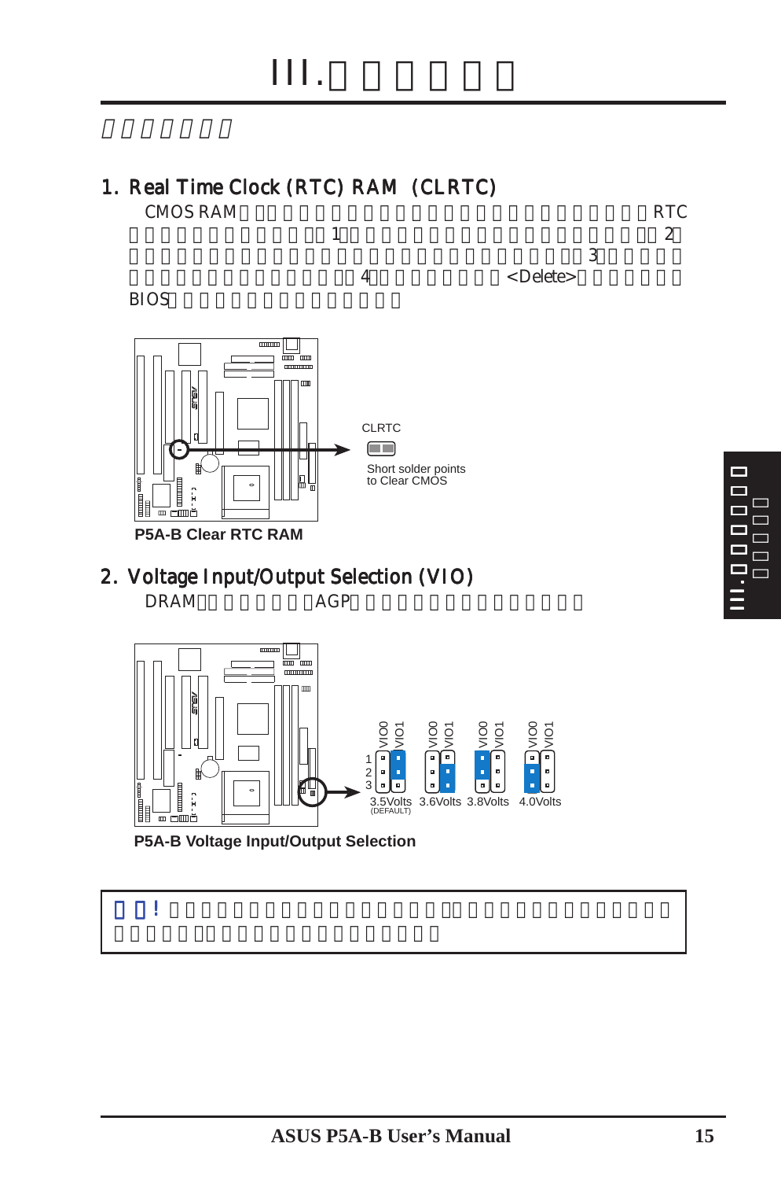# III.

## 1. Real Time Clock (RTC) RAM (CLRTC)

CMOS RAM RTC 1 2 3 4 <Delete> BIOS

CLRTC

Short solder points to Clear CMOS

**P5A-B Clear RTC RAM**

## 2. Voltage Input/Output Selection (VIO)

DRAM AGP

VIO0 VIO1 | VIO0 VIO1 | VIO0 VIO1 | VIO0 VIO1

1 2 3

3.5Volts (DEFAULT) | 3.6Volts | 3.8Volts | 4.0Volts

**P5A-B Voltage Input/Output Selection**

!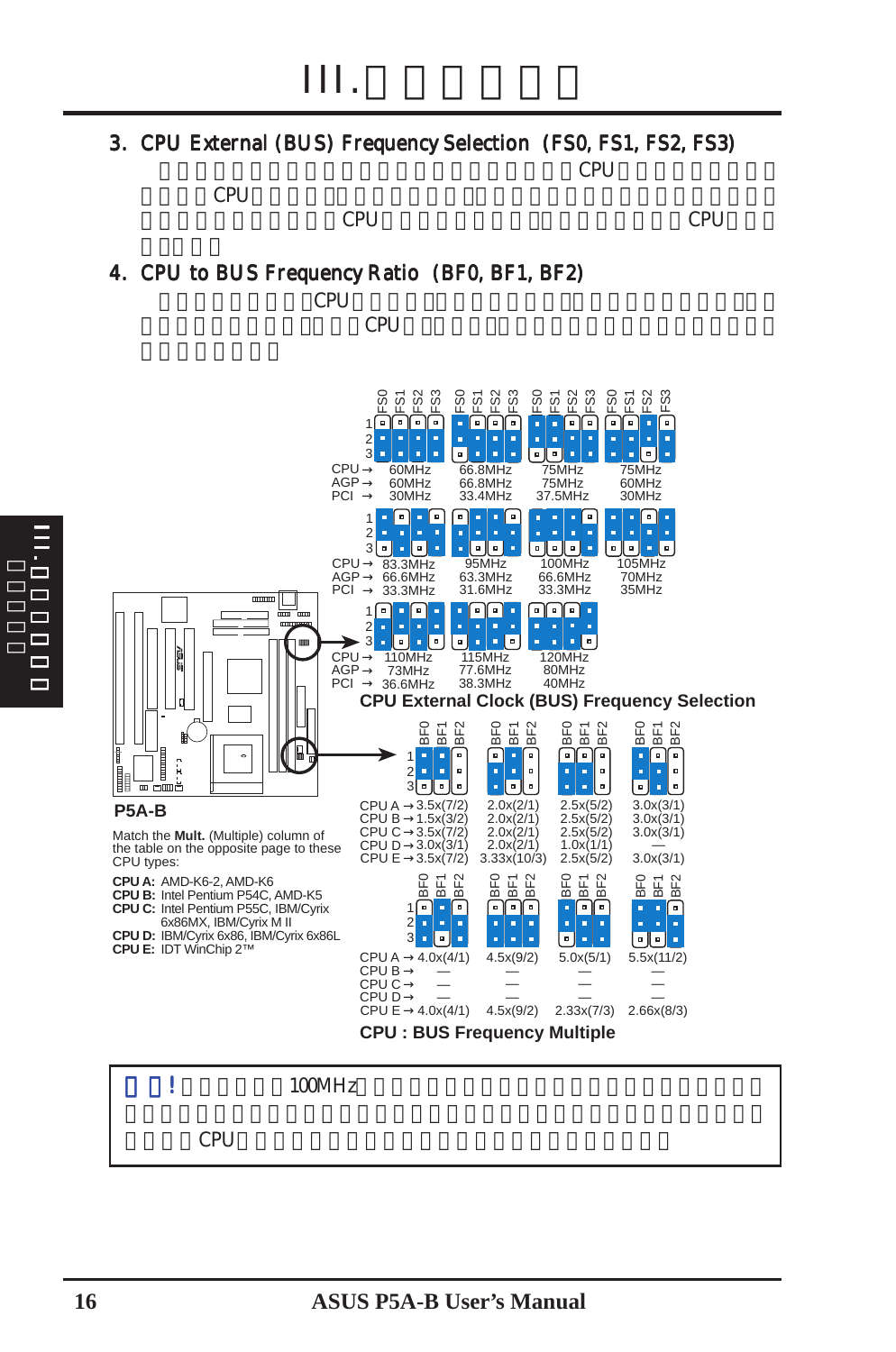# III.

## 3. CPU External (BUS) Frequency Selection (FS0, FS1, FS2, FS3)

CPU CPU CPU CPU

## 4. CPU to BUS Frequency Ratio (BF0, BF1, BF2)

CPU CPU

**CPU External Clock (BUS) Frequency Selection**

| CPU | AGP | PCI |
|---|---|---|
| 60MHz | 60MHz | 30MHz |
| 66.8MHz | 66.8MHz | 33.4MHz |
| 75MHz | 75MHz | 37.5MHz |
| 75MHz | 60MHz | 30MHz |
| 83.3MHz | 66.6MHz | 33.3MHz |
| 95MHz | 63.3MHz | 31.6MHz |
| 100MHz | 66.6MHz | 33.3MHz |
| 105MHz | 70MHz | 35MHz |
| 110MHz | 73MHz | 36.6MHz |
| 115MHz | 77.6MHz | 38.3MHz |
| 120MHz | 80MHz | 40MHz |

**P5A-B**

Match the **Mult.** (Multiple) column of the table on the opposite page to these CPU types:

**CPU A:** AMD-K6-2, AMD-K6
**CPU B:** Intel Pentium P54C, AMD-K5
**CPU C:** Intel Pentium P55C, IBM/Cyrix 6x86MX, IBM/Cyrix M II
**CPU D:** IBM/Cyrix 6x86, IBM/Cyrix 6x86L
**CPU E:** IDT WinChip 2™

**CPU : BUS Frequency Multiple**

| | | | | |
|---|---|---|---|---|
| CPU A | 3.5x(7/2) | 2.0x(2/1) | 2.5x(5/2) | 3.0x(3/1) |
| CPU B | 1.5x(3/2) | 2.0x(2/1) | 2.5x(5/2) | 3.0x(3/1) |
| CPU C | 3.5x(7/2) | 2.0x(2/1) | 2.5x(5/2) | 3.0x(3/1) |
| CPU D | 3.0x(3/1) | 2.0x(2/1) | 1.0x(1/1) | — |
| CPU E | 3.5x(7/2) | 3.33x(10/3) | 2.5x(5/2) | 3.0x(3/1) |

| | | | | |
|---|---|---|---|---|
| CPU A | 4.0x(4/1) | 4.5x(9/2) | 5.0x(5/1) | 5.5x(11/2) |
| CPU B | — | — | — | — |
| CPU C | — | — | — | — |
| CPU D | — | — | — | — |
| CPU E | 4.0x(4/1) | 4.5x(9/2) | 2.33x(7/3) | 2.66x(8/3) |

! 100MHz CPU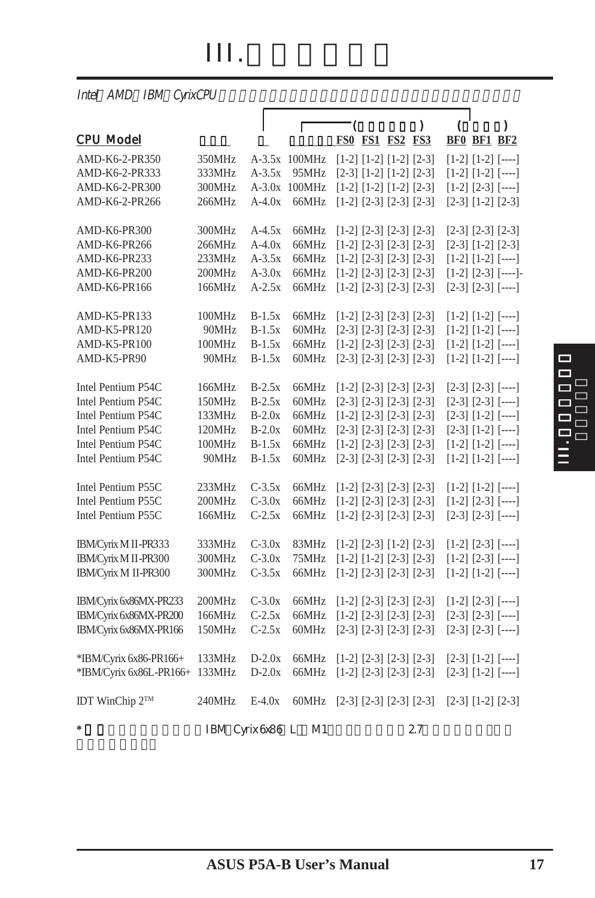# III.

Intel AMD IBM CyrixCPU

| CPU Model | | | | ( ) FS0 FS1 FS2 FS3 | ( ) BF0 BF1 BF2 |
|---|---|---|---|---|---|
| AMD-K6-2-PR350 | 350MHz | A-3.5x | 100MHz | [1-2] [1-2] [1-2] [2-3] | [1-2] [1-2] [----] |
| AMD-K6-2-PR333 | 333MHz | A-3.5x | 95MHz | [2-3] [1-2] [1-2] [2-3] | [1-2] [1-2] [----] |
| AMD-K6-2-PR300 | 300MHz | A-3.0x | 100MHz | [1-2] [1-2] [1-2] [2-3] | [1-2] [2-3] [----] |
| AMD-K6-2-PR266 | 266MHz | A-4.0x | 66MHz | [1-2] [2-3] [2-3] [2-3] | [2-3] [1-2] [2-3] |
| AMD-K6-PR300 | 300MHz | A-4.5x | 66MHz | [1-2] [2-3] [2-3] [2-3] | [2-3] [2-3] [2-3] |
| AMD-K6-PR266 | 266MHz | A-4.0x | 66MHz | [1-2] [2-3] [2-3] [2-3] | [2-3] [1-2] [2-3] |
| AMD-K6-PR233 | 233MHz | A-3.5x | 66MHz | [1-2] [2-3] [2-3] [2-3] | [1-2] [1-2] [----] |
| AMD-K6-PR200 | 200MHz | A-3.0x | 66MHz | [1-2] [2-3] [2-3] [2-3] | [1-2] [2-3] [----]- |
| AMD-K6-PR166 | 166MHz | A-2.5x | 66MHz | [1-2] [2-3] [2-3] [2-3] | [2-3] [2-3] [----] |
| AMD-K5-PR133 | 100MHz | B-1.5x | 66MHz | [1-2] [2-3] [2-3] [2-3] | [1-2] [1-2] [----] |
| AMD-K5-PR120 | 90MHz | B-1.5x | 60MHz | [2-3] [2-3] [2-3] [2-3] | [1-2] [1-2] [----] |
| AMD-K5-PR100 | 100MHz | B-1.5x | 66MHz | [1-2] [2-3] [2-3] [2-3] | [1-2] [1-2] [----] |
| AMD-K5-PR90 | 90MHz | B-1.5x | 60MHz | [2-3] [2-3] [2-3] [2-3] | [1-2] [1-2] [----] |
| Intel Pentium P54C | 166MHz | B-2.5x | 66MHz | [1-2] [2-3] [2-3] [2-3] | [2-3] [2-3] [----] |
| Intel Pentium P54C | 150MHz | B-2.5x | 60MHz | [2-3] [2-3] [2-3] [2-3] | [2-3] [2-3] [----] |
| Intel Pentium P54C | 133MHz | B-2.0x | 66MHz | [1-2] [2-3] [2-3] [2-3] | [2-3] [1-2] [----] |
| Intel Pentium P54C | 120MHz | B-2.0x | 60MHz | [2-3] [2-3] [2-3] [2-3] | [2-3] [1-2] [----] |
| Intel Pentium P54C | 100MHz | B-1.5x | 66MHz | [1-2] [2-3] [2-3] [2-3] | [1-2] [1-2] [----] |
| Intel Pentium P54C | 90MHz | B-1.5x | 60MHz | [2-3] [2-3] [2-3] [2-3] | [1-2] [1-2] [----] |
| Intel Pentium P55C | 233MHz | C-3.5x | 66MHz | [1-2] [2-3] [2-3] [2-3] | [1-2] [1-2] [----] |
| Intel Pentium P55C | 200MHz | C-3.0x | 66MHz | [1-2] [2-3] [2-3] [2-3] | [1-2] [2-3] [----] |
| Intel Pentium P55C | 166MHz | C-2.5x | 66MHz | [1-2] [2-3] [2-3] [2-3] | [2-3] [2-3] [----] |
| IBM/Cyrix M II-PR333 | 333MHz | C-3.0x | 83MHz | [1-2] [2-3] [1-2] [2-3] | [1-2] [2-3] [----] |
| IBM/Cyrix M II-PR300 | 300MHz | C-3.0x | 75MHz | [1-2] [1-2] [2-3] [2-3] | [1-2] [2-3] [----] |
| IBM/Cyrix M II-PR300 | 300MHz | C-3.5x | 66MHz | [1-2] [2-3] [2-3] [2-3] | [1-2] [1-2] [----] |
| IBM/Cyrix 6x86MX-PR233 | 200MHz | C-3.0x | 66MHz | [1-2] [2-3] [2-3] [2-3] | [1-2] [2-3] [----] |
| IBM/Cyrix 6x86MX-PR200 | 166MHz | C-2.5x | 66MHz | [1-2] [2-3] [2-3] [2-3] | [2-3] [2-3] [----] |
| IBM/Cyrix 6x86MX-PR166 | 150MHz | C-2.5x | 60MHz | [2-3] [2-3] [2-3] [2-3] | [2-3] [2-3] [----] |
| *IBM/Cyrix 6x86-PR166+ | 133MHz | D-2.0x | 66MHz | [1-2] [2-3] [2-3] [2-3] | [2-3] [1-2] [----] |
| *IBM/Cyrix 6x86L-PR166+ | 133MHz | D-2.0x | 66MHz | [1-2] [2-3] [2-3] [2-3] | [2-3] [1-2] [----] |
| IDT WinChip 2™ | 240MHz | E-4.0x | 60MHz | [2-3] [2-3] [2-3] [2-3] | [2-3] [1-2] [2-3] |

* IBM Cyrix 6x86 L M1 2.7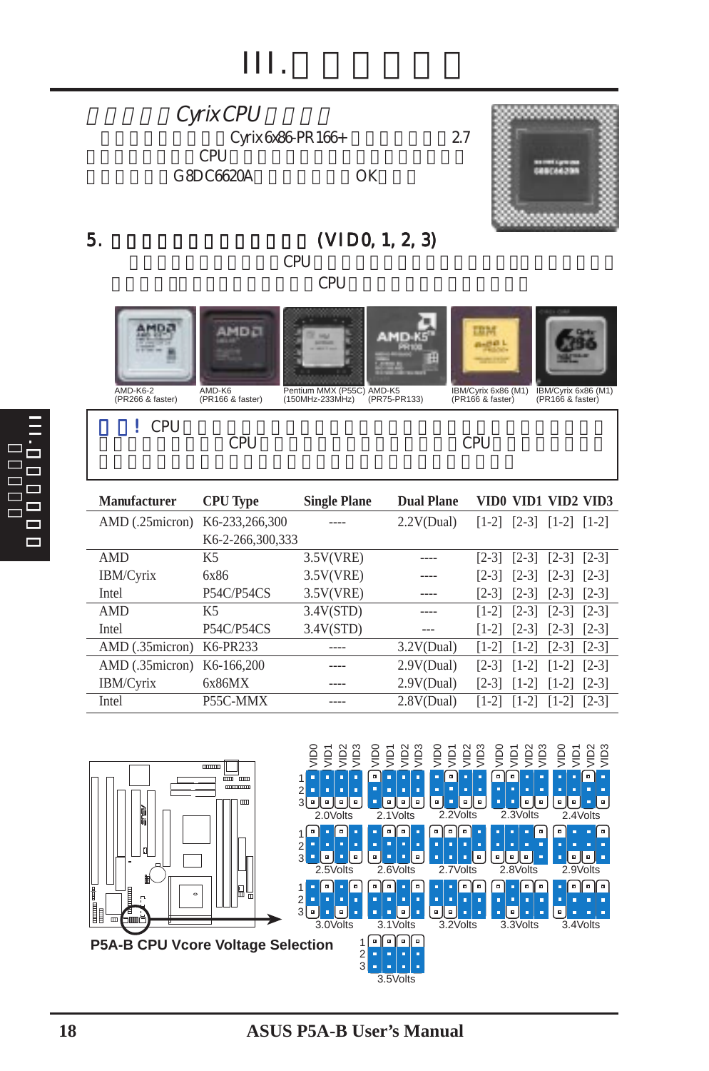# III.

*Cyrix CPU*

Cyrix 6x86-PR166+ 2.7
CPU
G8DC6620A OK

## 5. (VID0, 1, 2, 3)

CPU
CPU

AMD-K6-2 (PR266 & faster) | AMD-K6 (PR166 & faster) | Pentium MMX (P55C) (150MHz-233MHz) | AMD-K5 (PR75-PR133) | IBM/Cyrix 6x86 (M1) (PR166 & faster) | IBM/Cyrix 6x86 (M1) (PR166 & faster)

**!** CPU
CPU CPU

| Manufacturer | CPU Type | Single Plane | Dual Plane | VID0 | VID1 | VID2 | VID3 |
|---|---|---|---|---|---|---|---|
| AMD (.25micron) | K6-233,266,300<br>K6-2-266,300,333 | ---- | 2.2V(Dual) | [1-2] | [2-3] | [1-2] | [1-2] |
| AMD | K5 | 3.5V(VRE) | ---- | [2-3] | [2-3] | [2-3] | [2-3] |
| IBM/Cyrix | 6x86 | 3.5V(VRE) | ---- | [2-3] | [2-3] | [2-3] | [2-3] |
| Intel | P54C/P54CS | 3.5V(VRE) | ---- | [2-3] | [2-3] | [2-3] | [2-3] |
| AMD | K5 | 3.4V(STD) | ---- | [1-2] | [2-3] | [2-3] | [2-3] |
| Intel | P54C/P54CS | 3.4V(STD) | --- | [1-2] | [2-3] | [2-3] | [2-3] |
| AMD (.35micron) | K6-PR233 | ---- | 3.2V(Dual) | [1-2] | [1-2] | [2-3] | [2-3] |
| AMD (.35micron) | K6-166,200 | ---- | 2.9V(Dual) | [2-3] | [1-2] | [1-2] | [2-3] |
| IBM/Cyrix | 6x86MX | ---- | 2.9V(Dual) | [2-3] | [1-2] | [1-2] | [2-3] |
| Intel | P55C-MMX | ---- | 2.8V(Dual) | [1-2] | [1-2] | [1-2] | [2-3] |

VID0 VID1 VID2 VID3

2.0Volts, 2.1Volts, 2.2Volts, 2.3Volts, 2.4Volts, 2.5Volts, 2.6Volts, 2.7Volts, 2.8Volts, 2.9Volts, 3.0Volts, 3.1Volts, 3.2Volts, 3.3Volts, 3.4Volts, 3.5Volts

**P5A-B CPU Vcore Voltage Selection**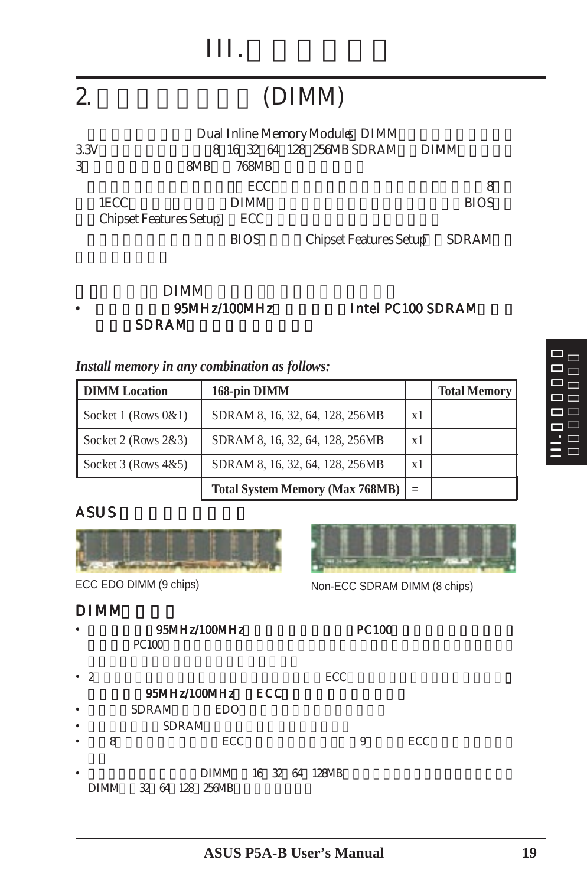# III.

## 2. (DIMM)

Dual Inline Memory Modules DIMM 3.3V 8 16 32 64 128 256MB SDRAM DIMM 3 8MB 768MB

ECC 8 1ECC DIMM BIOS Chipset Features Setup ECC

BIOS Chipset Features Setup SDRAM

DIMM

- 95MHz/100MHz Intel PC100 SDRAM SDRAM

***Install memory in any combination as follows:***

| DIMM Location | 168-pin DIMM | | Total Memory |
|---|---|---|---|
| Socket 1 (Rows 0&1) | SDRAM 8, 16, 32, 64, 128, 256MB | x1 | |
| Socket 2 (Rows 2&3) | SDRAM 8, 16, 32, 64, 128, 256MB | x1 | |
| Socket 3 (Rows 4&5) | SDRAM 8, 16, 32, 64, 128, 256MB | x1 | |
| | **Total System Memory (Max 768MB)** | = | |

### ASUS

ECC EDO DIMM (9 chips)

Non-ECC SDRAM DIMM (8 chips)

### DIMM

- 95MHz/100MHz PC100 PC100
- 2 ECC 95MHz/100MHz ECC
- SDRAM EDO
- SDRAM
- 8 ECC 9 ECC
- DIMM 16 32 64 128MB DIMM 32 64 128 256MB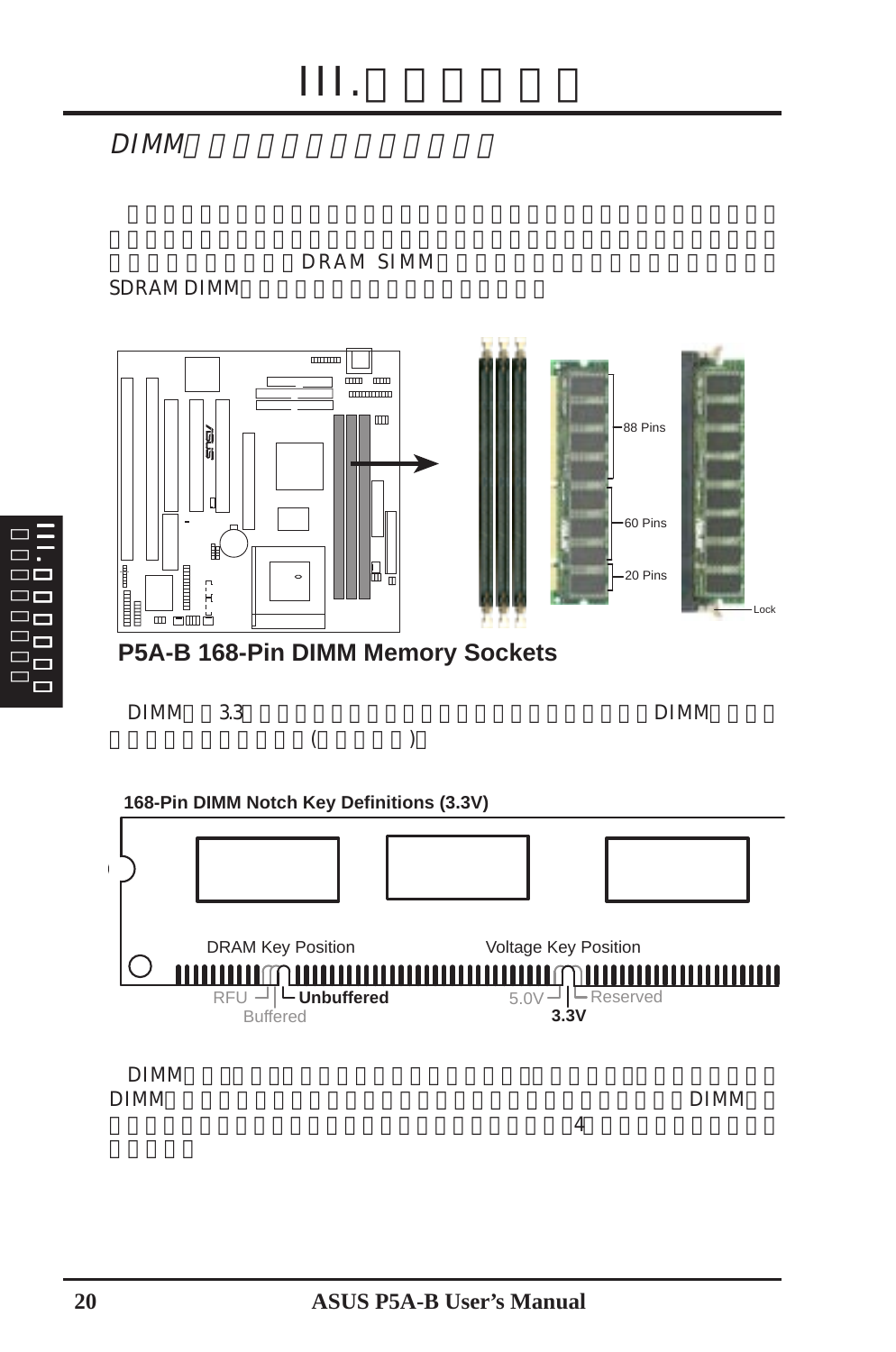# III.

## DIMM

DRAM SIMM

SDRAM DIMM

**P5A-B 168-Pin DIMM Memory Sockets**

88 Pins

60 Pins

20 Pins

Lock

DIMM 3.3 DIMM

( )

**168-Pin DIMM Notch Key Definitions (3.3V)**

DRAM Key Position

Voltage Key Position

RFU

**Unbuffered**

Buffered

5.0V

Reserved

**3.3V**

DIMM

DIMM DIMM

4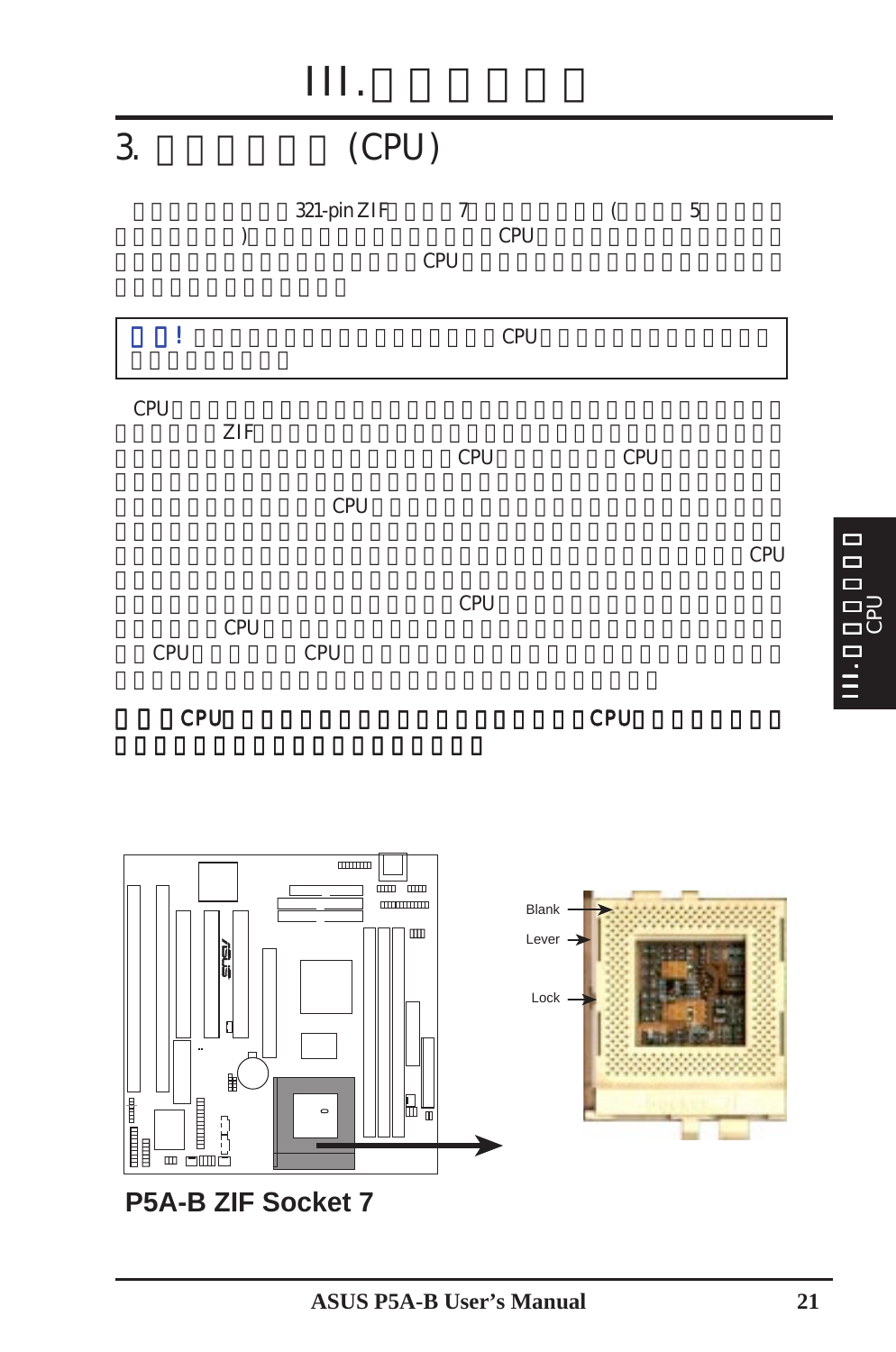# III.

## 3. (CPU)

321-pin ZIF 7 ( 5 ) CPU CPU

**!** CPU

CPU ZIF CPU CPU CPU CPU CPU CPU CPU CPU CPU

**CPU CPU**

Blank

Lever

Lock

**P5A-B ZIF Socket 7**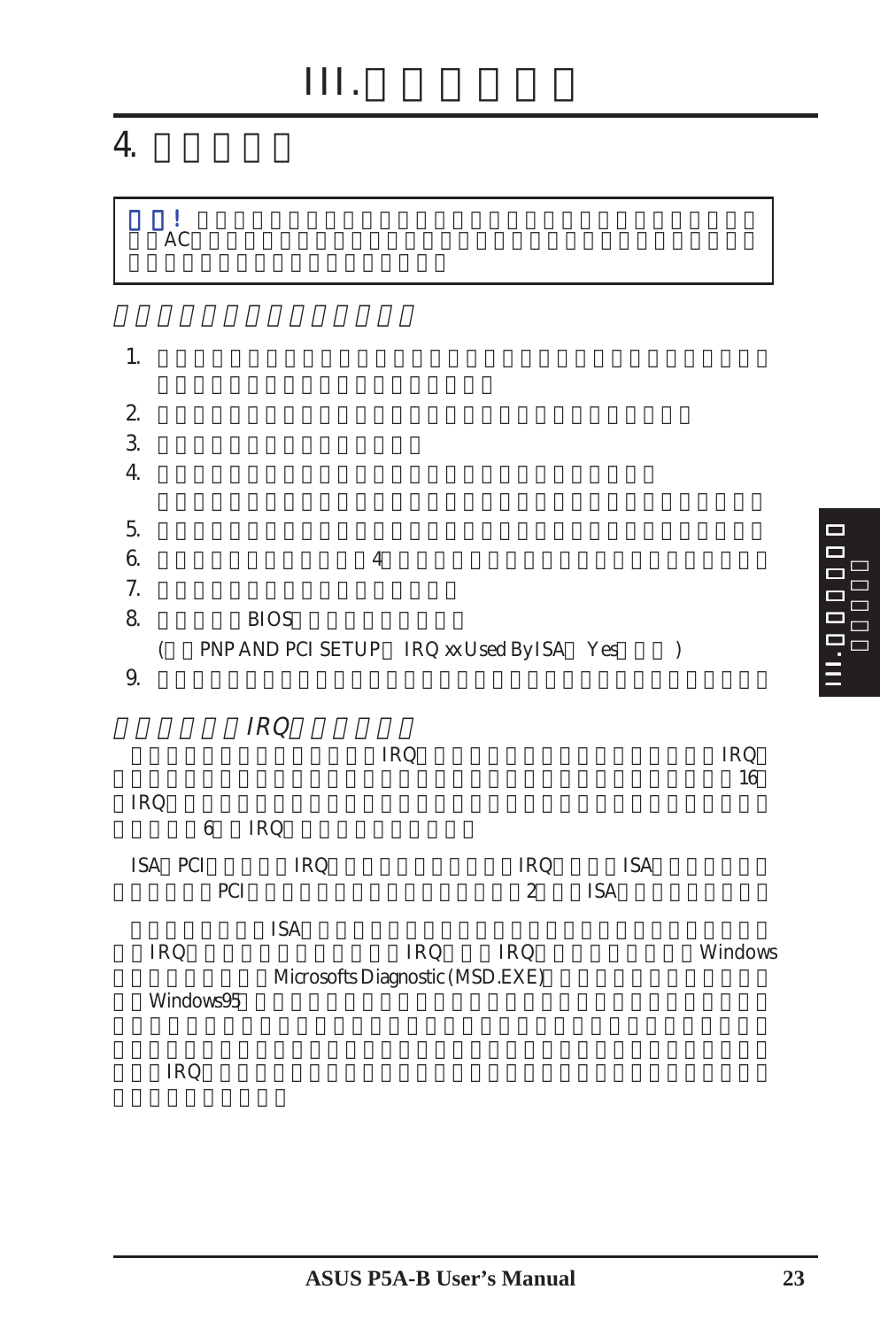# III.

## 4.

> ! AC

1.
2.
3.
4.
5.
6. 4
7.
8. BIOS

   ( PNP AND PCI SETUP IRQ xx Used By ISA Yes )
9.

### IRQ

IRQ IRQ 16 IRQ 6 IRQ

ISA PCI IRQ IRQ ISA PCI 2 ISA

ISA IRQ IRQ IRQ Windows Microsofts Diagnostic (MSD.EXE) Windows95

IRQ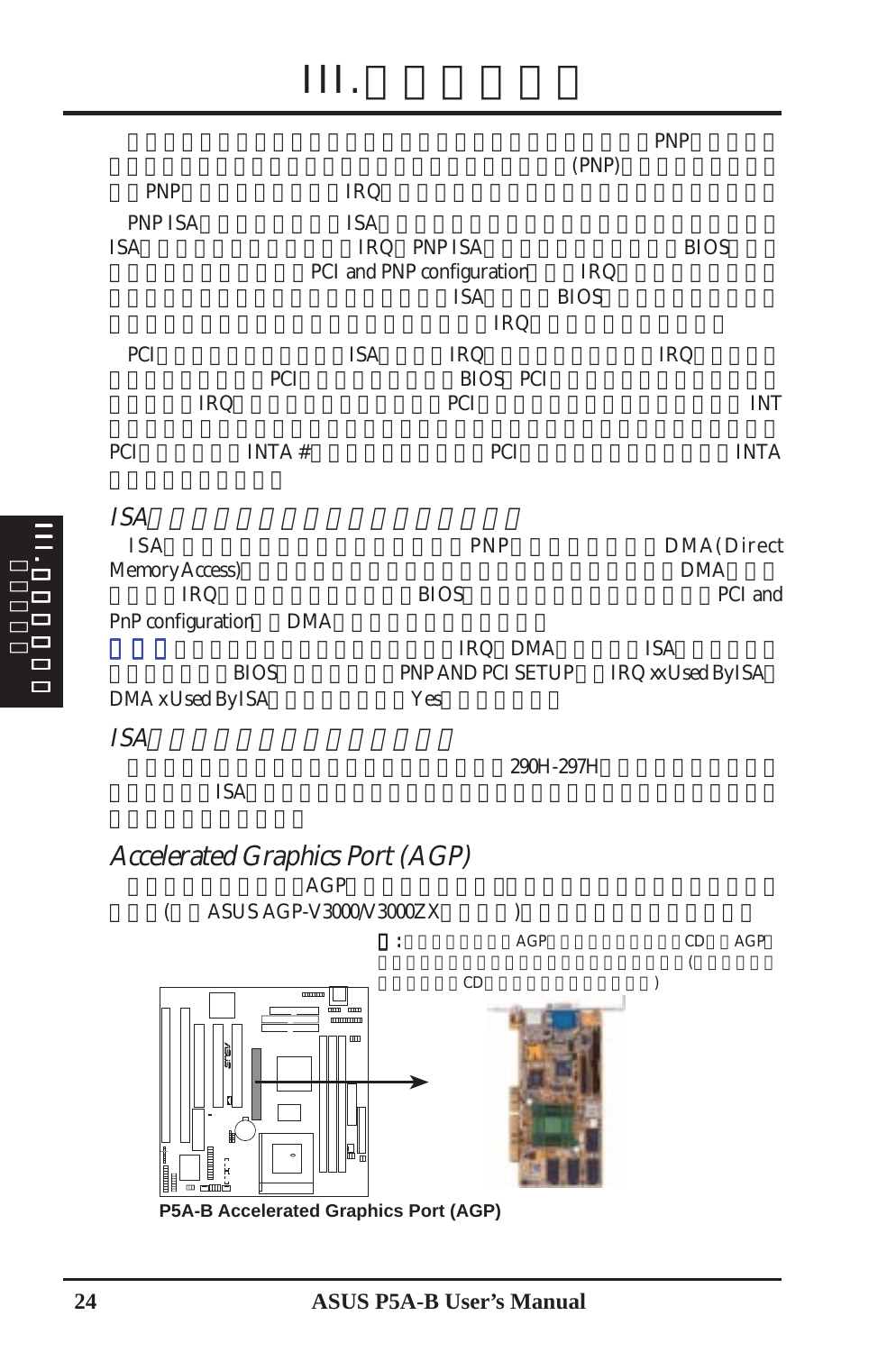# III.

PNP
(PNP)
PNP IRQ

PNP ISA ISA
ISA IRQ PNP ISA BIOS
PCI and PNP configuration IRQ
ISA BIOS
IRQ

PCI ISA IRQ IRQ
PCI BIOS PCI
IRQ PCI INT

PCI INTA # PCI INTA

## ISA

ISA PNP DMA (Direct Memory Access) DMA
IRQ BIOS PCI and PnP configuration DMA

IRQ DMA ISA
BIOS PNP AND PCI SETUP IRQ xx Used By ISA
DMA x Used By ISA Yes

## ISA

290H-297H
ISA

## Accelerated Graphics Port (AGP)

AGP
( ASUS AGP-V3000/V3000ZX )

: AGP CD AGP
(
CD )

P5A-B Accelerated Graphics Port (AGP)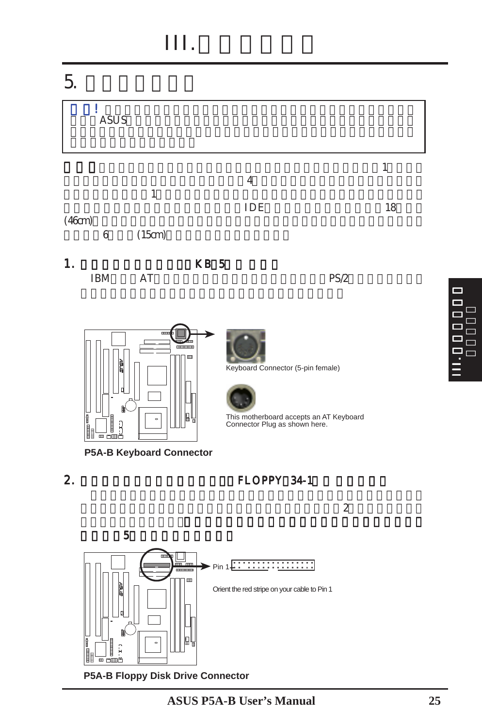# III.

## 5.

> !
> ASUS

1
4
1
IDE 18
(46cm)
6 (15cm)

### 1. KB 5

IBM AT PS/2

Keyboard Connector (5-pin female)

This motherboard accepts an AT Keyboard Connector Plug as shown here.

**P5A-B Keyboard Connector**

### 2. FLOPPY 34-1

2

5

Pin 1

Orient the red stripe on your cable to Pin 1

**P5A-B Floppy Disk Drive Connector**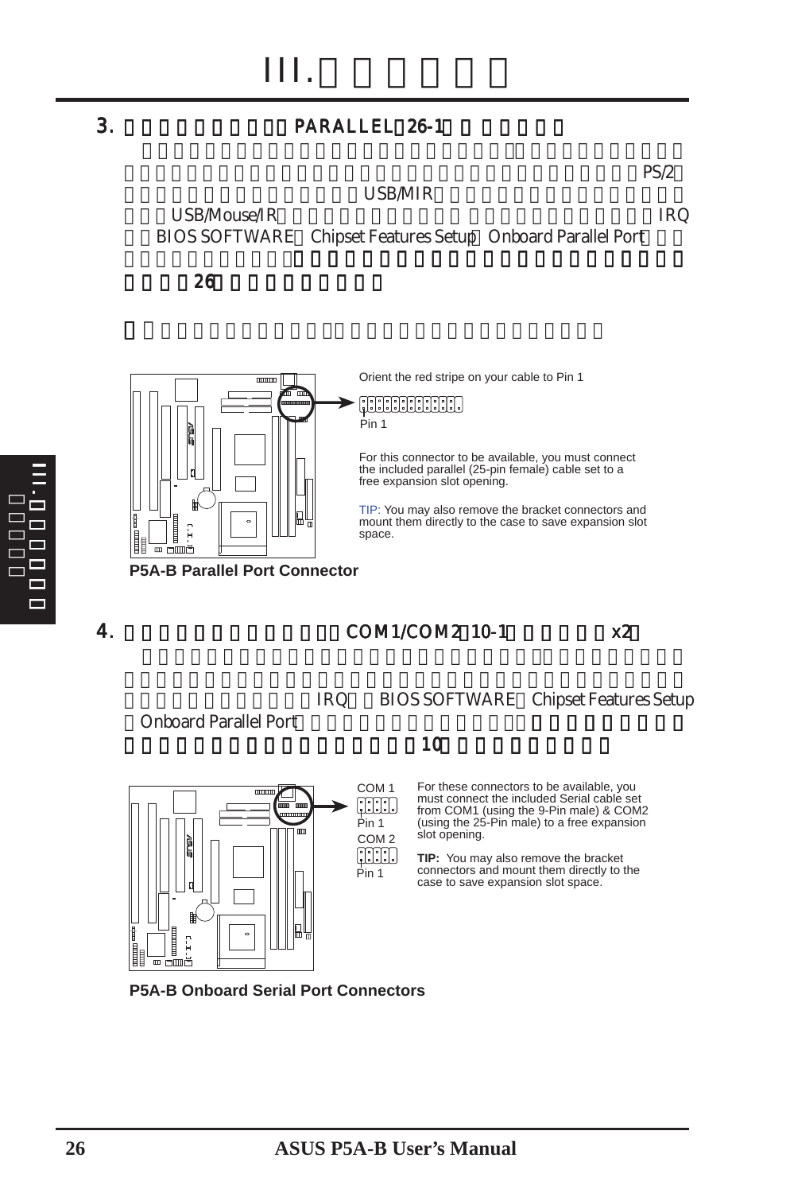# III.

## 3. PARALLEL 26-1

PS/2
USB/MIR
USB/Mouse/IR IRQ
BIOS SOFTWARE Chipset Features Setup Onboard Parallel Port

26

Orient the red stripe on your cable to Pin 1

Pin 1

For this connector to be available, you must connect the included parallel (25-pin female) cable set to a free expansion slot opening.

TIP: You may also remove the bracket connectors and mount them directly to the case to save expansion slot space.

**P5A-B Parallel Port Connector**

## 4. COM1/COM2 10-1 x2

IRQ BIOS SOFTWARE Chipset Features Setup
Onboard Parallel Port

10

COM 1

Pin 1

COM 2

Pin 1

For these connectors to be available, you must connect the included Serial cable set from COM1 (using the 9-Pin male) & COM2 (using the 25-Pin male) to a free expansion slot opening.

**TIP:** You may also remove the bracket connectors and mount them directly to the case to save expansion slot space.

**P5A-B Onboard Serial Port Connectors**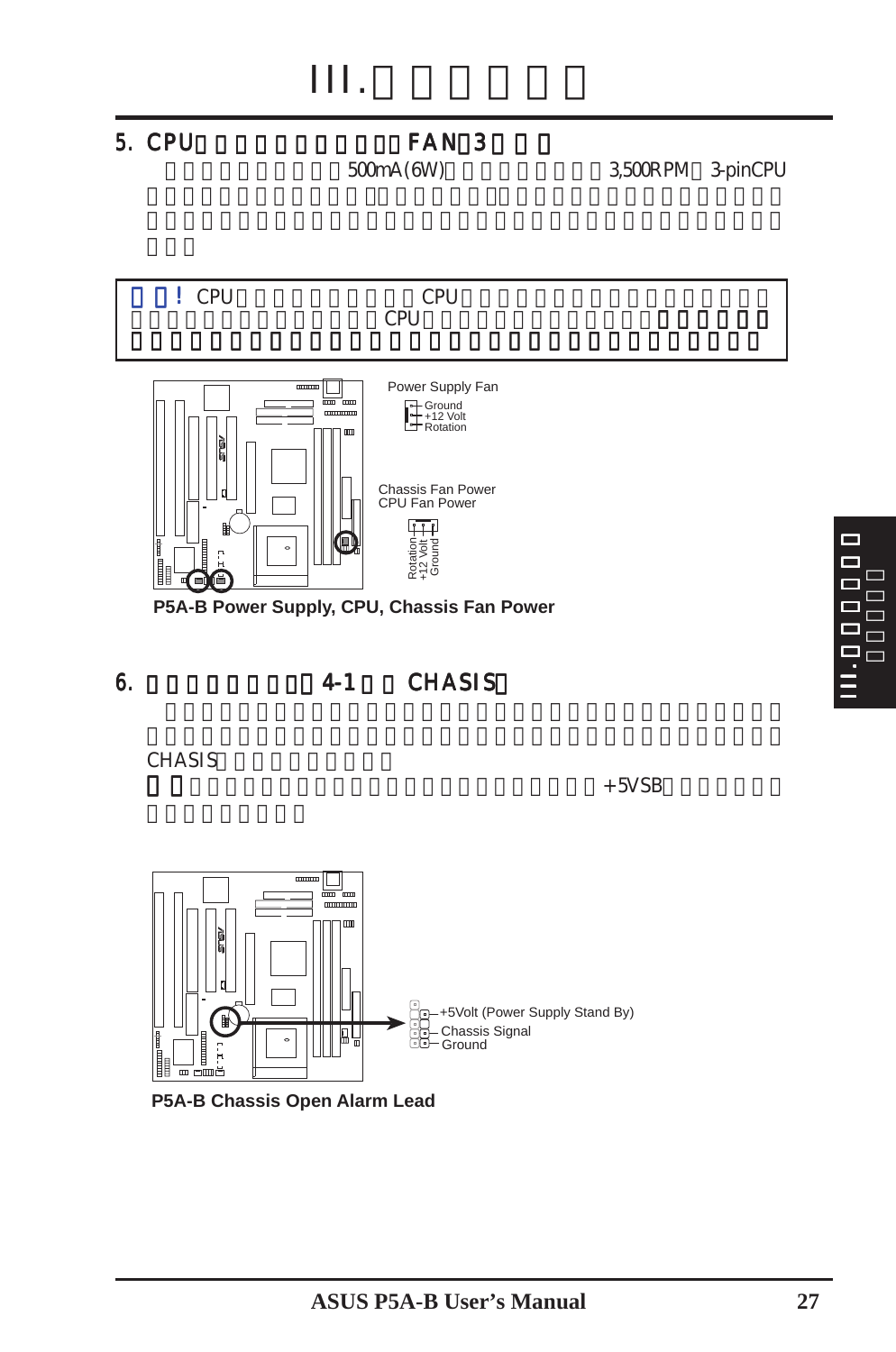# III.

## 5. CPU FAN 3

500mA (6W) 3,500RPM 3-pinCPU

! CPU CPU CPU

Power Supply Fan

Ground
+12 Volt
Rotation

Chassis Fan Power
CPU Fan Power

Rotation
+12 Volt
Ground

**P5A-B Power Supply, CPU, Chassis Fan Power**

## 6. 4-1 CHASIS

CHASIS

+5VSB

+5Volt (Power Supply Stand By)
Chassis Signal
Ground

**P5A-B Chassis Open Alarm Lead**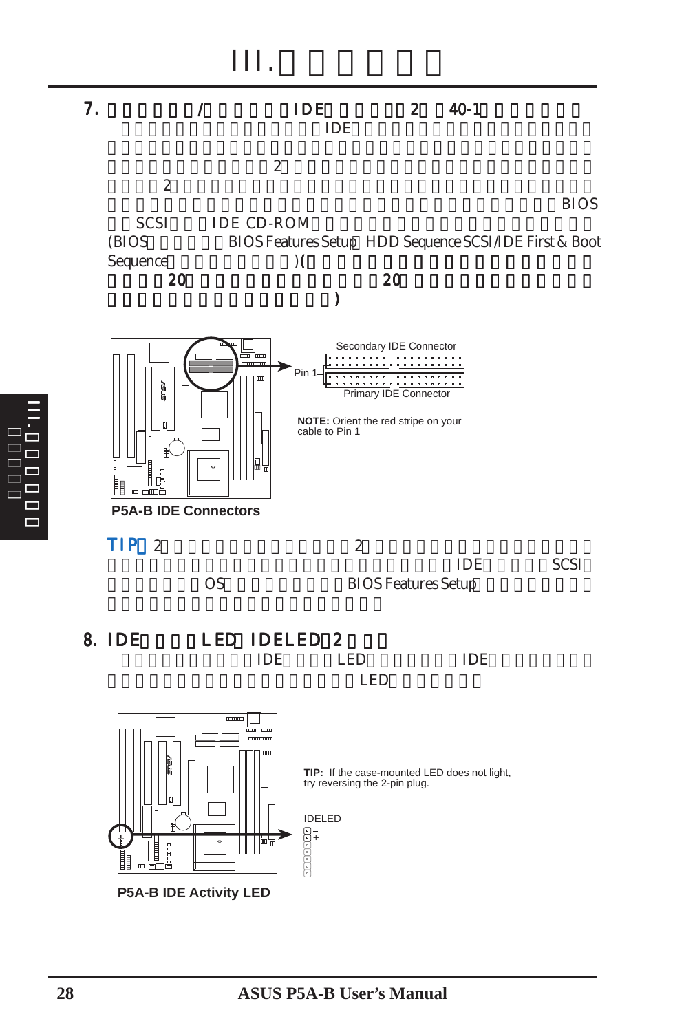# III. □□□□□□

7. □□□□□□/□□□□□□IDE□□□□□2□40-1□□□□□□□ □□□□□□□□□□□□□□□□IDE□□□□□□□□□□□□□□□□□□□□□□□□□□□□□□□□□□□□□□□□□□□□□□□□□□2□□□□□□□□□□□□□□□□□□□□2□□□□□□□□□□□□□□□□□□□□□□□□□□□□□□□□□□□□□□□□□□□□□□□□□□□□□□□□BIOS□□SCSI□□□IDE CD-ROM□□□□□□□□□□□□□□□□□□□□(BIOS□□□□□□BIOS Features Setup□HDD Sequence SCSI/IDE First & Boot Sequence□□□□□□□□□□)(□□□□□□□□□□□□□□□□□□□□□20□□□□□□□□□□□□□□□□□20□□□□□□□□□□□□□□□□□□□□□□□□□□□□□□□□)

Secondary IDE Connector

Pin 1

Primary IDE Connector

**NOTE:** Orient the red stripe on your cable to Pin 1

**P5A-B IDE Connectors**

**TIP**□2□□□□□□□□□□□□□□□□2□□□□□□□□□□□□□□□□□□□□□□□□□□□□□□□□□□□□□□□□□□□□□□IDE□□□□□SCSI□□□□□□□□OS□□□□□□□□□□BIOS Features Setup□□□□□□□□□□□□□□□□□□□□□□□□□□□□□

8. IDE□□□□LED□IDELED□2□□□ □□□□□□□□□□□IDE□□□□LED□□□□□□□□IDE□□□□□□□□□□□□□□□□□□□□□□□□□□□□□□LED□□□□□□

**TIP:** If the case-mounted LED does not light, try reversing the 2-pin plug.

IDELED

**P5A-B IDE Activity LED**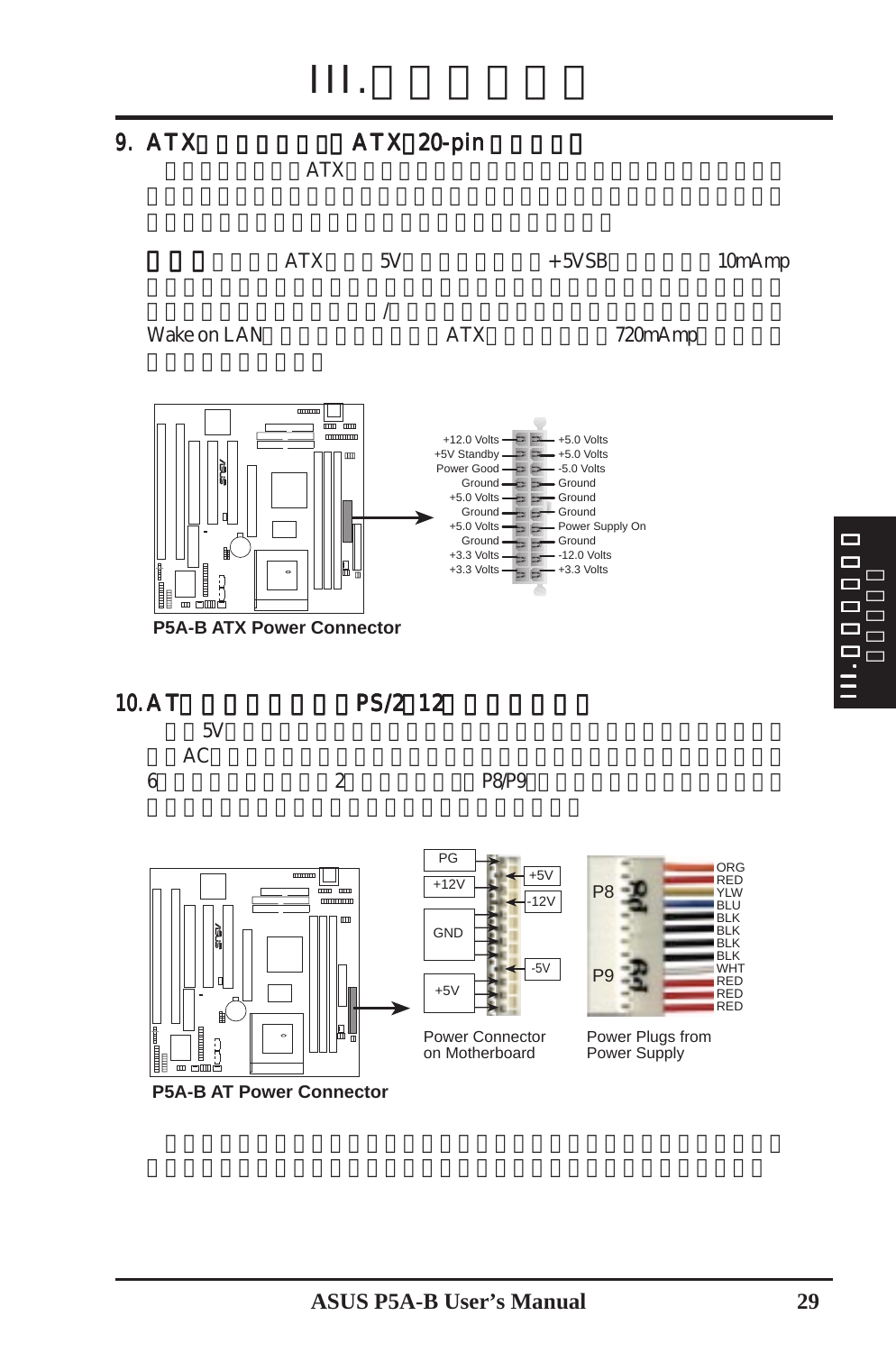## 9. ATX ATX 20-pin

ATX

ATX 5V +5VSB 10mAmp / Wake on LAN ATX 720mAmp

| | |
|---|---|
| +12.0 Volts | +5.0 Volts |
| +5V Standby | +5.0 Volts |
| Power Good | -5.0 Volts |
| Ground | Ground |
| +5.0 Volts | Ground |
| Ground | Ground |
| +5.0 Volts | Power Supply On |
| Ground | Ground |
| +3.3 Volts | -12.0 Volts |
| +3.3 Volts | +3.3 Volts |

**P5A-B ATX Power Connector**

## 10. AT PS/2 12

5V AC 6 2 P8/P9

PG, +12V, GND, +5V, +5V, -12V, -5V

Power Connector on Motherboard

P8: ORG, RED, YLW, BLU, BLK, BLK
P9: BLK, BLK, WHT, RED, RED, RED

Power Plugs from Power Supply

**P5A-B AT Power Connector**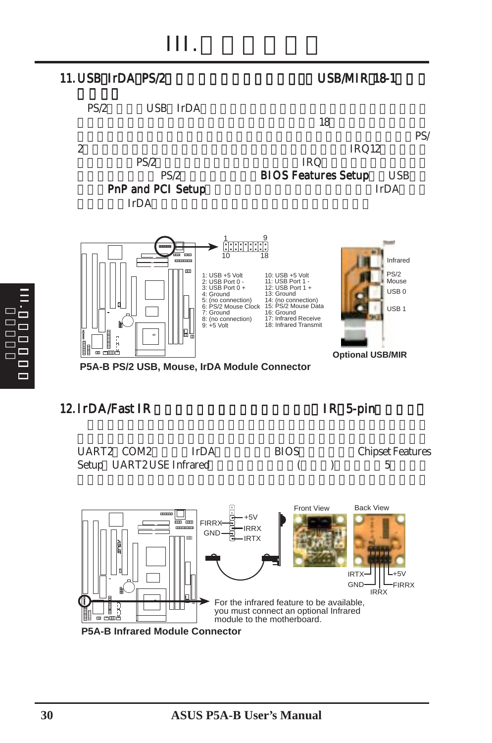# III.

## 11. USB IrDA PS/2 USB/MIR 18-1

PS/2 USB IrDA 18 PS/2 IRQ12 PS/2 IRQ PS/2 **BIOS Features Setup** USB **PnP and PCI Setup** IrDA IrDA

| Pin | Signal | Pin | Signal |
|---|---|---|---|
| 1 | USB +5 Volt | 10 | USB +5 Volt |
| 2 | USB Port 0 - | 11 | USB Port 1 - |
| 3 | USB Port 0 + | 12 | USB Port 1 + |
| 4 | Ground | 13 | Ground |
| 5 | (no connection) | 14 | (no connection) |
| 6 | PS/2 Mouse Clock | 15 | PS/2 Mouse Data |
| 7 | Ground | 16 | Ground |
| 8 | (no connection) | 17 | Infrared Receive |
| 9 | +5 Volt | 18 | Infrared Transmit |

Infrared, PS/2 Mouse, USB 0, USB 1

Optional USB/MIR

**P5A-B PS/2 USB, Mouse, IrDA Module Connector**

## 12. IrDA/Fast IR IR 5-pin

UART2 COM2 IrDA BIOS Chipset Features Setup UART2 USE Infrared ( ) 5

FIRRX, GND, +5V, IRRX, IRTX

Front View / Back View

IRTX, GND, IRRX, +5V, FIRRX

For the infrared feature to be available, you must connect an optional Infrared module to the motherboard.

**P5A-B Infrared Module Connector**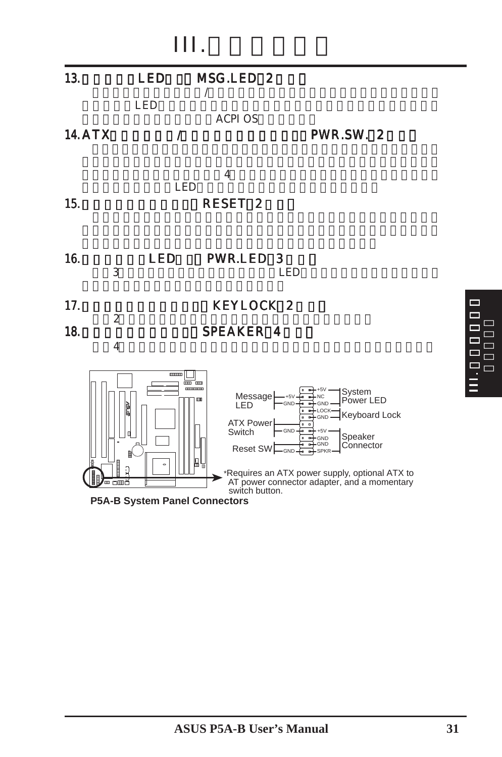# III.

**13. LED MSG.LED 2**

/
LED
ACPI OS

**14. ATX / PWR.SW. 2**

4
LED

**15. RESET 2**

**16. LED PWR.LED 3**

3 LED

**17. KEYLOCK 2**

2

**18. SPEAKER 4**

4

Message LED: +5V, GND
ATX Power Switch: GND
Reset SW: GND
System Power LED: +5V, NC, GND
Keyboard Lock: LOCK, GND
Speaker Connector: +5V, GND, GND, SPKR

*Requires an ATX power supply, optional ATX to AT power connector adapter, and a momentary switch button.

**P5A-B System Panel Connectors**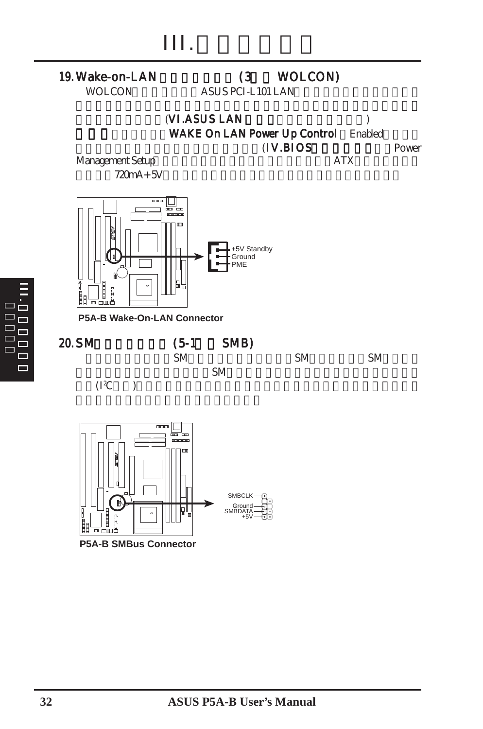# III.

## 19. Wake-on-LAN (3 WOLCON)

WOLCON ASUS PCI-L101 LAN (VI.ASUS LAN ) WAKE On LAN Power Up Control Enabled (IV.BIOS Power Management Setup ATX 720mA +5V

+5V Standby
Ground
PME

**P5A-B Wake-On-LAN Connector**

## 20. SM (5-1 SMB)

SM SM SM SM ($I^2C$ )

SMBCLK
Ground
SMBDATA
+5V

**P5A-B SMBus Connector**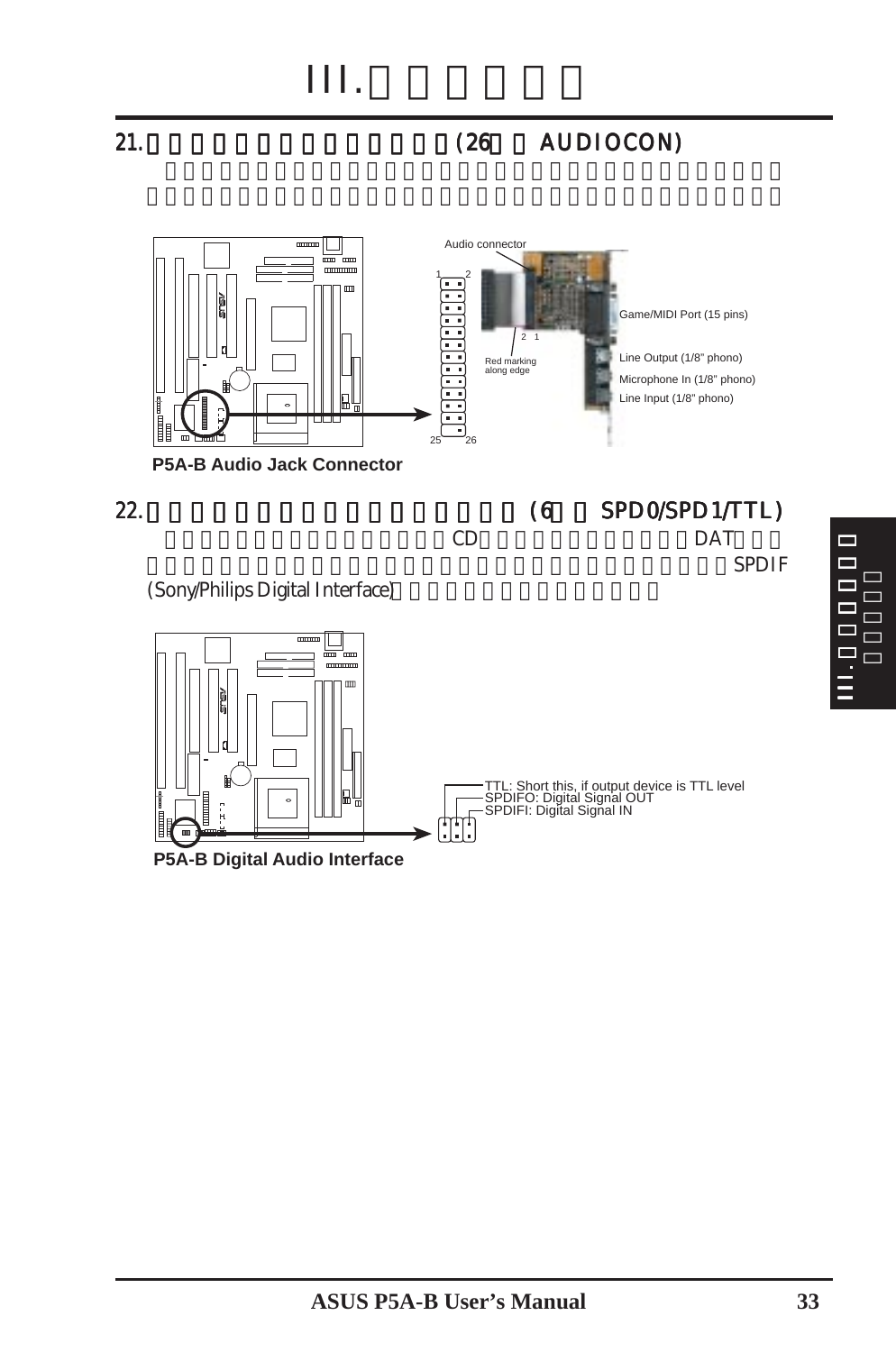# III.

## 21. (26 AUDIOCON)

Audio connector

1 2

2 1

Red marking along edge

25 26

Game/MIDI Port (15 pins)

Line Output (1/8" phono)

Microphone In (1/8" phono)

Line Input (1/8" phono)

**P5A-B Audio Jack Connector**

## 22. (6 SPD0/SPD1/TTL)

CD DAT SPDIF (Sony/Philips Digital Interface)

TTL: Short this, if output device is TTL level

SPDIFO: Digital Signal OUT

SPDIFI: Digital Signal IN

**P5A-B Digital Audio Interface**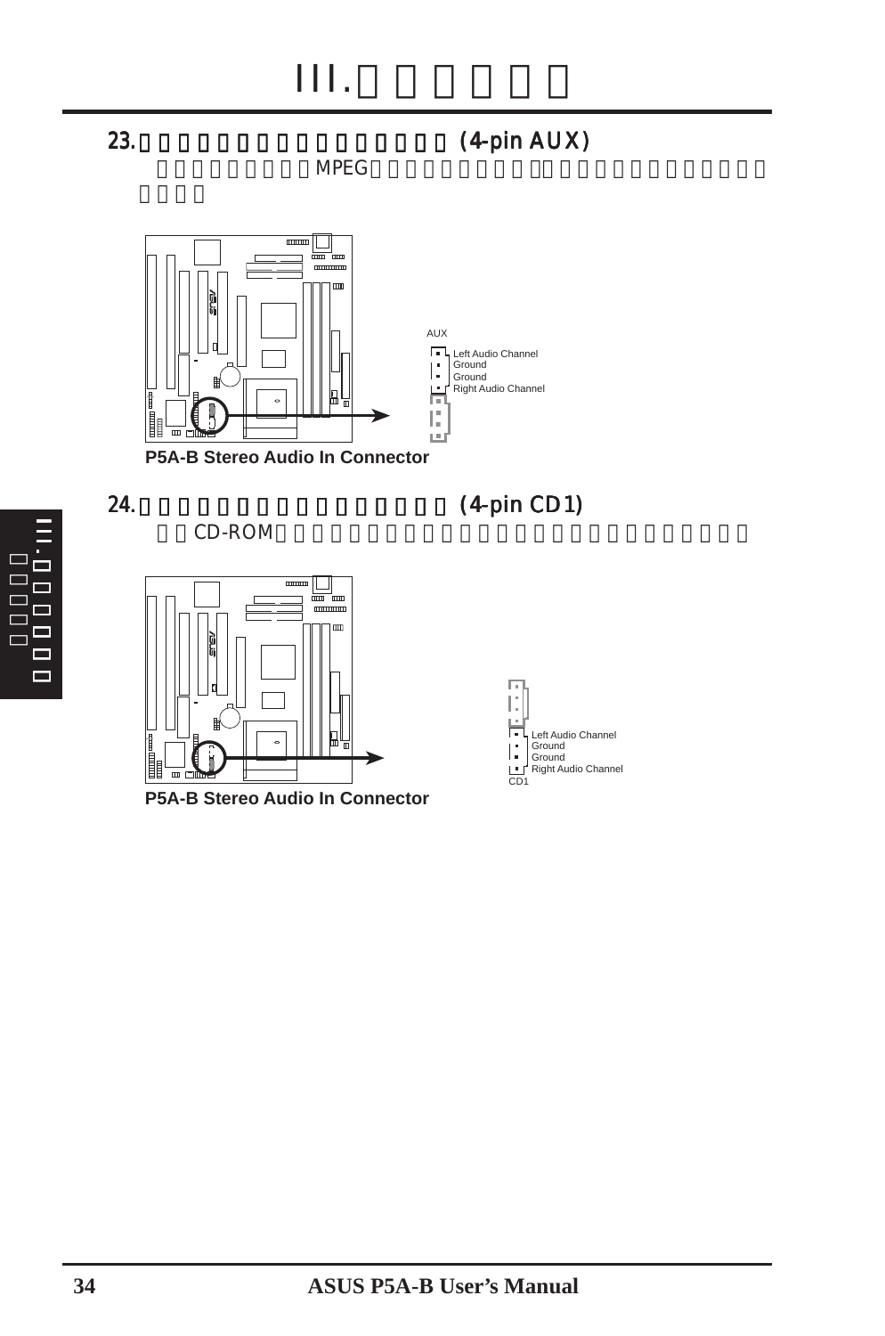## 23. □□□□□□□□□□□□□□□□□□ (4-pin AUX)

□□□□□□□□□MPEG□□□□□□□□□□□.□□□□□□□□□□□□□□□□□□□

AUX

Left Audio Channel
Ground
Ground
Right Audio Channel

**P5A-B Stereo Audio In Connector**

## 24. □□□□□□□□□□□□□□□□□□ (4-pin CD1)

□□CD-ROM□□□□□□□□□□□□□□□□□□□□□□□□□□□□□

Left Audio Channel
Ground
Ground
Right Audio Channel
CD1

**P5A-B Stereo Audio In Connector**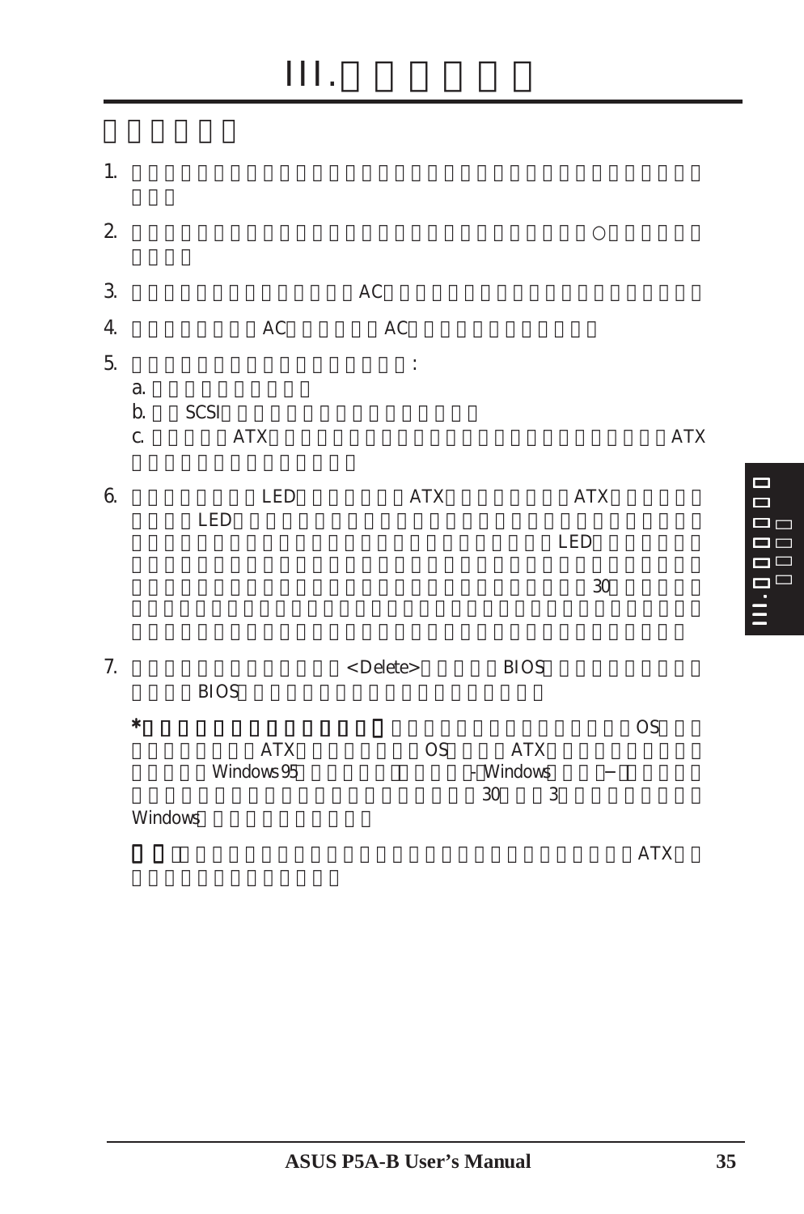# III.

1.

2. ○

3. AC

4. AC AC

5. :

   a.

   b. SCSI

   c. ATX ATX

6. LED ATX ATX LED LED 30

7. <Delete> BIOS BIOS

   **\*** OS ATX OS ATX Windows 95 – Windows – 30 3 Windows

   ATX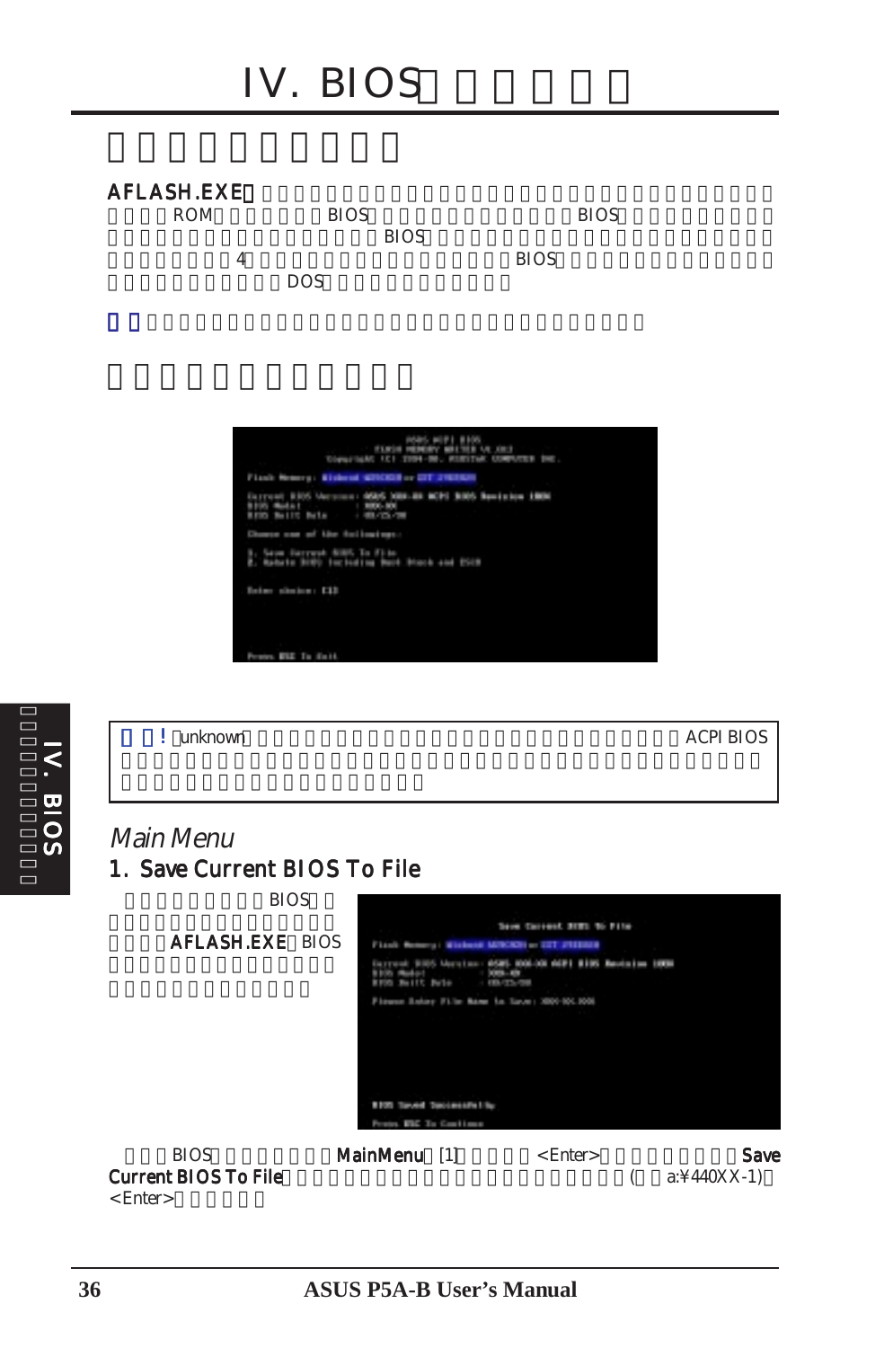# IV. BIOS

AFLASH.EXE ROM BIOS BIOS BIOS 4 BIOS DOS

!

! unknown ACPI BIOS

*Main Menu*

## 1. Save Current BIOS To File

BIOS AFLASH.EXE BIOS

BIOS **MainMenu** [1] <Enter> **Save Current BIOS To File** ( a:¥440XX-1) <Enter>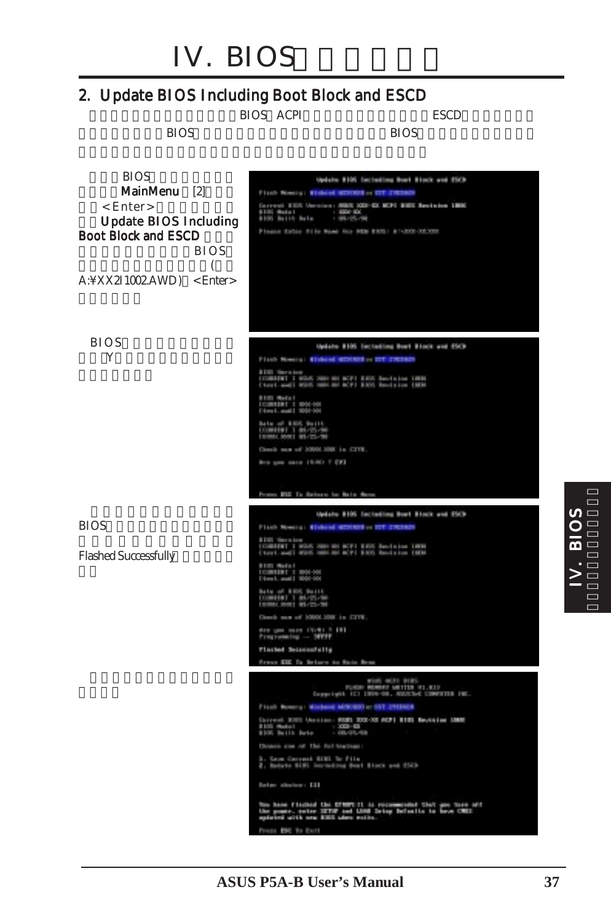# IV. BIOS

## 2. Update BIOS Including Boot Block and ESCD

BIOS ACPI ESCD

BIOS BIOS

BIOS
MainMenu [2]
<Enter>
Update BIOS Including Boot Block and ESCD
BIOS
(
A:¥XX2I1002.AWD) <Enter>

BIOS
Y

BIOS

Flashed Successfully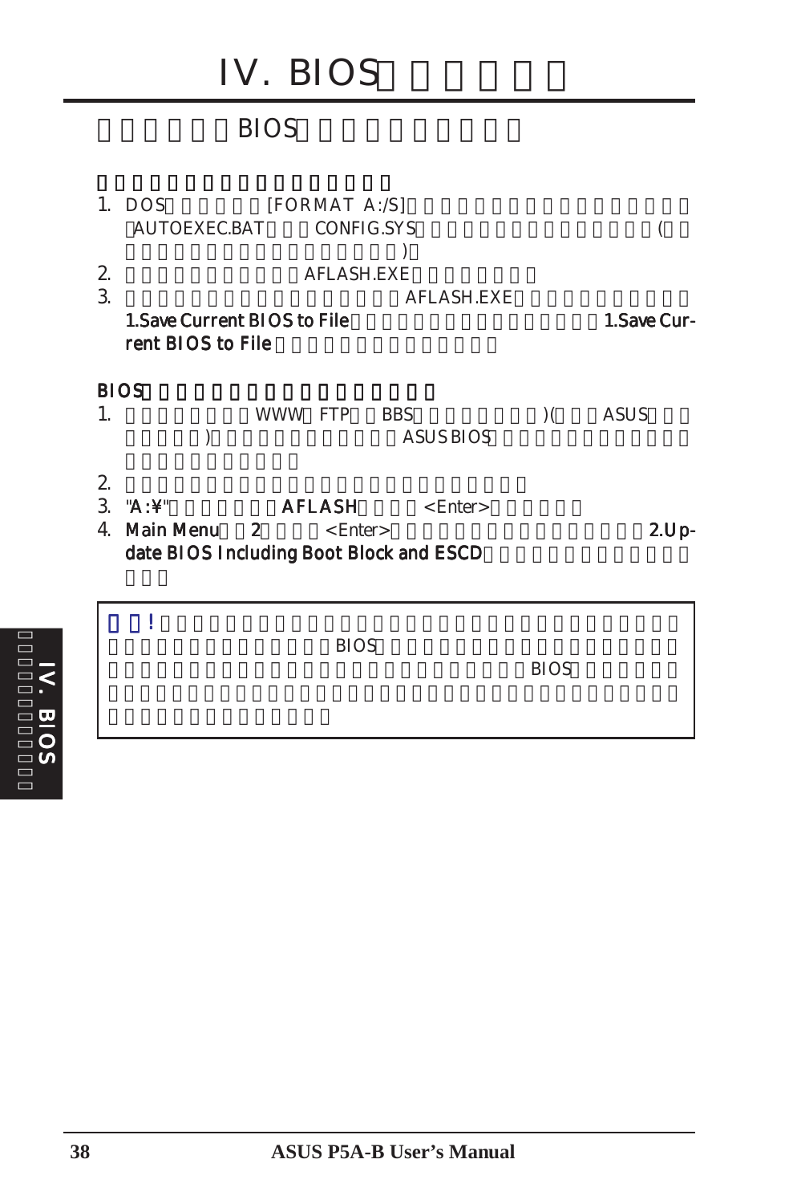# IV. BIOS

BIOS

1. DOS [FORMAT A:/S] AUTOEXEC.BAT CONFIG.SYS ( )
2. AFLASH.EXE
3. AFLASH.EXE **1.Save Current BIOS to File** **1.Save Current BIOS to File**

**BIOS**

1. WWW FTP BBS )( ASUS ) ASUS BIOS
2.
3. **"A:¥"** **AFLASH** <Enter>
4. **Main Menu** **2** <Enter> **2.Update BIOS Including Boot Block and ESCD**

> ! BIOS BIOS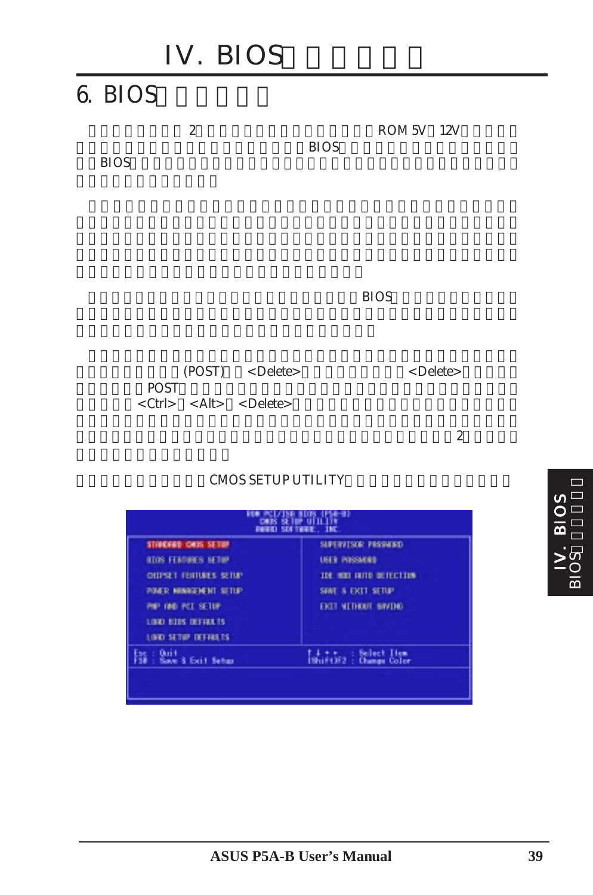# IV. BIOS

## 6. BIOS

2 ROM 5V 12V BIOS BIOS

BIOS

(POST) <Delete> <Delete> POST <Ctrl> <Alt> <Delete> 2

CMOS SETUP UTILITY

```
ROM PCI/ISA BIOS (P5A-B)
CMOS SETUP UTILITY
AWARD SOFTWARE, INC.

STANDARD CMOS SETUP          SUPERVISOR PASSWORD
BIOS FEATURES SETUP          USER PASSWORD
CHIPSET FEATURES SETUP       IDE HDD AUTO DETECTION
POWER MANAGEMENT SETUP       SAVE & EXIT SETUP
PNP AND PCI SETUP            EXIT WITHOUT SAVING
LOAD BIOS DEFAULTS
LOAD SETUP DEFAULTS

Esc : Quit                   ↑ ↓ → ← : Select Item
F10 : Save & Exit Setup      (Shift)F2 : Change Color
```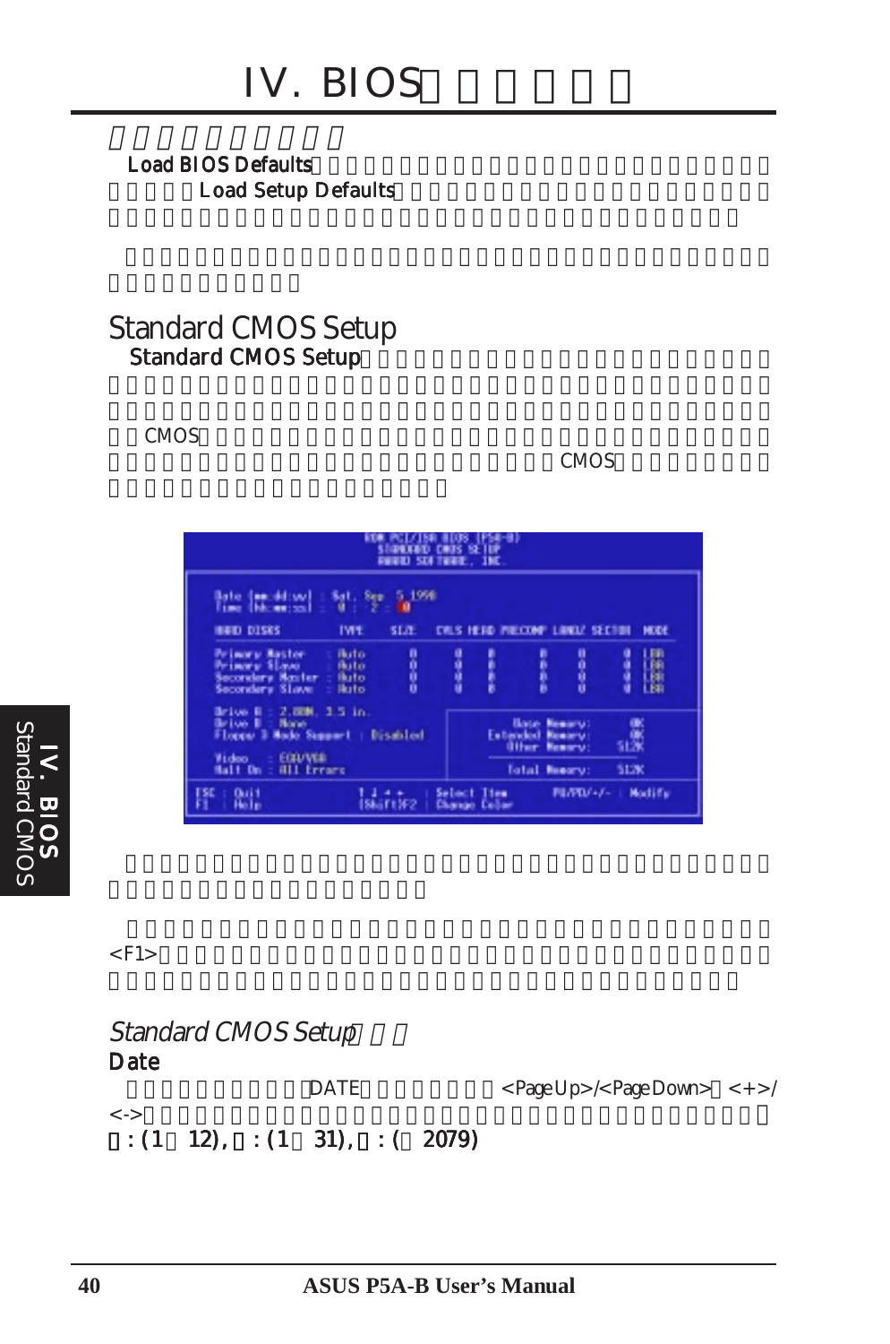Load BIOS Defaults

Load Setup Defaults

## Standard CMOS Setup

Standard CMOS Setup

CMOS

CMOS

```
ROM PCI/ISA BIOS (P5A-B)
STANDARD CMOS SETUP
AWARD SOFTWARE, INC.

Date (mm:dd:yy) : Sat, Sep  5 1998
Time (hh:mm:ss) :  0 : 2 : 0

HARD DISKS          TYPE   SIZE   CYLS HEAD PRECOMP LANDZ SECTOR  MODE

Primary Master    : Auto    0      0    0     0      0      0     LBA
Primary Slave     : Auto    0      0    0     0      0      0     LBA
Secondary Master  : Auto    0      0    0     0      0      0     LBA
Secondary Slave   : Auto    0      0    0     0      0      0     LBA

Drive A : 2.88M, 3.5 in.
Drive B : None                              Base Memory:      0K
Floppy 3 Mode Support : Disabled        Extended Memory:      0K
                                           Other Memory:    512K
Video   : EGA/VGA
Halt On : All Errors                       Total Memory:    512K

ESC : Quit        ↑ ↓ → ←  : Select Item      PU/PD/+/- : Modify
F1  : Help        (Shift)F2 : Change Color
```

<F1>

### *Standard CMOS Setup*

**Date**

DATE <PageUp>/<PageDown> <+>/<->

: (1 12), : (1 31), : ( 2079)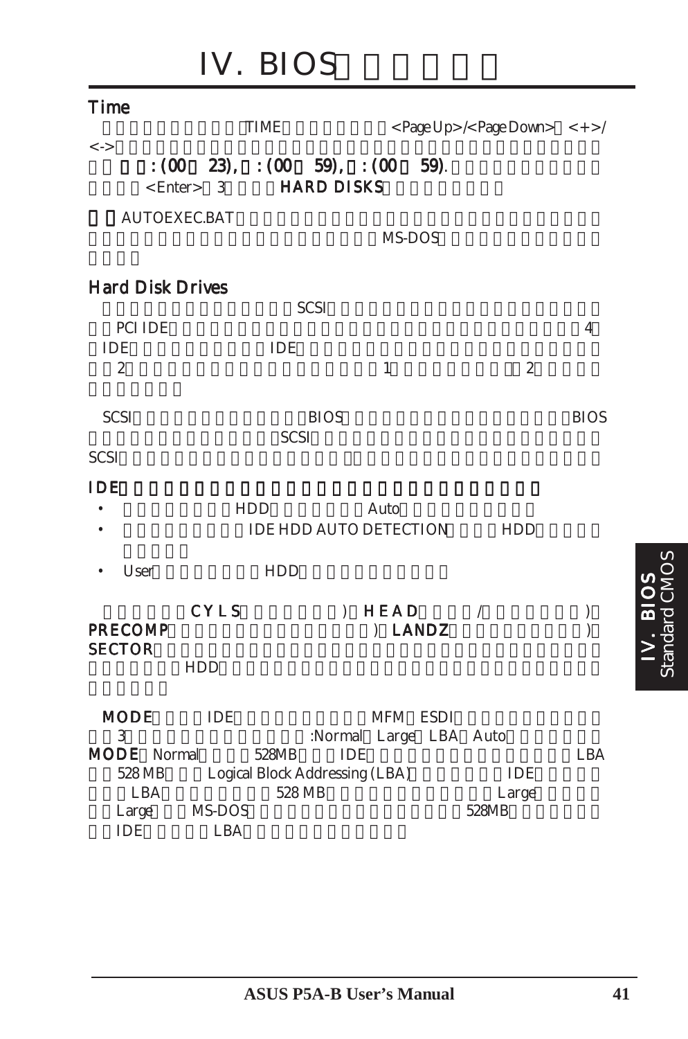# IV. BIOS

## Time

TIME <Page Up>/<Page Down> <+>/<-> : (00 23), : (00 59), : (00 59). <Enter> 3 **HARD DISKS**

AUTOEXEC.BAT MS-DOS

## Hard Disk Drives

SCSI PCI IDE 4 IDE IDE 2 1 2

SCSI BIOS BIOS SCSI SCSI

### IDE

- HDD Auto
- IDE HDD AUTO DETECTION HDD
- User HDD

**CYLS** ) **HEAD** / ) **PRECOMP** ) **LANDZ** ) **SECTOR** HDD

**MODE** IDE MFM ESDI 3 :Normal Large LBA Auto **MODE** Normal 528MB IDE LBA 528 MB Logical Block Addressing (LBA) IDE LBA 528 MB Large Large MS-DOS 528MB IDE LBA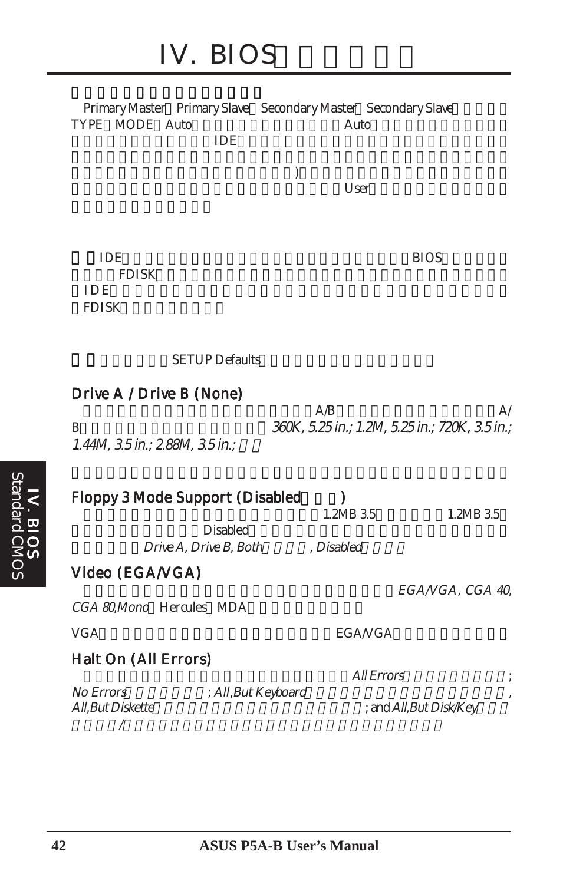Primary Master Primary Slave Secondary Master Secondary Slave
TYPE MODE Auto Auto
IDE

)
User

IDE BIOS
FDISK
IDE
FDISK

SETUP Defaults

### Drive A / Drive B (None)

A/B A/
B *360K, 5.25 in.; 1.2M, 5.25 in.; 720K, 3.5 in.; 1.44M, 3.5 in.; 2.88M, 3.5 in.;*

### Floppy 3 Mode Support (Disabled )

1.2MB 3.5 1.2MB 3.5
Disabled
*Drive A, Drive B, Both* *, Disabled*

### Video (EGA/VGA)

*EGA/VGA, CGA 40, CGA 80, Mono* Hercules MDA

VGA EGA/VGA

### Halt On (All Errors)

*All Errors* ;
*No Errors* ; *All, But Keyboard* ,
*All, But Diskette* ; and *All, But Disk/Key*
/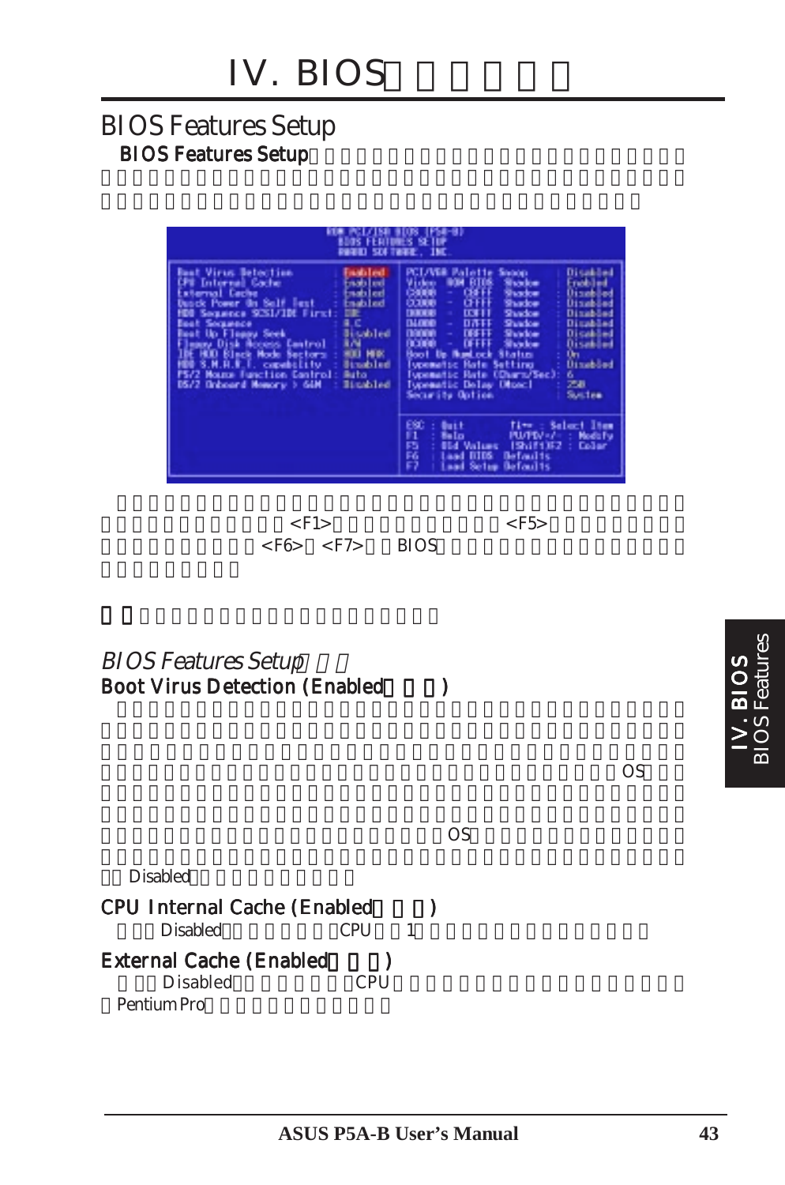# IV. BIOS

## BIOS Features Setup

**BIOS Features Setup**

```
                 ROM PCI/ISA BIOS (P5A-B)
                   BIOS FEATURES SETUP
                   AWARD SOFTWARE, INC.

Boot Virus Detection        : Enabled   | PCI/VGA Palette Snoop     : Disabled
CPU Internal Cache          : Enabled   | Video  BIOS  Shadow       : Enabled
External Cache              : Enabled   | C8000 - CBFFF  Shadow     : Disabled
Quick Power On Self Test    : Enabled   | CC000 - CFFFF  Shadow     : Disabled
HDD Sequence SCSI/IDE First : IDE       | D0000 - D3FFF  Shadow     : Disabled
Boot Sequence               : A,C       | D4000 - D7FFF  Shadow     : Disabled
Boot Up Floppy Seek         : Disabled  | D8000 - DBFFF  Shadow     : Disabled
Floppy Disk Access Control  : R/W       | DC000 - DFFFF  Shadow     : Disabled
IDE HDD Block Mode Sectors  : HDD MAX   | Boot Up NumLock Status    : On
HDD S.M.A.R.T. capability   : Disabled  | Typematic Rate Setting    : Disabled
PS/2 Mouse Function Control : Auto      | Typematic Rate (Chars/Sec): 6
OS/2 Onboard Memory > 64M   : Disabled  | Typematic Delay (Msec)    : 250
                                        | Security Option           : System
                                        |
                                        | ESC : Quit       ↑↓→← : Select Item
                                        | F1  : Help       PU/PD/+/- : Modify
                                        | F5  : Old Values  (Shift)F2 : Color
                                        | F6  : Load BIOS  Defaults
                                        | F7  : Load Setup Defaults
```

<F1> <F5> <F6> <F7> BIOS

### *BIOS Features Setup*

**Boot Virus Detection (Enabled )**

OS

OS

Disabled

**CPU Internal Cache (Enabled )**

Disabled CPU 1

**External Cache (Enabled )**

Disabled CPU

Pentium Pro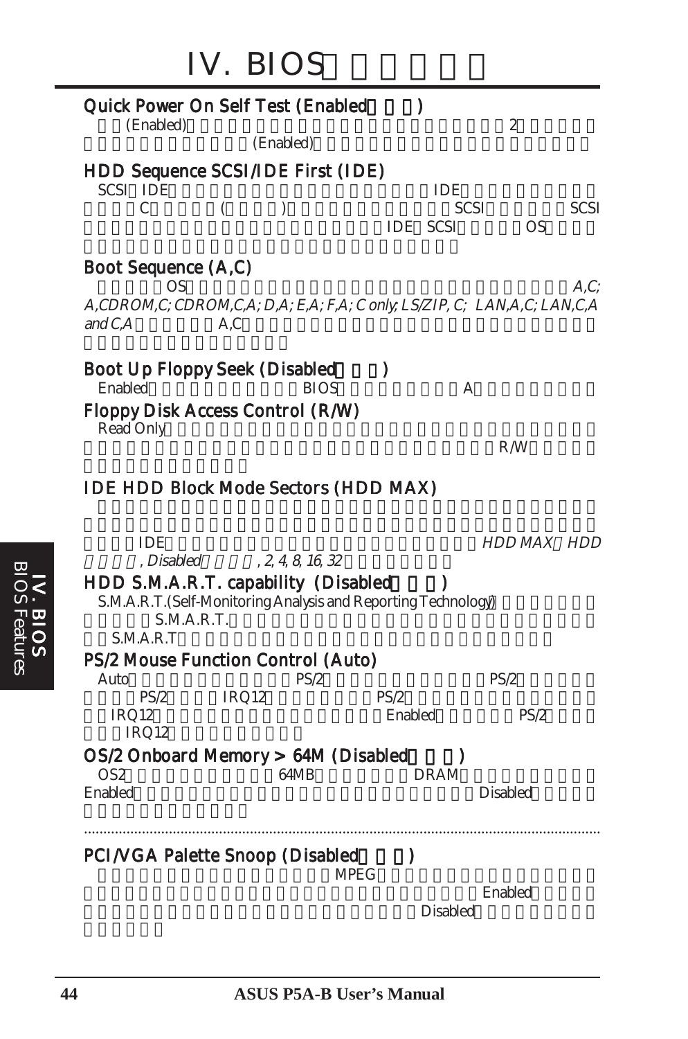# IV. BIOS

## Quick Power On Self Test (Enabled )

(Enabled) 2

(Enabled)

## HDD Sequence SCSI/IDE First (IDE)

SCSI IDE IDE

C ( ) SCSI SCSI

IDE SCSI OS

## Boot Sequence (A,C)

OS *A,C; A,CDROM,C; CDROM,C,A; D,A; E,A; F,A; C only; LS/ZIP, C; LAN,A,C; LAN,C,A and C,A* A,C

## Boot Up Floppy Seek (Disabled )

Enabled BIOS A

## Floppy Disk Access Control (R/W)

Read Only

R/W

## IDE HDD Block Mode Sectors (HDD MAX)

IDE *HDD MAX HDD* *, Disabled , 2, 4, 8, 16, 32*

## HDD S.M.A.R.T. capability (Disabled )

S.M.A.R.T.(Self-Monitoring Analysis and Reporting Technology)

S.M.A.R.T.

S.M.A.R.T

## PS/2 Mouse Function Control (Auto)

Auto PS/2 PS/2

PS/2 IRQ12 PS/2

IRQ12 Enabled PS/2

IRQ12

## OS/2 Onboard Memory > 64M (Disabled )

OS2 64MB DRAM

Enabled Disabled

---

## PCI/VGA Palette Snoop (Disabled )

MPEG

Enabled

Disabled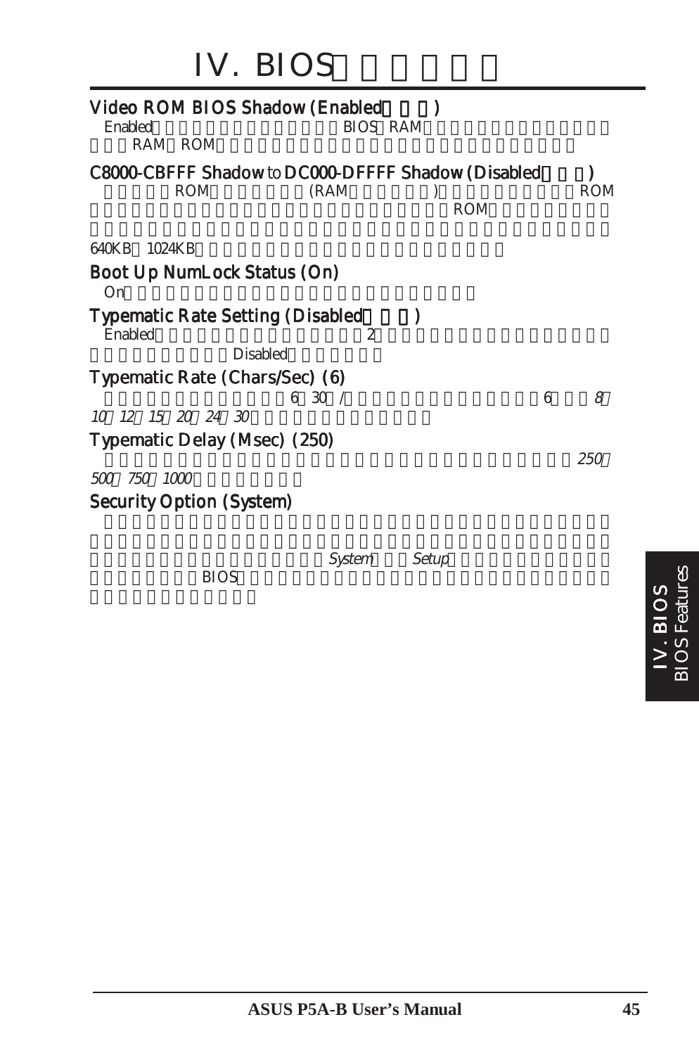# IV. BIOS

### Video ROM BIOS Shadow (Enabled )

Enabled BIOS RAM RAM ROM

### C8000-CBFFF Shadow to DC000-DFFFF Shadow (Disabled )

ROM (RAM ) ROM ROM

640KB 1024KB

### Boot Up NumLock Status (On)

On

### Typematic Rate Setting (Disabled )

Enabled 2 Disabled

### Typematic Rate (Chars/Sec) (6)

6 30 / 6 *8 10 12 15 20 24 30*

### Typematic Delay (Msec) (250)

*250 500 750 1000*

### Security Option (System)

*System* *Setup* BIOS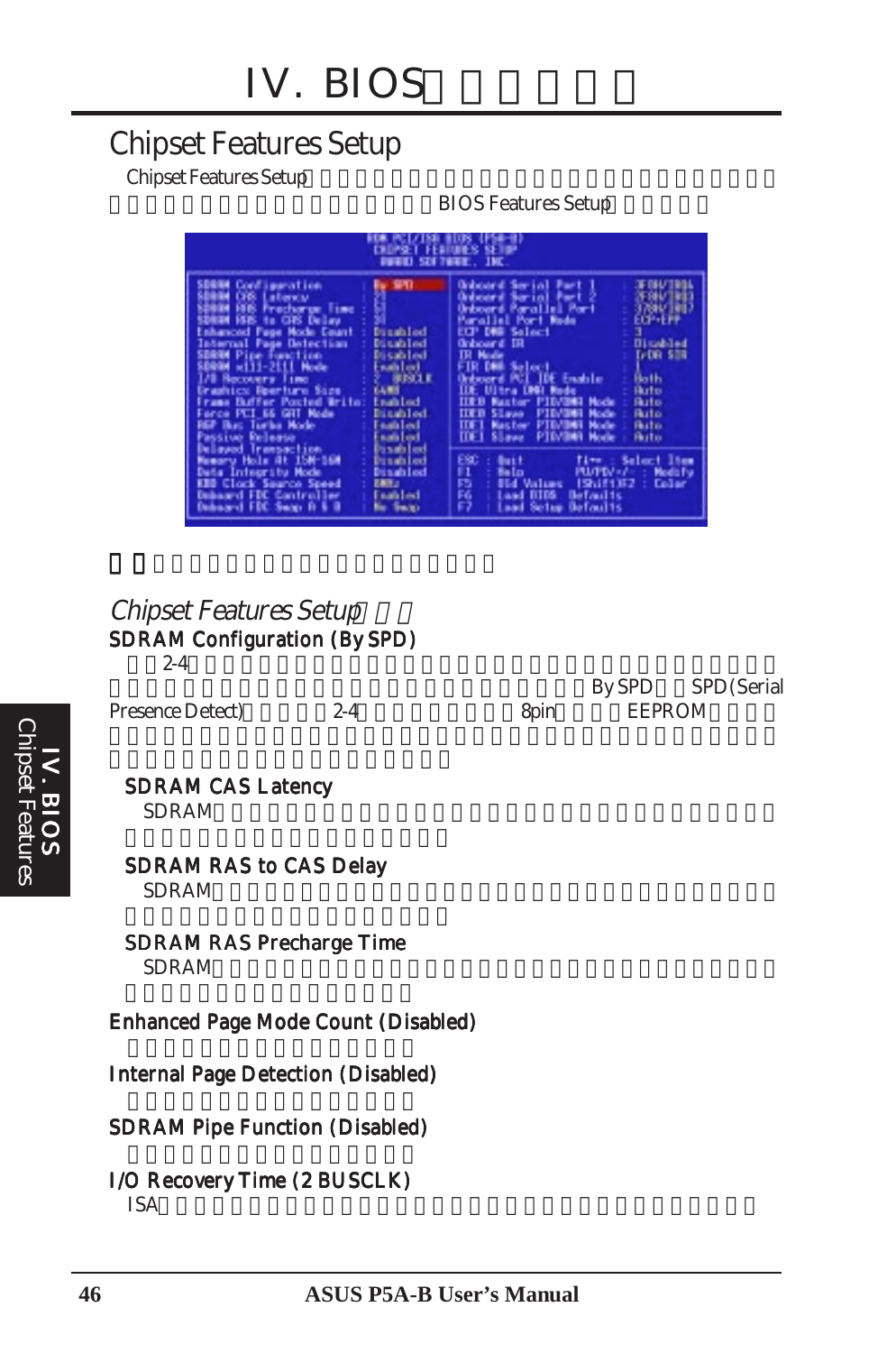# IV. BIOS

## Chipset Features Setup

Chipset Features Setup

BIOS Features Setup

## *Chipset Features Setup*

### SDRAM Configuration (By SPD)

2-4

By SPD SPD (Serial Presence Detect) 2-4 8pin EEPROM

#### SDRAM CAS Latency

SDRAM

#### SDRAM RAS to CAS Delay

SDRAM

#### SDRAM RAS Precharge Time

SDRAM

### Enhanced Page Mode Count (Disabled)

### Internal Page Detection (Disabled)

### SDRAM Pipe Function (Disabled)

### I/O Recovery Time (2 BUSCLK)

ISA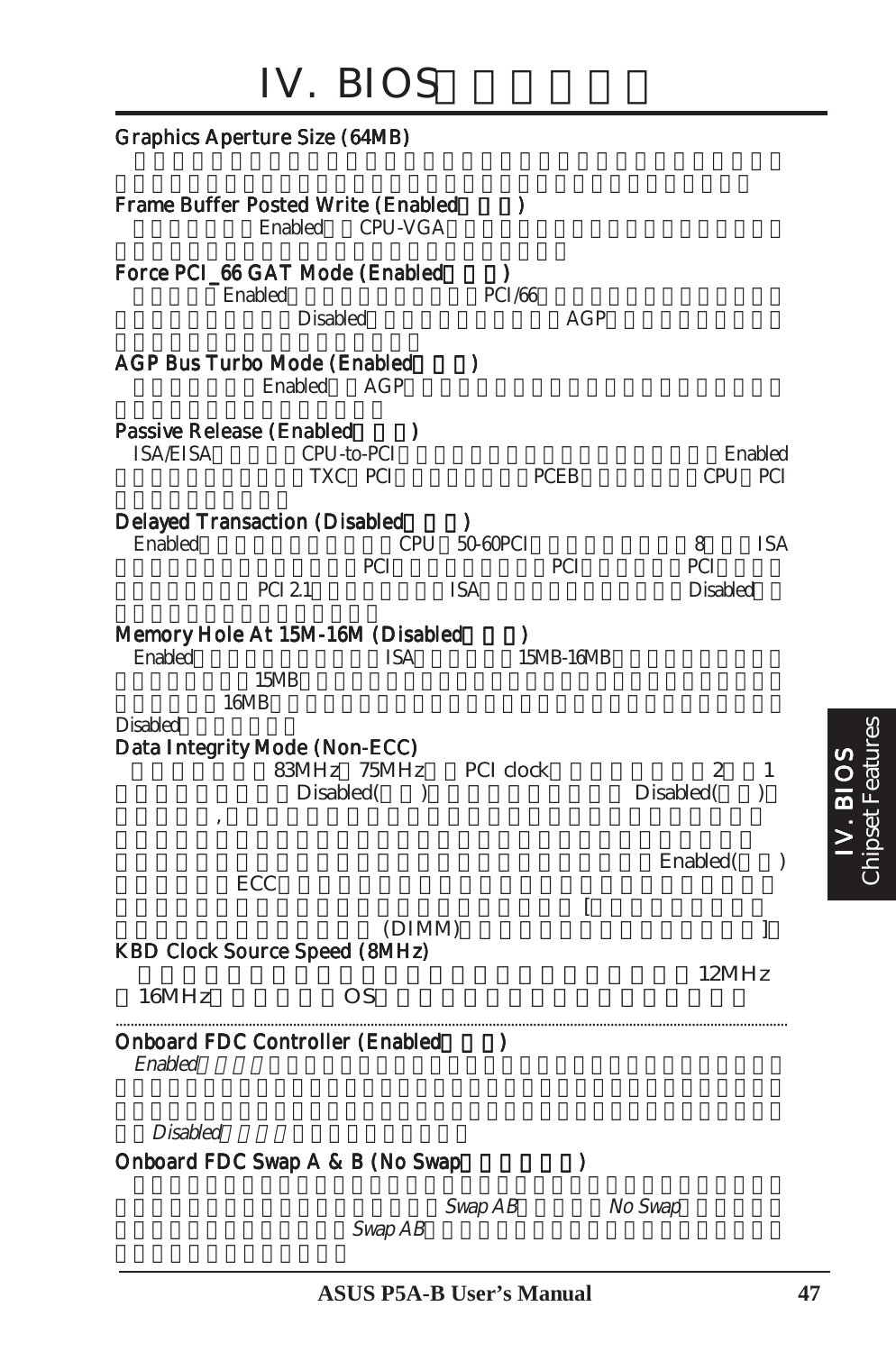**Graphics Aperture Size (64MB)**

**Frame Buffer Posted Write (Enabled )**

Enabled CPU-VGA

**Force PCI_66 GAT Mode (Enabled )**

Enabled PCI/66

Disabled AGP

**AGP Bus Turbo Mode (Enabled )**

Enabled AGP

**Passive Release (Enabled )**

ISA/EISA CPU-to-PCI Enabled

TXC PCI PCEB CPU PCI

**Delayed Transaction (Disabled )**

Enabled CPU 50-60PCI 8 ISA

PCI PCI PCI

PCI 2.1 ISA Disabled

**Memory Hole At 15M-16M (Disabled )**

Enabled ISA 15MB-16MB

15MB

16MB

Disabled

**Data Integrity Mode (Non-ECC)**

83MHz 75MHz PCI clock 2 1

Disabled( ) Disabled( )

,

Enabled( )

ECC

[

(DIMM) ]

**KBD Clock Source Speed (8MHz)**

12MHz

16MHz OS

---

**Onboard FDC Controller (Enabled )**

*Enabled*

*Disabled*

**Onboard FDC Swap A & B (No Swap )**

*Swap AB* *No Swap*

*Swap AB*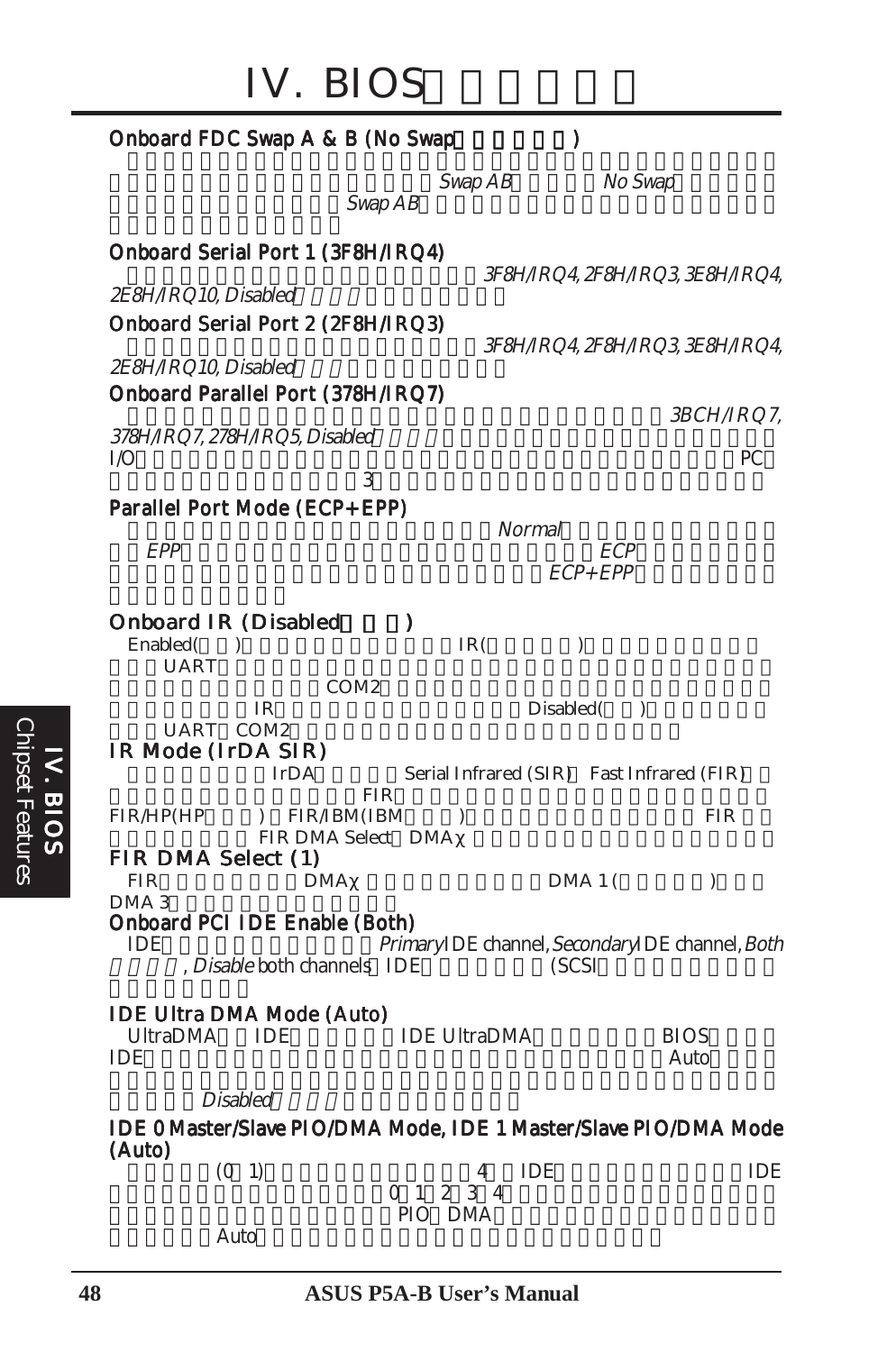**Onboard FDC Swap A & B (No Swap )**

*Swap AB* *No Swap*
*Swap AB*

**Onboard Serial Port 1 (3F8H/IRQ4)**

*3F8H/IRQ4, 2F8H/IRQ3, 3E8H/IRQ4, 2E8H/IRQ10, Disabled*

**Onboard Serial Port 2 (2F8H/IRQ3)**

*3F8H/IRQ4, 2F8H/IRQ3, 3E8H/IRQ4, 2E8H/IRQ10, Disabled*

**Onboard Parallel Port (378H/IRQ7)**

*3BCH/IRQ7, 378H/IRQ7, 278H/IRQ5, Disabled*
I/O PC
3

**Parallel Port Mode (ECP+EPP)**

*Normal*
*EPP* *ECP*
*ECP+EPP*

**Onboard IR (Disabled )**

Enabled( ) IR( )
UART
COM2
IR Disabled( )
UART COM2

**IR Mode (IrDA SIR)**

IrDA Serial Infrared (SIR) Fast Infrared (FIR)
FIR
FIR/HP(HP ) FIR/IBM(IBM ) FIR
FIR DMA Select DMA

**FIR DMA Select (1)**

FIR DMA DMA 1 ( )
DMA 3

**Onboard PCI IDE Enable (Both)**

IDE *Primary* IDE channel, *Secondary* IDE channel, *Both*
, *Disable* both channels IDE (SCSI

**IDE Ultra DMA Mode (Auto)**

UltraDMA IDE IDE UltraDMA BIOS
IDE Auto
*Disabled*

**IDE 0 Master/Slave PIO/DMA Mode, IDE 1 Master/Slave PIO/DMA Mode (Auto)**

(0 1) 4 IDE IDE
0 1 2 3 4
PIO DMA
Auto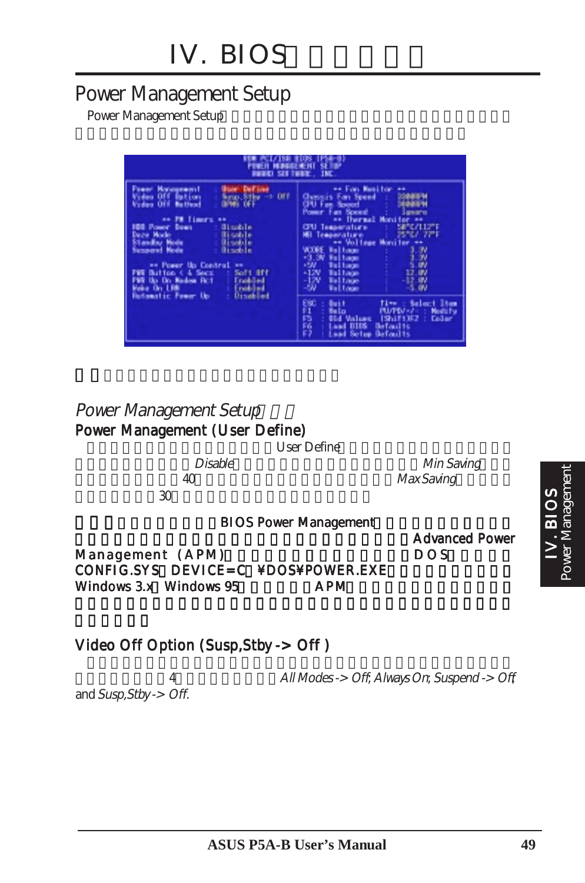# IV. BIOS

## Power Management Setup

Power Management Setup

```
ROM PCI/ISA BIOS (P5A-B)
POWER MANAGEMENT SETUP
AWARD SOFTWARE, INC.

Power Management    : User Define          ** Fan Monitor **
Video Off Option    : Susp,Stby -> Off     Chassis Fan Speed   : 3200RPM
Video Off Method    : DPMS OFF             CPU Fan Speed       : 3000RPM
                                           Power Fan Speed     : Ignore
   ** PM Timers **                            ** Thermal Monitor **
HDD Power Down      : Disable              CPU Temperature     : 50°C/112°F
Doze Mode           : Disable              MB Temperature      : 25°C/ 77°F
Standby Mode        : Disable                 ** Voltage Monitor **
Suspend Mode        : Disable              VCORE Voltage       : 3.3V
                                           +3.3V Voltage       : 3.3V
   ** Power Up Control **                  +5V   Voltage       : 5.0V
PWR Button < 4 Secs : Soft Off             +12V  Voltage       : 12.0V
PWR Up On Modem Act : Enabled              -12V  Voltage       : -12.0V
Wake On LAN         : Enabled              -5V   Voltage       : -5.0V
Automatic Power Up  : Disabled
                                           ESC : Quit        ↑↓→← : Select Item
                                           F1  : Help        PU/PD/+/- : Modify
                                           F5  : Old Values  (Shift)F2 : Color
                                           F6  : Load BIOS  Defaults
                                           F7  : Load Setup Defaults
```

*Power Management Setup*

### Power Management (User Define)

User Define Disable Min Saving 40 Max Saving 30

BIOS Power Management Advanced Power Management (APM) DOS CONFIG.SYS DEVICE=C:¥DOS¥POWER.EXE Windows 3.x Windows 95 APM

### Video Off Option (Susp,Stby -> Off )

4 *All Modes -> Off*, *Always On*, *Suspend -> Off*, and *Susp,Stby -> Off.*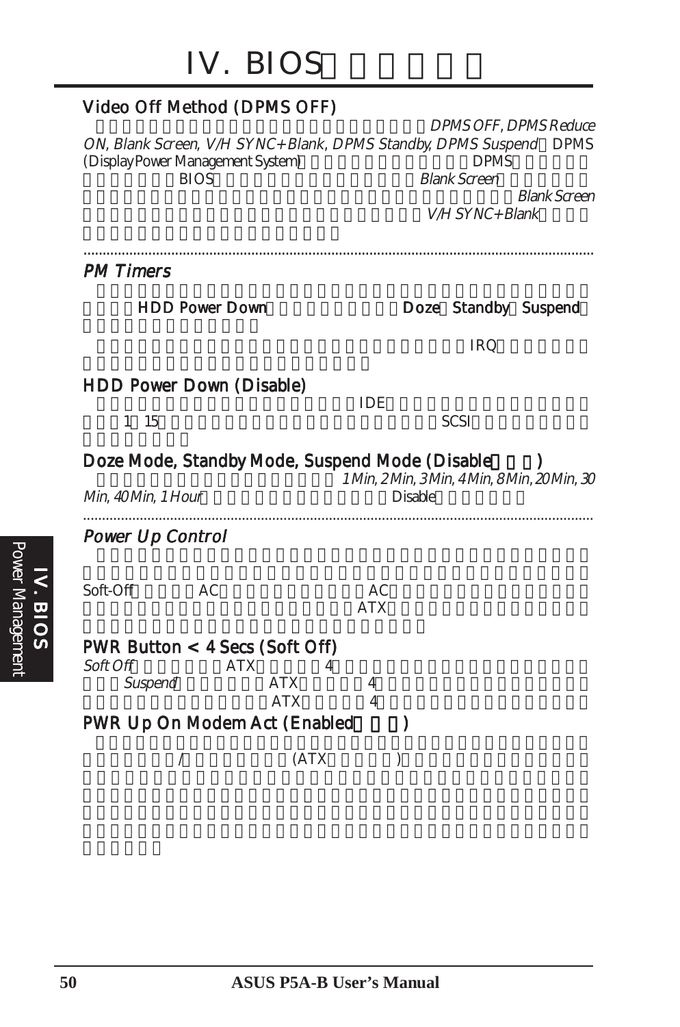# IV. BIOS

### Video Off Method (DPMS OFF)

*DPMS OFF*, *DPMS Reduce ON*, *Blank Screen*, *V/H SYNC+Blank*, *DPMS Standby*, *DPMS Suspend* DPMS (Display Power Management System) DPMS BIOS *Blank Screen* *Blank Screen* *V/H SYNC+Blank*

### *PM Timers*

**HDD Power Down** **Doze** **Standby** **Suspend**

IRQ

### HDD Power Down (Disable)

IDE 1 15 SCSI

### Doze Mode, Standby Mode, Suspend Mode (Disable )

*1 Min*, *2 Min*, *3 Min*, *4 Min*, *8 Min*, *20 Min*, *30 Min*, *40 Min*, *1 Hour* Disable

### *Power Up Control*

Soft-Off AC AC ATX

### PWR Button < 4 Secs (Soft Off)

*Soft Off* ATX 4 *Suspend* ATX 4 ATX 4

### PWR Up On Modem Act (Enabled )

/ (ATX )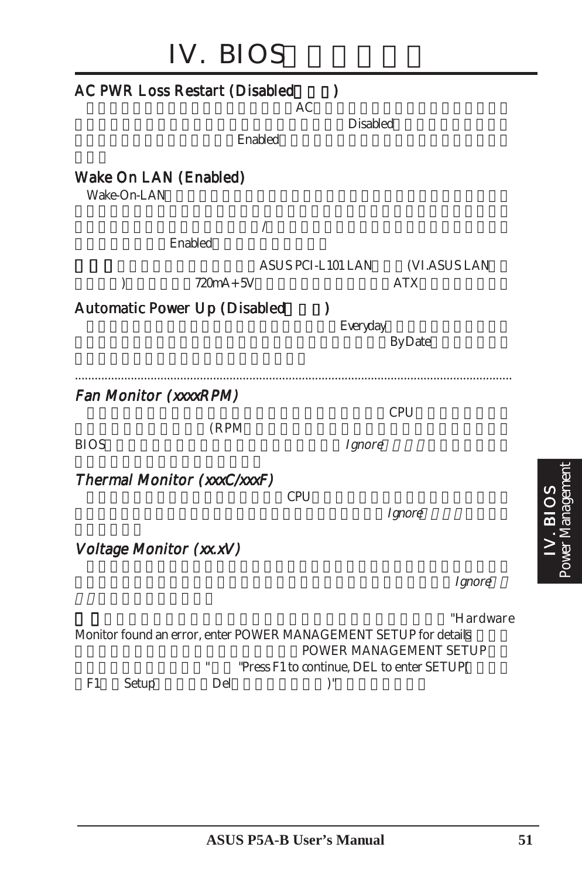# IV. BIOS

## AC PWR Loss Restart (Disabled )

AC

Disabled

Enabled

## Wake On LAN (Enabled)

Wake-On-LAN

/

Enabled

ASUS PCI-L101 LAN (VI.ASUS LAN

) 720mA+5V ATX

## Automatic Power Up (Disabled )

Everyday

By Date

---

### *Fan Monitor (xxxxRPM)*

CPU

(RPM

BIOS *Ignore*

### *Thermal Monitor (xxxC/xxxF)*

CPU

*Ignore*

### *Voltage Monitor (xx.xV)*

*Ignore*

"Hardware Monitor found an error, enter POWER MANAGEMENT SETUP for details

POWER MANAGEMENT SETUP

" "Press F1 to continue, DEL to enter SETUP(

F1 Setup Del )"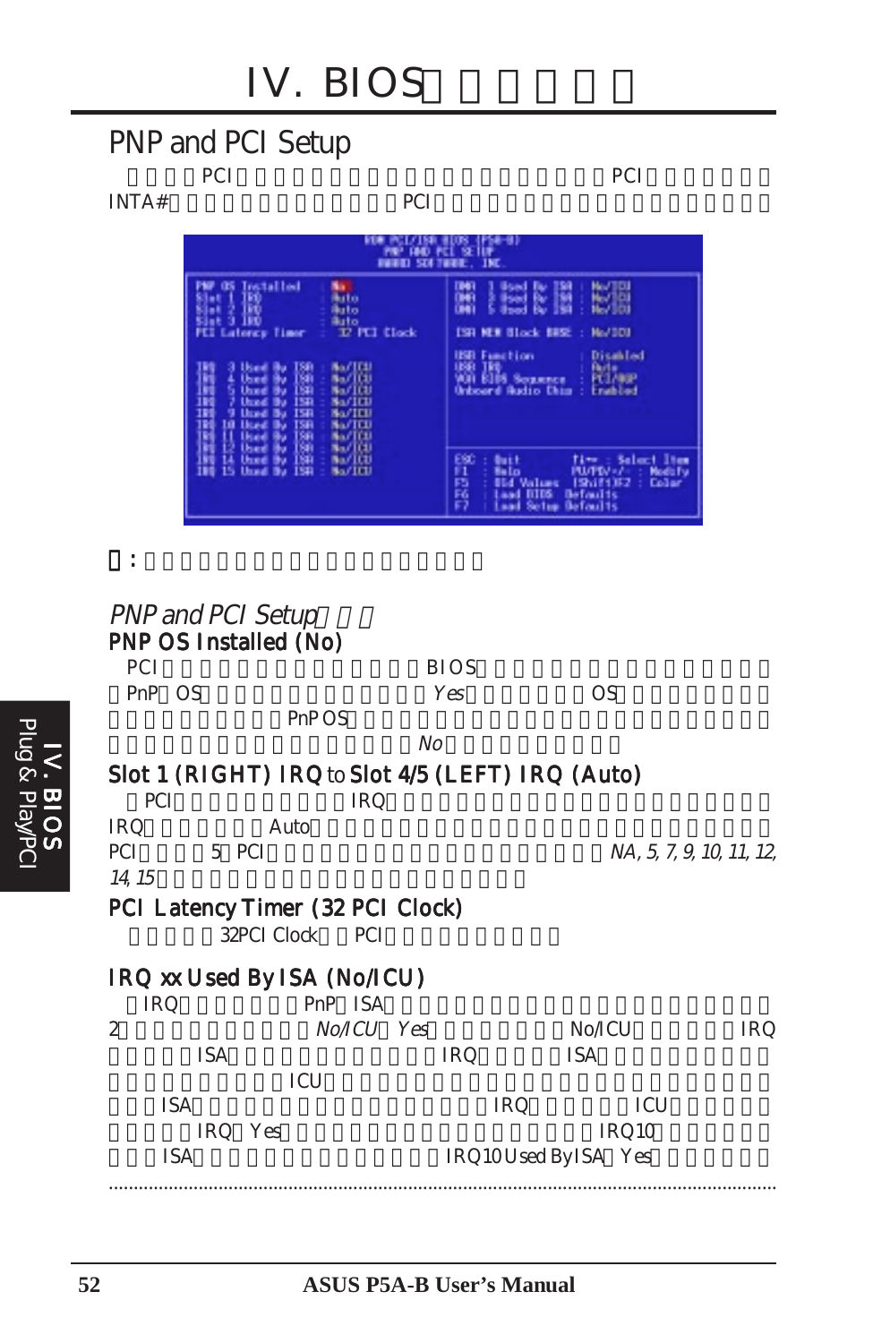# IV. BIOS

## PNP and PCI Setup

PCI PCI INTA# PCI

```
ROM PCI/ISA BIOS (P5A-B)
PNP AND PCI SETUP
AWARD SOFTWARE, INC.

PNP OS Installed        : No        DMA  1 Used By ISA : No/ICU
Slot 1 IRQ              : Auto      DMA  3 Used By ISA : No/ICU
Slot 2 IRQ              : Auto      DMA  5 Used By ISA : No/ICU
Slot 3 IRQ              : Auto
PCI Latency Timer       : 32 PCI Clock  ISA MEM Block BASE : No/ICU

IRQ  3 Used By ISA : No/ICU         USB Function         : Disabled
IRQ  4 Used By ISA : No/ICU         USB IRQ              : Auto
IRQ  5 Used By ISA : No/ICU         VGA BIOS Sequence    : PCI/AGP
IRQ  7 Used By ISA : No/ICU         Onboard Audio Chip   : Enabled
IRQ  9 Used By ISA : No/ICU
IRQ 10 Used By ISA : No/ICU
IRQ 11 Used By ISA : No/ICU
IRQ 12 Used By ISA : No/ICU
IRQ 14 Used By ISA : No/ICU         ESC : Quit        ↑↓→← : Select Item
IRQ 15 Used By ISA : No/ICU         F1  : Help        PU/PD/+/- : Modify
                                    F5  : Old Values  (Shift)F2 : Color
                                    F6  : Load BIOS  Defaults
                                    F7  : Load Setup Defaults
```

:

### *PNP and PCI Setup*

### PNP OS Installed (No)

PCI BIOS PnP OS *Yes* OS PnP OS *No*

### Slot 1 (RIGHT) IRQ to Slot 4/5 (LEFT) IRQ (Auto)

PCI IRQ IRQ Auto PCI 5 PCI *NA, 5, 7, 9, 10, 11, 12, 14, 15*

### PCI Latency Timer (32 PCI Clock)

32PCI Clock PCI

### IRQ xx Used By ISA (No/ICU)

IRQ PnP ISA 2 *No/ICU* *Yes* No/ICU IRQ ISA IRQ ISA ICU ISA IRQ ICU IRQ Yes IRQ10 ISA IRQ10 Used By ISA Yes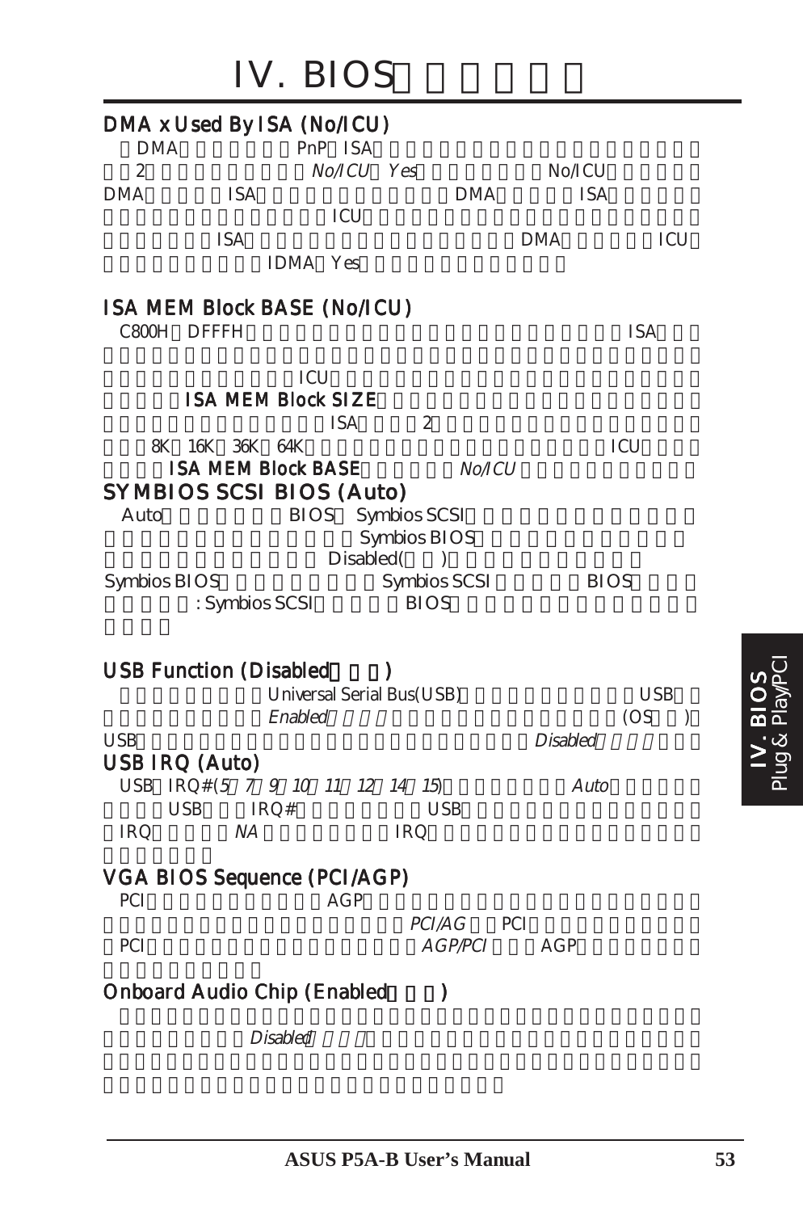# IV. BIOS

### DMA x Used By ISA (No/ICU)

DMA PnP ISA
2 *No/ICU* *Yes* No/ICU
DMA ISA DMA ISA
ICU
ISA DMA ICU
IDMA Yes

### ISA MEM Block BASE (No/ICU)

C800H DFFFH ISA

ICU
**ISA MEM Block SIZE**
ISA 2
8K 16K 36K 64K ICU
**ISA MEM Block BASE** *No/ICU*

## SYMBIOS SCSI BIOS (Auto)

Auto BIOS Symbios SCSI
Symbios BIOS
Disabled( )
Symbios BIOS Symbios SCSI BIOS
: Symbios SCSI BIOS

### USB Function (Disabled )

Universal Serial Bus(USB) USB
*Enabled* (OS )
USB *Disabled*

### USB IRQ (Auto)

USB IRQ# (*5 7 9 10 11 12 14 15*) *Auto*
USB IRQ# USB
IRQ *NA* IRQ

### VGA BIOS Sequence (PCI/AGP)

PCI AGP
*PCI/AG* PCI
PCI *AGP/PCI* AGP

### Onboard Audio Chip (Enabled )

*Disabled*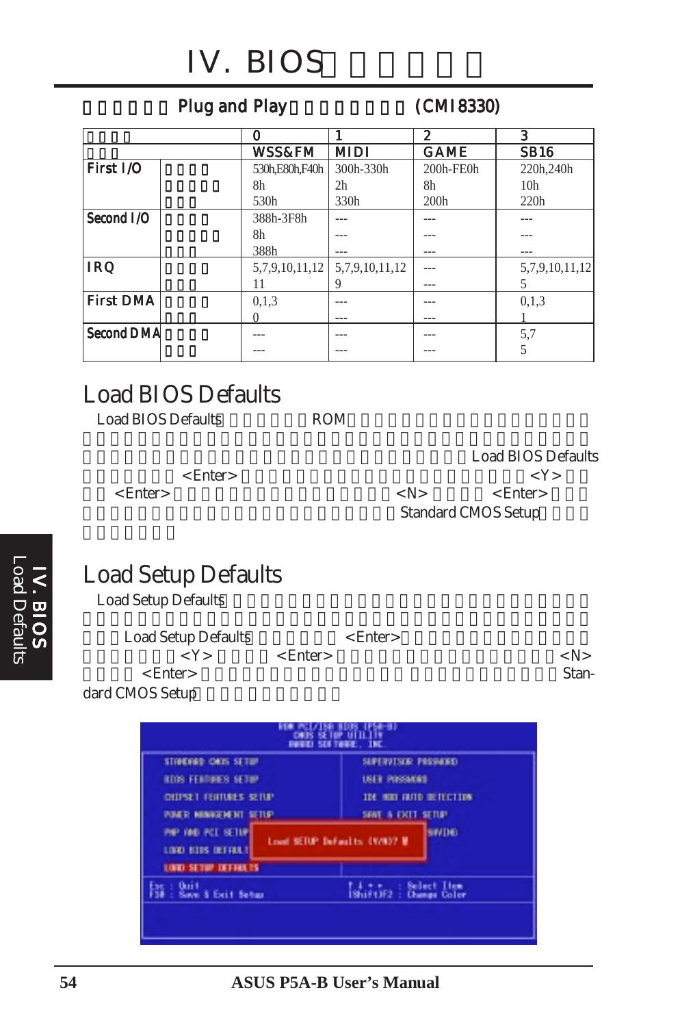Plug and Play (CMI8330)

| | | 0 | 1 | 2 | 3 |
|---|---|---|---|---|---|
| | | WSS&FM | MIDI | GAME | SB16 |
| First I/O | | 530h,E80h,F40h | 300h-330h | 200h-FE0h | 220h,240h |
| | | 8h | 2h | 8h | 10h |
| | | 530h | 330h | 200h | 220h |
| Second I/O | | 388h-3F8h | --- | --- | --- |
| | | 8h | --- | --- | --- |
| | | 388h | --- | --- | --- |
| IRQ | | 5,7,9,10,11,12 | 5,7,9,10,11,12 | --- | 5,7,9,10,11,12 |
| | | 11 | 9 | --- | 5 |
| First DMA | | 0,1,3 | --- | --- | 0,1,3 |
| | | 0 | --- | --- | 1 |
| Second DMA | | --- | --- | --- | 5,7 |
| | | --- | --- | --- | 5 |

## Load BIOS Defaults

Load BIOS Defaults ROM Load BIOS Defaults <Enter> <Y> <Enter> <N> <Enter> Standard CMOS Setup

## Load Setup Defaults

Load Setup Defaults Load Setup Defaults <Enter> <Y> <Enter> <N> <Enter> Standard CMOS Setup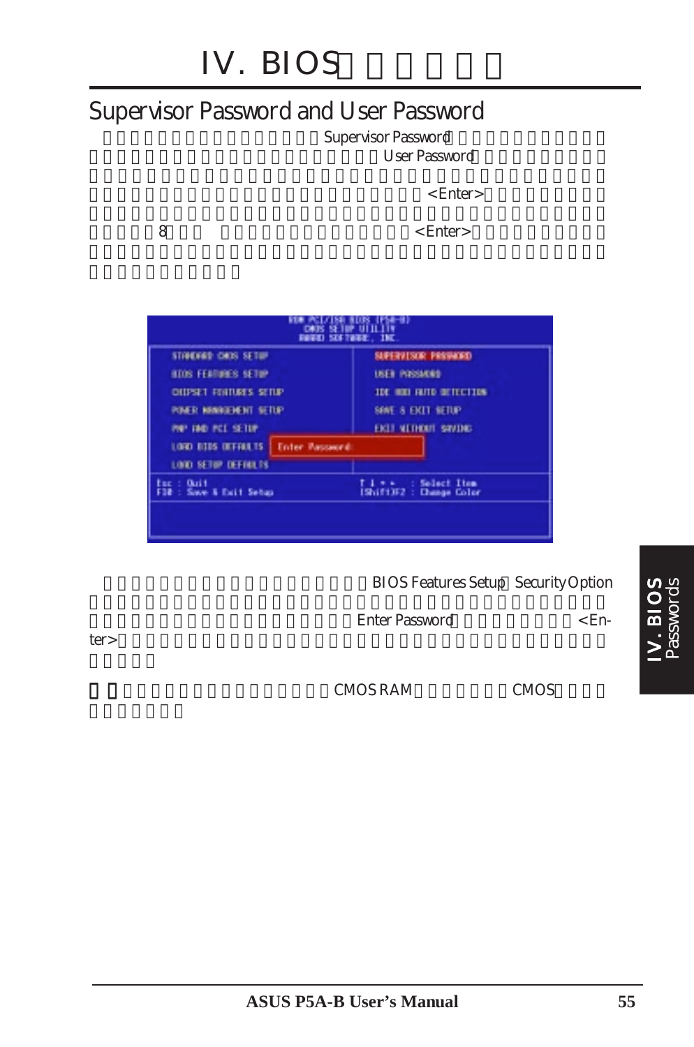## Supervisor Password and User Password

Supervisor Password User Password

<Enter>

8 <Enter>

```
ROM PCI/ISA BIOS (P5A-B)
CMOS SETUP UTILITY
AWARD SOFTWARE, INC.

STANDARD CMOS SETUP          SUPERVISOR PASSWORD
BIOS FEATURES SETUP          USER PASSWORD
CHIPSET FEATURES SETUP       IDE HDD AUTO DETECTION
POWER MANAGEMENT SETUP       SAVE & EXIT SETUP
PNP AND PCI SETUP            EXIT WITHOUT SAVING
LOAD BIOS DEFAULTS   Enter Password:
LOAD SETUP DEFAULTS

Esc : Quit                   ↑ ↓ → ←   : Select Item
F10 : Save & Exit Setup      (Shift)F2 : Change Color
```

BIOS Features Setup Security Option

Enter Password <Enter>

CMOS RAM CMOS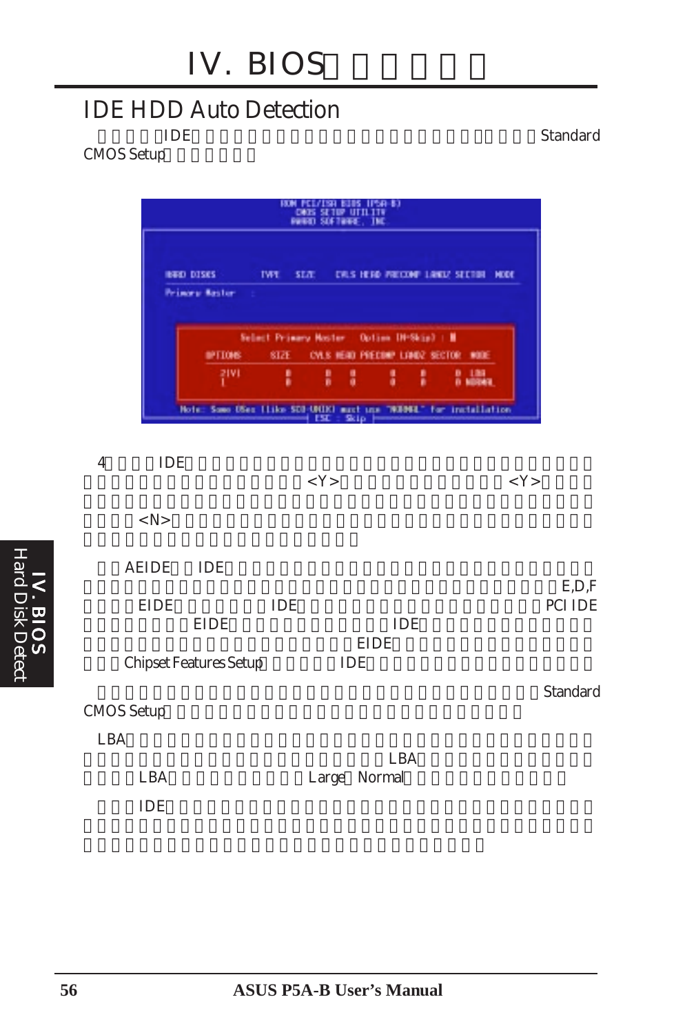## IDE HDD Auto Detection

IDE Standard CMOS Setup

```
ROM PCI/ISA BIOS (P5A-B)
CMOS SETUP UTILITY
AWARD SOFTWARE, INC.

HARD DISKS      TYPE  SIZE   CYLS HEAD PRECOMP LANDZ SECTOR  MODE
Primary Master  :

        Select Primary Master    Option (N=Skip) : N
OPTIONS    SIZE   CYLS HEAD PRECOMP LANDZ SECTOR  MODE
 2(Y)       0      0    0     0      0     0      0 LBA
 1          0      0    0     0      0     0      0 NORMAL

Note: Some OSes (like SCO-UNIX) must use "NORMAL" for installation
                          ESC : Skip
```

4 IDE <Y> <Y>

<N>

AEIDE IDE E,D,F EIDE IDE PCI IDE EIDE IDE EIDE Chipset Features Setup IDE

Standard CMOS Setup

LBA LBA LBA Large Normal

IDE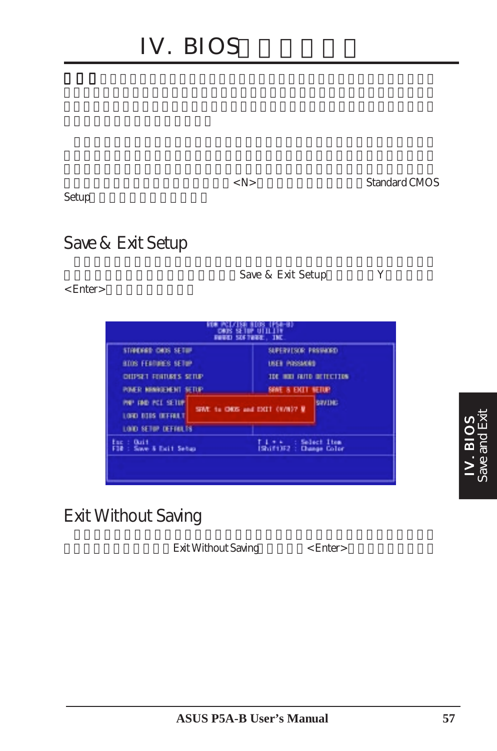# IV. BIOS

<N> Standard CMOS Setup

## Save & Exit Setup

Save & Exit Setup Y <Enter>

## Exit Without Saving

Exit Without Saving <Enter>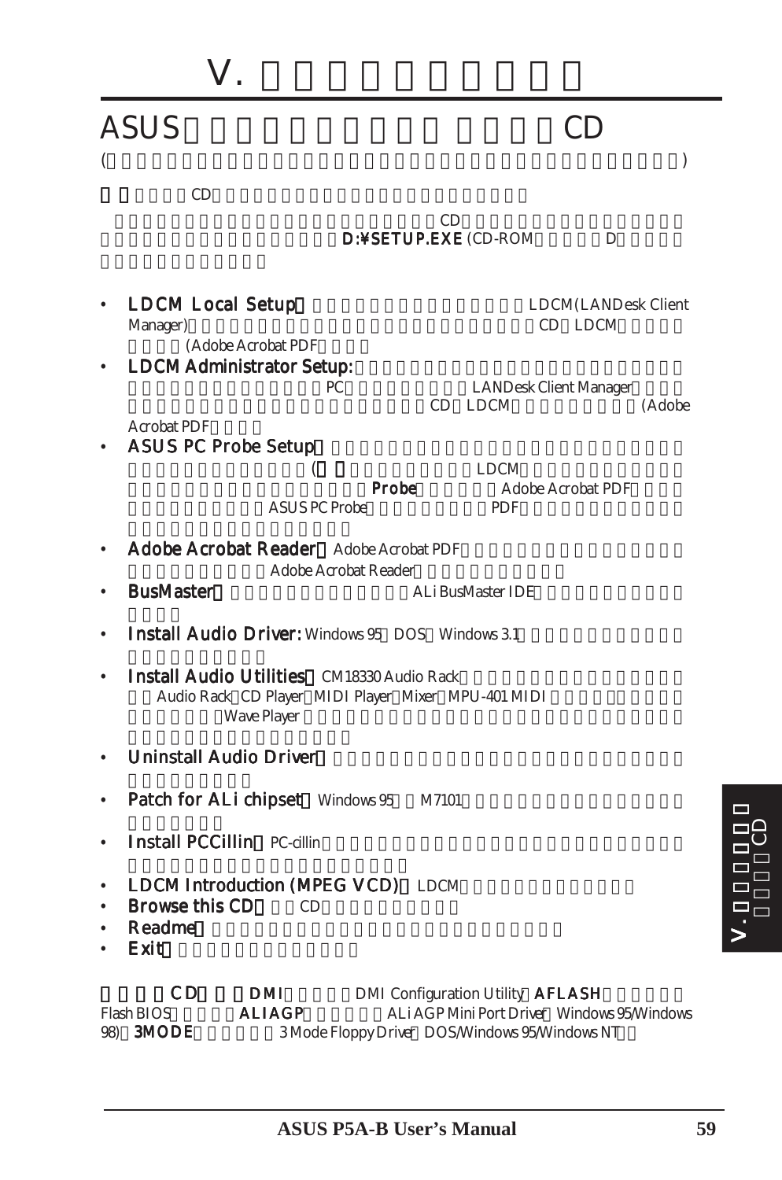# V.

## ASUS CD

( )

CD

CD D:¥SETUP.EXE (CD-ROM D

- **LDCM Local Setup** LDCM(LANDesk Client Manager) CD LDCM (Adobe Acrobat PDF
- **LDCM Administrator Setup:** PC LANDesk Client Manager CD LDCM (Adobe Acrobat PDF
- **ASUS PC Probe Setup** ( LDCM **Probe** Adobe Acrobat PDF ASUS PC Probe PDF
- **Adobe Acrobat Reader** Adobe Acrobat PDF Adobe Acrobat Reader
- **BusMaster** ALi BusMaster IDE
- **Install Audio Driver:** Windows 95 DOS Windows 3.1
- **Install Audio Utilities** CM18330 Audio Rack Audio Rack CD Player MIDI Player Mixer MPU-401 MIDI Wave Player
- **Uninstall Audio Driver**
- **Patch for ALi chipset** Windows 95 M7101
- **Install PCCillin** PC-cillin
- **LDCM Introduction (MPEG VCD)** LDCM
- **Browse this CD** CD
- **Readme**
- **Exit**

CD **DMI** DMI Configuration Utility **AFLASH** Flash BIOS **ALIAGP** ALi AGP Mini Port Driver Windows 95/Windows 98) **3MODE** 3 Mode Floppy Driver DOS/Windows 95/Windows NT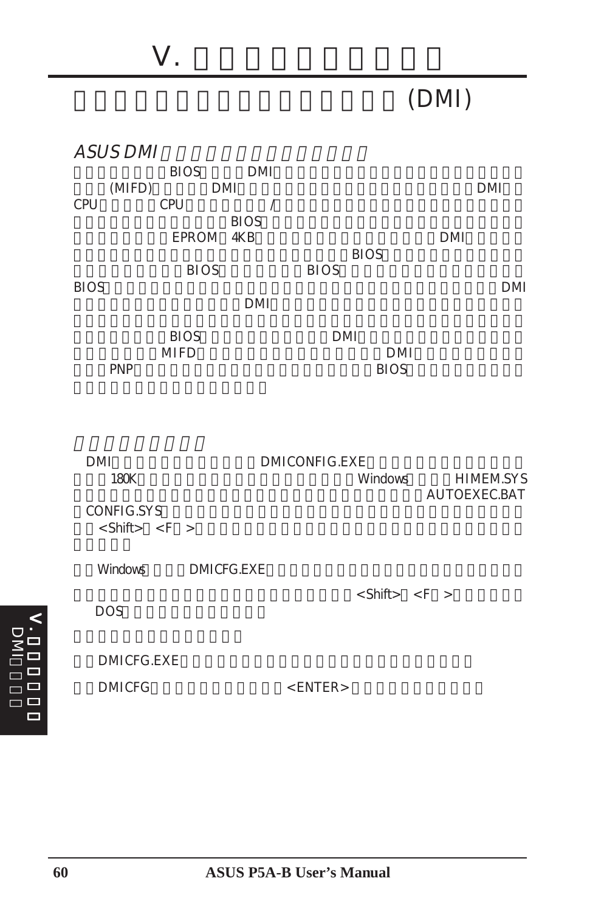# V.

## (DMI)

### *ASUS DMI*

BIOS DMI (MIFD) DMI DMI CPU CPU / BIOS EPROM 4KB DMI BIOS BIOS BIOS BIOS DMI DMI BIOS DMI MIFD DMI PNP BIOS

### 

DMI DMICONFIG.EXE 180K Windows HIMEM.SYS AUTOEXEC.BAT CONFIG.SYS <Shift> <F > 

Windows DMICFG.EXE

<Shift> <F > DOS

DMICFG.EXE

DMICFG <ENTER>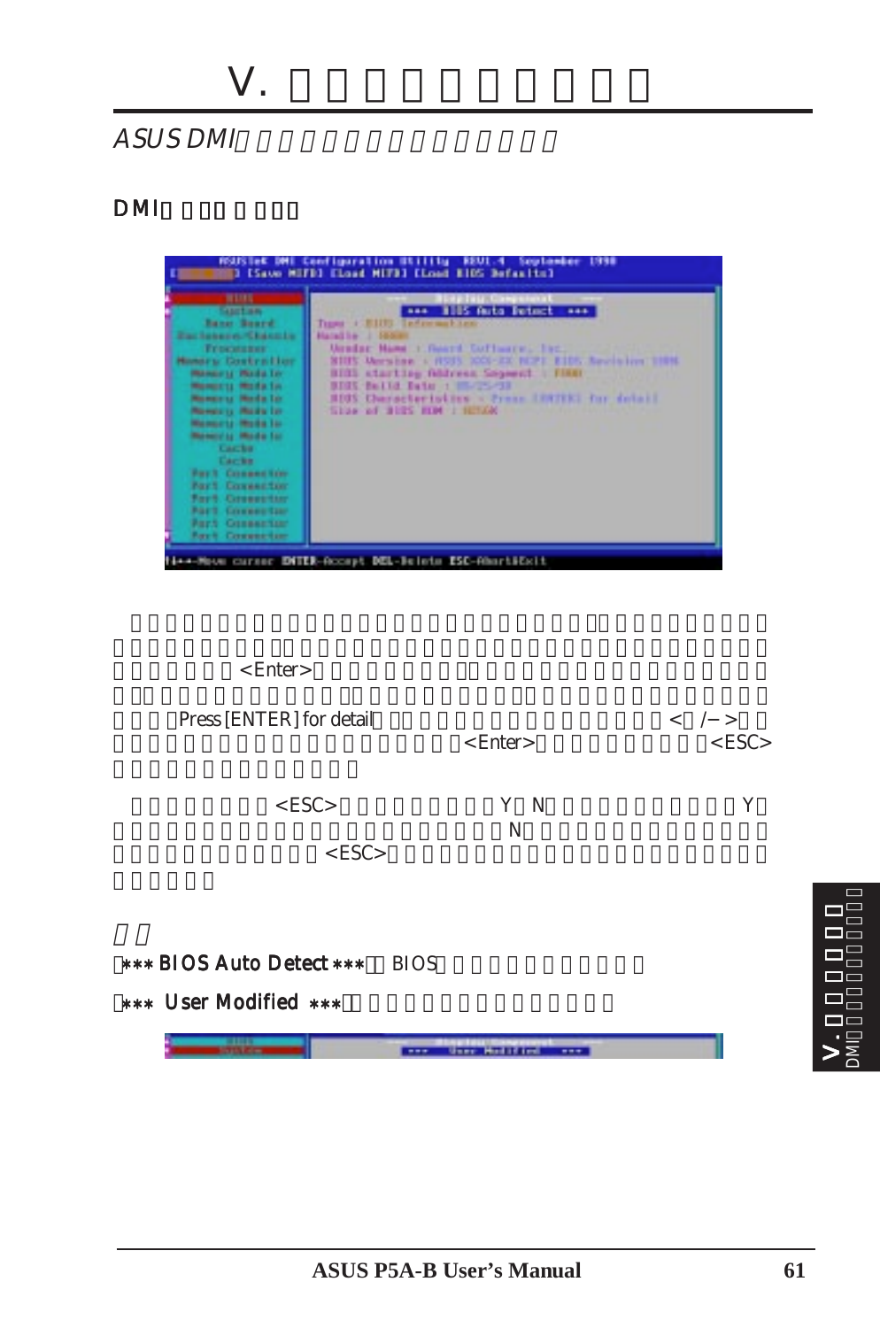# V.

## ASUS DMI

### DMI

<Enter>

Press [ENTER] for detail <  /−> <Enter> <ESC>

<ESC> Y N Y N <ESC>

*** BIOS Auto Detect *** BIOS

*** User Modified ***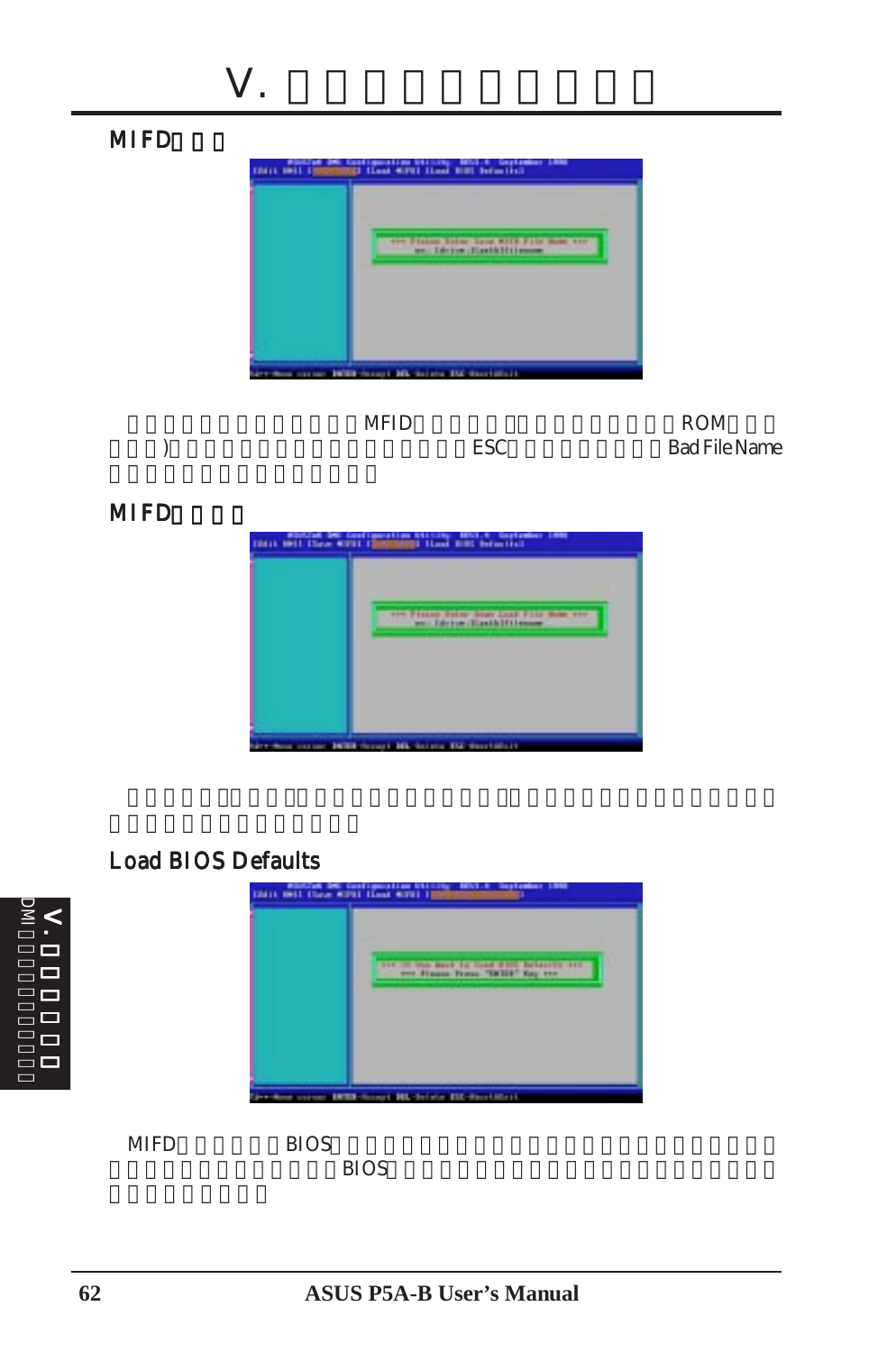## MIFD

MFID ROM ) ESC Bad File Name

## MIFD

## Load BIOS Defaults

MIFD BIOS BIOS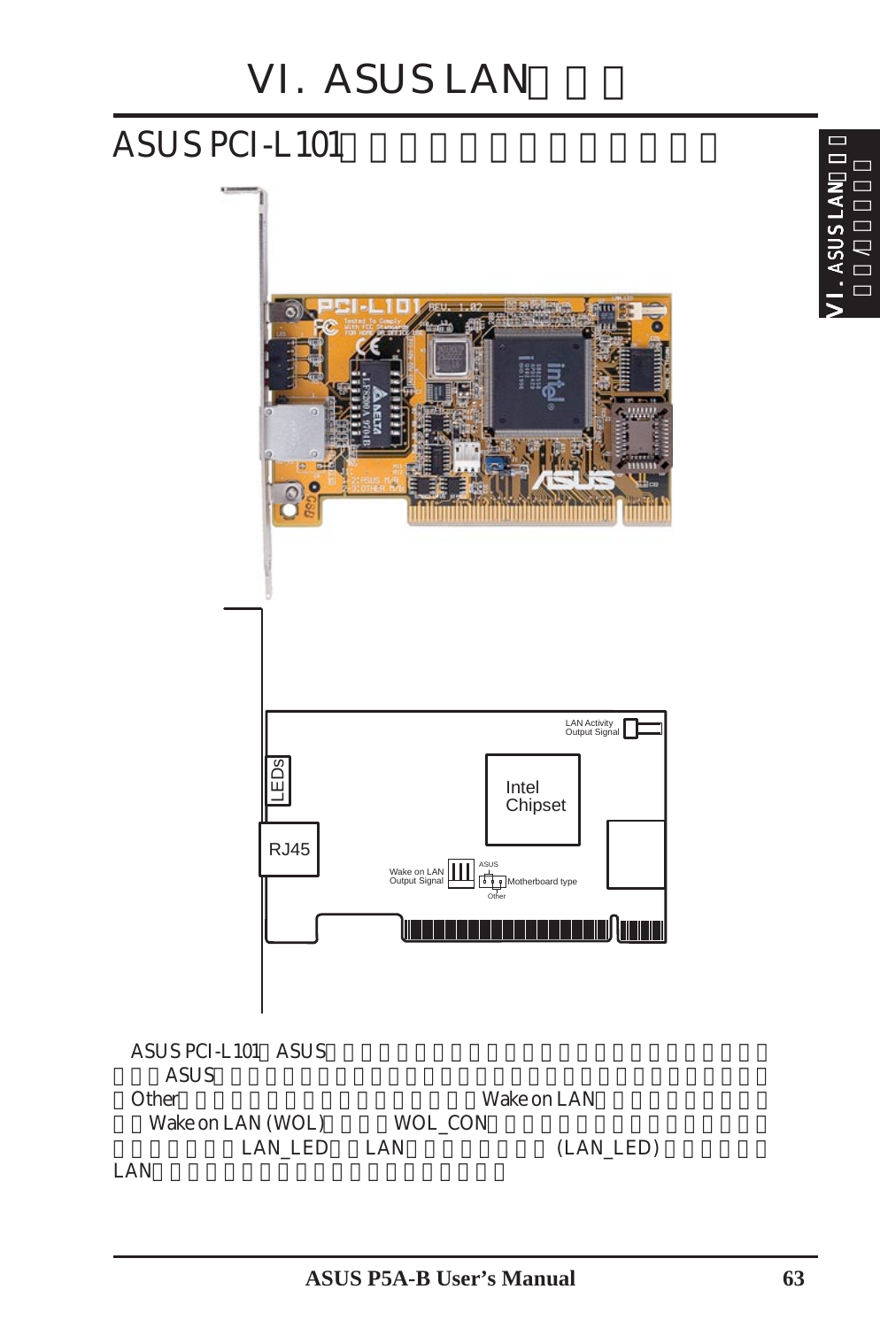# VI. ASUS LAN

## ASUS PCI-L101

LAN Activity Output Signal

LEDs

Intel Chipset

RJ45

Wake on LAN Output Signal

ASUS

Motherboard type

Other

ASUS PCI-L101 ASUS
ASUS
Other Wake on LAN
Wake on LAN (WOL) WOL_CON
LAN_LED LAN (LAN_LED)
LAN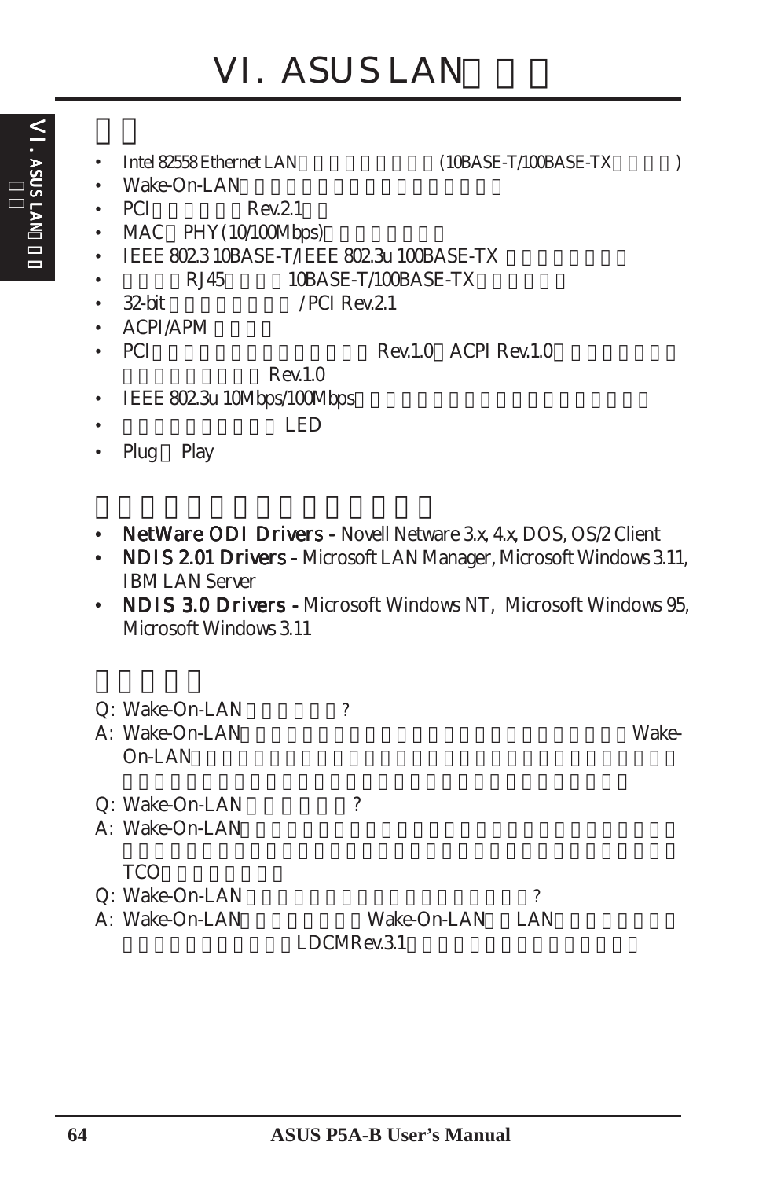# VI. ASUS LAN

- Intel 82558 Ethernet LAN (10BASE-T/100BASE-TX )
- Wake-On-LAN
- PCI Rev.2.1
- MAC PHY (10/100Mbps)
- IEEE 802.3 10BASE-T/IEEE 802.3u 100BASE-TX
- RJ45 10BASE-T/100BASE-TX
- 32-bit /PCI Rev.2.1
- ACPI/APM
- PCI Rev.1.0 ACPI Rev.1.0 Rev.1.0
- IEEE 802.3u 10Mbps/100Mbps
- LED
- Plug Play

- **NetWare ODI Drivers** - Novell Netware 3.x, 4.x, DOS, OS/2 Client
- **NDIS 2.01 Drivers** - Microsoft LAN Manager, Microsoft Windows 3.11, IBM LAN Server
- **NDIS 3.0 Drivers** - Microsoft Windows NT, Microsoft Windows 95, Microsoft Windows 3.11

Q: Wake-On-LAN ?

A: Wake-On-LAN Wake-On-LAN

Q: Wake-On-LAN ?

A: Wake-On-LAN TCO

Q: Wake-On-LAN ?

A: Wake-On-LAN Wake-On-LAN LAN LDCM Rev.3.1